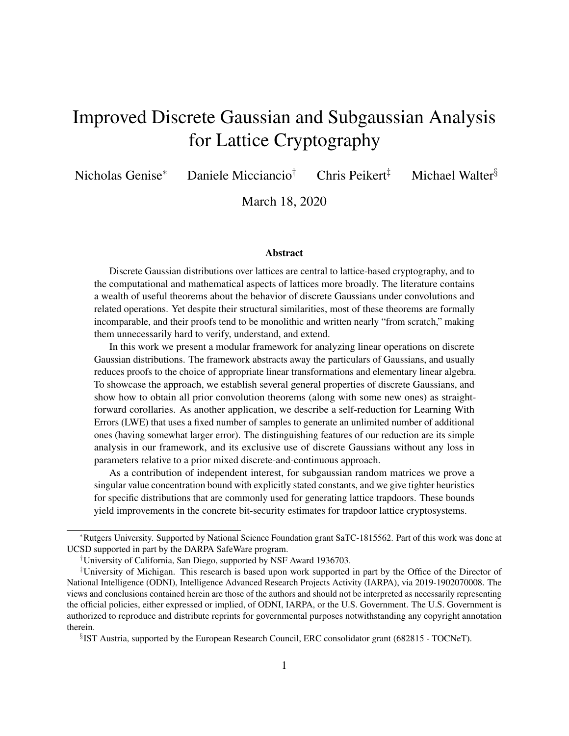# Improved Discrete Gaussian and Subgaussian Analysis for Lattice Cryptography

Nicholas Genise[*] Daniele Micciancio[†] Chris Peikert[‡] Michael Walter[§]

March 18, 2020

## Abstract

Discrete Gaussian distributions over lattices are central to lattice-based cryptography, and to the computational and mathematical aspects of lattices more broadly. The literature contains a wealth of useful theorems about the behavior of discrete Gaussians under convolutions and related operations. Yet despite their structural similarities, most of these theorems are formally incomparable, and their proofs tend to be monolithic and written nearly "from scratch," making them unnecessarily hard to verify, understand, and extend.

In this work we present a modular framework for analyzing linear operations on discrete Gaussian distributions. The framework abstracts away the particulars of Gaussians, and usually reduces proofs to the choice of appropriate linear transformations and elementary linear algebra. To showcase the approach, we establish several general properties of discrete Gaussians, and show how to obtain all prior convolution theorems (along with some new ones) as straightforward corollaries. As another application, we describe a self-reduction for Learning With Errors (LWE) that uses a fixed number of samples to generate an unlimited number of additional ones (having somewhat larger error). The distinguishing features of our reduction are its simple analysis in our framework, and its exclusive use of discrete Gaussians without any loss in parameters relative to a prior mixed discrete-and-continuous approach.

As a contribution of independent interest, for subgaussian random matrices we prove a singular value concentration bound with explicitly stated constants, and we give tighter heuristics for specific distributions that are commonly used for generating lattice trapdoors. These bounds yield improvements in the concrete bit-security estimates for trapdoor lattice cryptosystems.

---

[*] Rutgers University. Supported by National Science Foundation grant SaTC-1815562. Part of this work was done at UCSD supported in part by the DARPA SafeWare program.

[†] University of California, San Diego, supported by NSF Award 1936703.

[‡] University of Michigan. This research is based upon work supported in part by the Office of the Director of National Intelligence (ODNI), Intelligence Advanced Research Projects Activity (IARPA), via 2019-1902070008. The views and conclusions contained herein are those of the authors and should not be interpreted as necessarily representing the official policies, either expressed or implied, of ODNI, IARPA, or the U.S. Government. The U.S. Government is authorized to reproduce and distribute reprints for governmental purposes notwithstanding any copyright annotation therein.

[§] IST Austria, supported by the European Research Council, ERC consolidator grant (682815 - TOCNeT).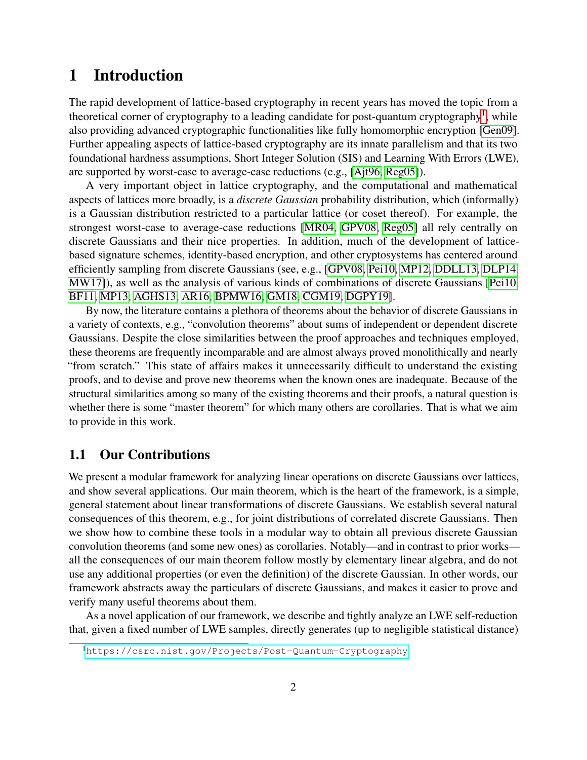# 1 Introduction

The rapid development of lattice-based cryptography in recent years has moved the topic from a theoretical corner of cryptography to a leading candidate for post-quantum cryptography[1], while also providing advanced cryptographic functionalities like fully homomorphic encryption [Gen09]. Further appealing aspects of lattice-based cryptography are its innate parallelism and that its two foundational hardness assumptions, Short Integer Solution (SIS) and Learning With Errors (LWE), are supported by worst-case to average-case reductions (e.g., [Ajt96, Reg05]).

A very important object in lattice cryptography, and the computational and mathematical aspects of lattices more broadly, is a *discrete Gaussian* probability distribution, which (informally) is a Gaussian distribution restricted to a particular lattice (or coset thereof). For example, the strongest worst-case to average-case reductions [MR04, GPV08, Reg05] all rely centrally on discrete Gaussians and their nice properties. In addition, much of the development of lattice-based signature schemes, identity-based encryption, and other cryptosystems has centered around efficiently sampling from discrete Gaussians (see, e.g., [GPV08, Pei10, MP12, DDLL13, DLP14, MW17]), as well as the analysis of various kinds of combinations of discrete Gaussians [Pei10, BF11, MP13, AGHS13, AR16, BPMW16, GM18, CGM19, DGPY19].

By now, the literature contains a plethora of theorems about the behavior of discrete Gaussians in a variety of contexts, e.g., "convolution theorems" about sums of independent or dependent discrete Gaussians. Despite the close similarities between the proof approaches and techniques employed, these theorems are frequently incomparable and are almost always proved monolithically and nearly "from scratch." This state of affairs makes it unnecessarily difficult to understand the existing proofs, and to devise and prove new theorems when the known ones are inadequate. Because of the structural similarities among so many of the existing theorems and their proofs, a natural question is whether there is some "master theorem" for which many others are corollaries. That is what we aim to provide in this work.

## 1.1 Our Contributions

We present a modular framework for analyzing linear operations on discrete Gaussians over lattices, and show several applications. Our main theorem, which is the heart of the framework, is a simple, general statement about linear transformations of discrete Gaussians. We establish several natural consequences of this theorem, e.g., for joint distributions of correlated discrete Gaussians. Then we show how to combine these tools in a modular way to obtain all previous discrete Gaussian convolution theorems (and some new ones) as corollaries. Notably—and in contrast to prior works—all the consequences of our main theorem follow mostly by elementary linear algebra, and do not use any additional properties (or even the definition) of the discrete Gaussian. In other words, our framework abstracts away the particulars of discrete Gaussians, and makes it easier to prove and verify many useful theorems about them.

As a novel application of our framework, we describe and tightly analyze an LWE self-reduction that, given a fixed number of LWE samples, directly generates (up to negligible statistical distance)

[1] https://csrc.nist.gov/Projects/Post-Quantum-Cryptography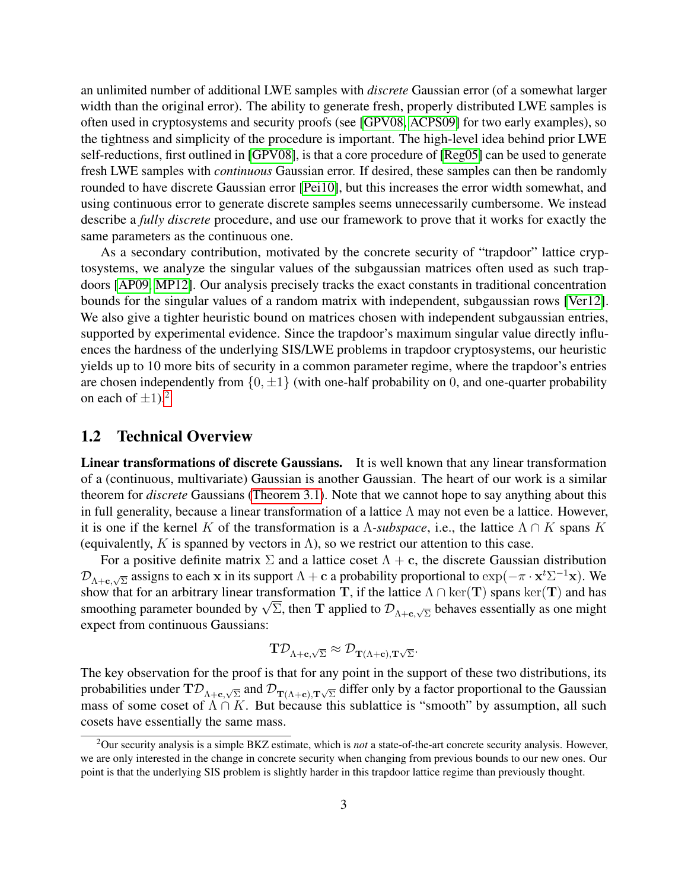an unlimited number of additional LWE samples with *discrete* Gaussian error (of a somewhat larger width than the original error). The ability to generate fresh, properly distributed LWE samples is often used in cryptosystems and security proofs (see [GPV08, ACPS09] for two early examples), so the tightness and simplicity of the procedure is important. The high-level idea behind prior LWE self-reductions, first outlined in [GPV08], is that a core procedure of [Reg05] can be used to generate fresh LWE samples with *continuous* Gaussian error. If desired, these samples can then be randomly rounded to have discrete Gaussian error [Pei10], but this increases the error width somewhat, and using continuous error to generate discrete samples seems unnecessarily cumbersome. We instead describe a *fully discrete* procedure, and use our framework to prove that it works for exactly the same parameters as the continuous one.

As a secondary contribution, motivated by the concrete security of "trapdoor" lattice cryptosystems, we analyze the singular values of the subgaussian matrices often used as such trapdoors [AP09, MP12]. Our analysis precisely tracks the exact constants in traditional concentration bounds for the singular values of a random matrix with independent, subgaussian rows [Ver12]. We also give a tighter heuristic bound on matrices chosen with independent subgaussian entries, supported by experimental evidence. Since the trapdoor's maximum singular value directly influences the hardness of the underlying SIS/LWE problems in trapdoor cryptosystems, our heuristic yields up to 10 more bits of security in a common parameter regime, where the trapdoor's entries are chosen independently from $\{0, \pm 1\}$ (with one-half probability on $0$, and one-quarter probability on each of $\pm 1$).[2]

## 1.2 Technical Overview

**Linear transformations of discrete Gaussians.** It is well known that any linear transformation of a (continuous, multivariate) Gaussian is another Gaussian. The heart of our work is a similar theorem for *discrete* Gaussians (Theorem 3.1). Note that we cannot hope to say anything about this in full generality, because a linear transformation of a lattice $\Lambda$ may not even be a lattice. However, it is one if the kernel $K$ of the transformation is a $\Lambda$-*subspace*, i.e., the lattice $\Lambda \cap K$ spans $K$ (equivalently, $K$ is spanned by vectors in $\Lambda$), so we restrict our attention to this case.

For a positive definite matrix $\Sigma$ and a lattice coset $\Lambda + \mathbf{c}$, the discrete Gaussian distribution $\mathcal{D}_{\Lambda+\mathbf{c},\sqrt{\Sigma}}$ assigns to each $\mathbf{x}$ in its support $\Lambda + \mathbf{c}$ a probability proportional to $\exp(-\pi \cdot \mathbf{x}^t \Sigma^{-1} \mathbf{x})$. We show that for an arbitrary linear transformation $\mathbf{T}$, if the lattice $\Lambda \cap \ker(\mathbf{T})$ spans $\ker(\mathbf{T})$ and has smoothing parameter bounded by $\sqrt{\Sigma}$, then $\mathbf{T}$ applied to $\mathcal{D}_{\Lambda+\mathbf{c},\sqrt{\Sigma}}$ behaves essentially as one might expect from continuous Gaussians:

$$\mathbf{T}\mathcal{D}_{\Lambda+\mathbf{c},\sqrt{\Sigma}} \approx \mathcal{D}_{\mathbf{T}(\Lambda+\mathbf{c}),\mathbf{T}\sqrt{\Sigma}}.$$

The key observation for the proof is that for any point in the support of these two distributions, its probabilities under $\mathbf{T}\mathcal{D}_{\Lambda+\mathbf{c},\sqrt{\Sigma}}$ and $\mathcal{D}_{\mathbf{T}(\Lambda+\mathbf{c}),\mathbf{T}\sqrt{\Sigma}}$ differ only by a factor proportional to the Gaussian mass of some coset of $\Lambda \cap K$. But because this sublattice is "smooth" by assumption, all such cosets have essentially the same mass.

[2] Our security analysis is a simple BKZ estimate, which is *not* a state-of-the-art concrete security analysis. However, we are only interested in the change in concrete security when changing from previous bounds to our new ones. Our point is that the underlying SIS problem is slightly harder in this trapdoor lattice regime than previously thought.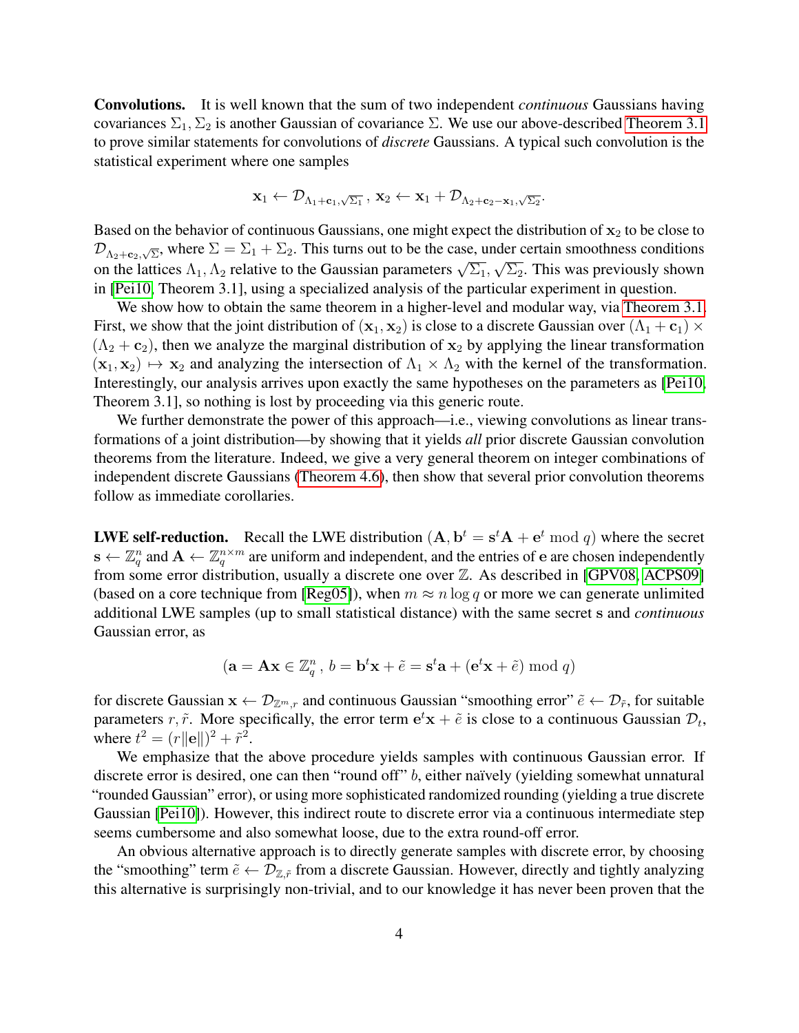**Convolutions.** It is well known that the sum of two independent *continuous* Gaussians having covariances $\Sigma_1, \Sigma_2$ is another Gaussian of covariance $\Sigma$. We use our above-described Theorem 3.1 to prove similar statements for convolutions of *discrete* Gaussians. A typical such convolution is the statistical experiment where one samples

$$\mathbf{x}_1 \leftarrow \mathcal{D}_{\Lambda_1+\mathbf{c}_1,\sqrt{\Sigma_1}}\,,\ \mathbf{x}_2 \leftarrow \mathbf{x}_1 + \mathcal{D}_{\Lambda_2+\mathbf{c}_2-\mathbf{x}_1,\sqrt{\Sigma_2}}.$$

Based on the behavior of continuous Gaussians, one might expect the distribution of $\mathbf{x}_2$ to be close to $\mathcal{D}_{\Lambda_2+\mathbf{c}_2,\sqrt{\Sigma}}$, where $\Sigma = \Sigma_1 + \Sigma_2$. This turns out to be the case, under certain smoothness conditions on the lattices $\Lambda_1, \Lambda_2$ relative to the Gaussian parameters $\sqrt{\Sigma_1}, \sqrt{\Sigma_2}$. This was previously shown in [Pei10, Theorem 3.1], using a specialized analysis of the particular experiment in question.

We show how to obtain the same theorem in a higher-level and modular way, via Theorem 3.1. First, we show that the joint distribution of $(\mathbf{x}_1, \mathbf{x}_2)$ is close to a discrete Gaussian over $(\Lambda_1 + \mathbf{c}_1) \times (\Lambda_2 + \mathbf{c}_2)$, then we analyze the marginal distribution of $\mathbf{x}_2$ by applying the linear transformation $(\mathbf{x}_1, \mathbf{x}_2) \mapsto \mathbf{x}_2$ and analyzing the intersection of $\Lambda_1 \times \Lambda_2$ with the kernel of the transformation. Interestingly, our analysis arrives upon exactly the same hypotheses on the parameters as [Pei10, Theorem 3.1], so nothing is lost by proceeding via this generic route.

We further demonstrate the power of this approach—i.e., viewing convolutions as linear transformations of a joint distribution—by showing that it yields *all* prior discrete Gaussian convolution theorems from the literature. Indeed, we give a very general theorem on integer combinations of independent discrete Gaussians (Theorem 4.6), then show that several prior convolution theorems follow as immediate corollaries.

**LWE self-reduction.** Recall the LWE distribution $(\mathbf{A}, \mathbf{b}^t = \mathbf{s}^t\mathbf{A} + \mathbf{e}^t \bmod q)$ where the secret $\mathbf{s} \leftarrow \mathbb{Z}_q^n$ and $\mathbf{A} \leftarrow \mathbb{Z}_q^{n\times m}$ are uniform and independent, and the entries of $\mathbf{e}$ are chosen independently from some error distribution, usually a discrete one over $\mathbb{Z}$. As described in [GPV08, ACPS09] (based on a core technique from [Reg05]), when $m \approx n \log q$ or more we can generate unlimited additional LWE samples (up to small statistical distance) with the same secret $\mathbf{s}$ and *continuous* Gaussian error, as

$$(\mathbf{a} = \mathbf{A}\mathbf{x} \in \mathbb{Z}_q^n\,,\ b = \mathbf{b}^t\mathbf{x} + \tilde{e} = \mathbf{s}^t\mathbf{a} + (\mathbf{e}^t\mathbf{x} + \tilde{e}) \bmod q)$$

for discrete Gaussian $\mathbf{x} \leftarrow \mathcal{D}_{\mathbb{Z}^m,r}$ and continuous Gaussian "smoothing error" $\tilde{e} \leftarrow \mathcal{D}_{\tilde{r}}$, for suitable parameters $r, \tilde{r}$. More specifically, the error term $\mathbf{e}^t\mathbf{x} + \tilde{e}$ is close to a continuous Gaussian $\mathcal{D}_t$, where $t^2 = (r\|\mathbf{e}\|)^2 + \tilde{r}^2$.

We emphasize that the above procedure yields samples with continuous Gaussian error. If discrete error is desired, one can then "round off" $b$, either naïvely (yielding somewhat unnatural "rounded Gaussian" error), or using more sophisticated randomized rounding (yielding a true discrete Gaussian [Pei10]). However, this indirect route to discrete error via a continuous intermediate step seems cumbersome and also somewhat loose, due to the extra round-off error.

An obvious alternative approach is to directly generate samples with discrete error, by choosing the "smoothing" term $\tilde{e} \leftarrow \mathcal{D}_{\mathbb{Z},\tilde{r}}$ from a discrete Gaussian. However, directly and tightly analyzing this alternative is surprisingly non-trivial, and to our knowledge it has never been proven that the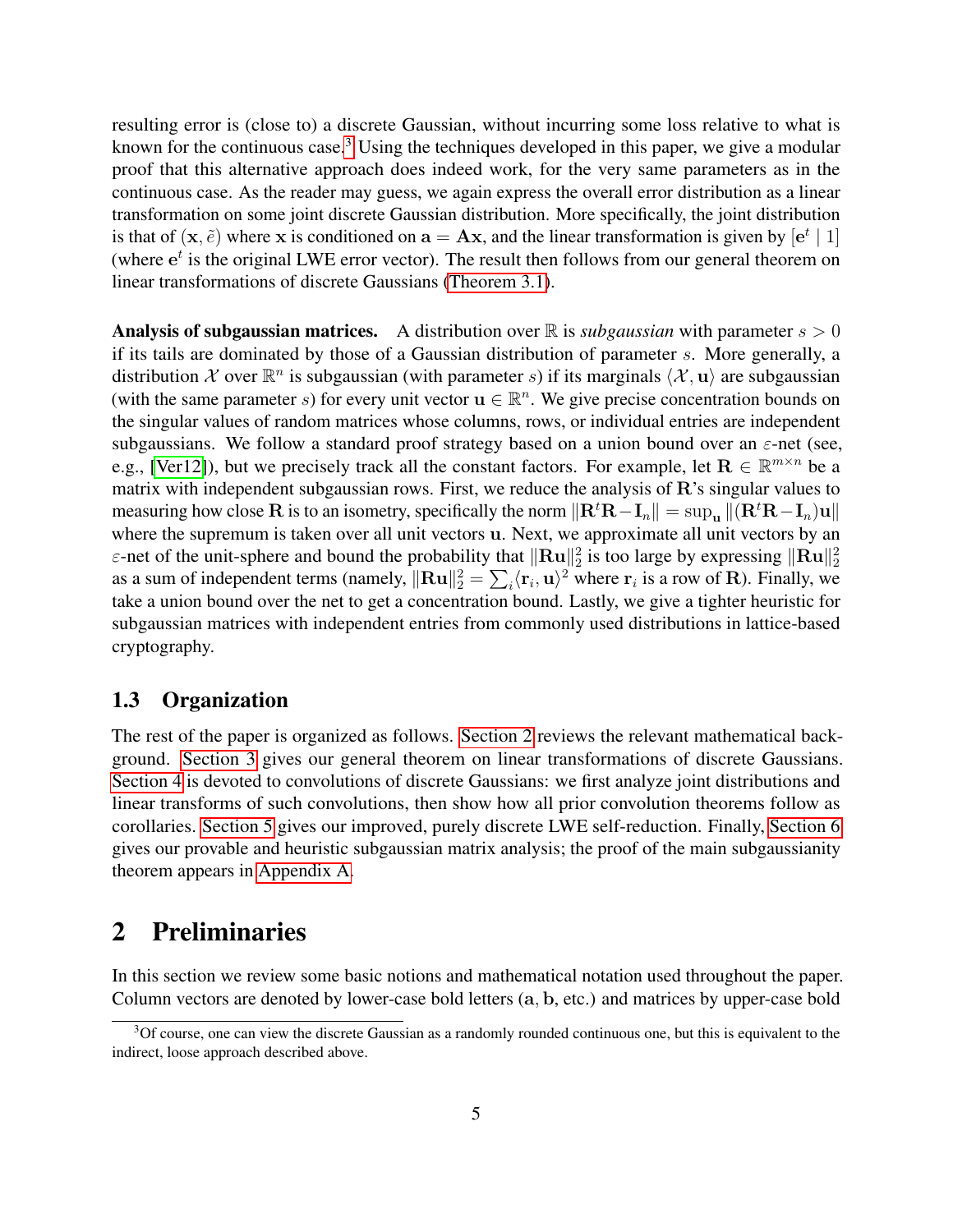resulting error is (close to) a discrete Gaussian, without incurring some loss relative to what is known for the continuous case.[3] Using the techniques developed in this paper, we give a modular proof that this alternative approach does indeed work, for the very same parameters as in the continuous case. As the reader may guess, we again express the overall error distribution as a linear transformation on some joint discrete Gaussian distribution. More specifically, the joint distribution is that of $(\mathbf{x}, \tilde{e})$ where $\mathbf{x}$ is conditioned on $\mathbf{a} = \mathbf{A}\mathbf{x}$, and the linear transformation is given by $[\mathbf{e}^t \mid 1]$ (where $\mathbf{e}^t$ is the original LWE error vector). The result then follows from our general theorem on linear transformations of discrete Gaussians (Theorem 3.1).

**Analysis of subgaussian matrices.** A distribution over $\mathbb{R}$ is *subgaussian* with parameter $s > 0$ if its tails are dominated by those of a Gaussian distribution of parameter $s$. More generally, a distribution $\mathcal{X}$ over $\mathbb{R}^n$ is subgaussian (with parameter $s$) if its marginals $\langle \mathcal{X}, \mathbf{u} \rangle$ are subgaussian (with the same parameter $s$) for every unit vector $\mathbf{u} \in \mathbb{R}^n$. We give precise concentration bounds on the singular values of random matrices whose columns, rows, or individual entries are independent subgaussians. We follow a standard proof strategy based on a union bound over an $\varepsilon$-net (see, e.g., [Ver12]), but we precisely track all the constant factors. For example, let $\mathbf{R} \in \mathbb{R}^{m \times n}$ be a matrix with independent subgaussian rows. First, we reduce the analysis of $\mathbf{R}$'s singular values to measuring how close $\mathbf{R}$ is to an isometry, specifically the norm $\|\mathbf{R}^t\mathbf{R} - \mathbf{I}_n\| = \sup_{\mathbf{u}} \|(\mathbf{R}^t\mathbf{R} - \mathbf{I}_n)\mathbf{u}\|$ where the supremum is taken over all unit vectors $\mathbf{u}$. Next, we approximate all unit vectors by an $\varepsilon$-net of the unit-sphere and bound the probability that $\|\mathbf{R}\mathbf{u}\|_2^2$ is too large by expressing $\|\mathbf{R}\mathbf{u}\|_2^2$ as a sum of independent terms (namely, $\|\mathbf{R}\mathbf{u}\|_2^2 = \sum_i \langle \mathbf{r}_i, \mathbf{u} \rangle^2$ where $\mathbf{r}_i$ is a row of $\mathbf{R}$). Finally, we take a union bound over the net to get a concentration bound. Lastly, we give a tighter heuristic for subgaussian matrices with independent entries from commonly used distributions in lattice-based cryptography.

## 1.3 Organization

The rest of the paper is organized as follows. Section 2 reviews the relevant mathematical background. Section 3 gives our general theorem on linear transformations of discrete Gaussians. Section 4 is devoted to convolutions of discrete Gaussians: we first analyze joint distributions and linear transforms of such convolutions, then show how all prior convolution theorems follow as corollaries. Section 5 gives our improved, purely discrete LWE self-reduction. Finally, Section 6 gives our provable and heuristic subgaussian matrix analysis; the proof of the main subgaussianity theorem appears in Appendix A.

# 2 Preliminaries

In this section we review some basic notions and mathematical notation used throughout the paper. Column vectors are denoted by lower-case bold letters ($\mathbf{a}$, $\mathbf{b}$, etc.) and matrices by upper-case bold

[3] Of course, one can view the discrete Gaussian as a randomly rounded continuous one, but this is equivalent to the indirect, loose approach described above.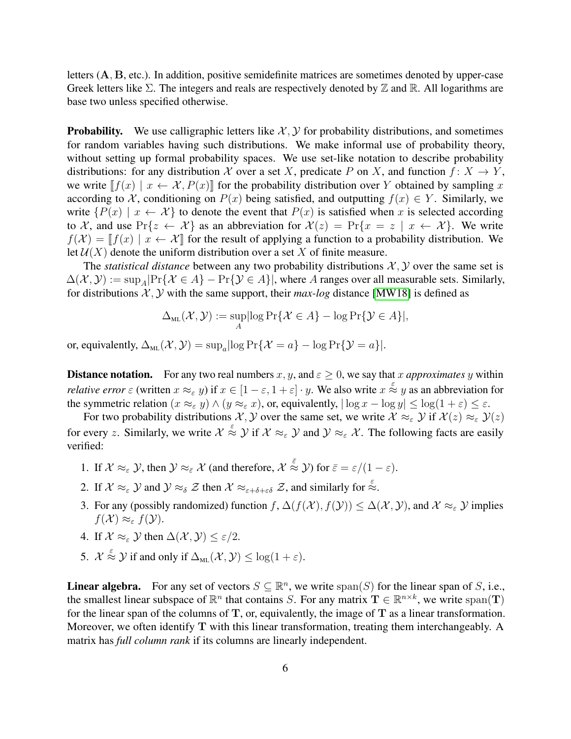letters ($\mathbf{A}, \mathbf{B}$, etc.). In addition, positive semidefinite matrices are sometimes denoted by upper-case Greek letters like $\Sigma$. The integers and reals are respectively denoted by $\mathbb{Z}$ and $\mathbb{R}$. All logarithms are base two unless specified otherwise.

**Probability.** We use calligraphic letters like $\mathcal{X}, \mathcal{Y}$ for probability distributions, and sometimes for random variables having such distributions. We make informal use of probability theory, without setting up formal probability spaces. We use set-like notation to describe probability distributions: for any distribution $\mathcal{X}$ over a set $X$, predicate $P$ on $X$, and function $f \colon X \to Y$, we write $[\![f(x) \mid x \leftarrow \mathcal{X}, P(x)]\!]$ for the probability distribution over $Y$ obtained by sampling $x$ according to $\mathcal{X}$, conditioning on $P(x)$ being satisfied, and outputting $f(x) \in Y$. Similarly, we write $\{P(x) \mid x \leftarrow \mathcal{X}\}$ to denote the event that $P(x)$ is satisfied when $x$ is selected according to $\mathcal{X}$, and use $\Pr\{z \leftarrow \mathcal{X}\}$ as an abbreviation for $\mathcal{X}(z) = \Pr\{x = z \mid x \leftarrow \mathcal{X}\}$. We write $f(\mathcal{X}) = [\![f(x) \mid x \leftarrow \mathcal{X}]\!]$ for the result of applying a function to a probability distribution. We let $\mathcal{U}(X)$ denote the uniform distribution over a set $X$ of finite measure.

The *statistical distance* between any two probability distributions $\mathcal{X}, \mathcal{Y}$ over the same set is $\Delta(\mathcal{X}, \mathcal{Y}) := \sup_A |\Pr\{\mathcal{X} \in A\} - \Pr\{\mathcal{Y} \in A\}|$, where $A$ ranges over all measurable sets. Similarly, for distributions $\mathcal{X}, \mathcal{Y}$ with the same support, their *max-log* distance [MW18] is defined as

$$\Delta_{\text{ML}}(\mathcal{X}, \mathcal{Y}) := \sup_A |\log \Pr\{\mathcal{X} \in A\} - \log \Pr\{\mathcal{Y} \in A\}|,$$

or, equivalently, $\Delta_{\text{ML}}(\mathcal{X}, \mathcal{Y}) = \sup_a |\log \Pr\{\mathcal{X} = a\} - \log \Pr\{\mathcal{Y} = a\}|$.

**Distance notation.** For any two real numbers $x, y$, and $\varepsilon \geq 0$, we say that $x$ *approximates* $y$ within *relative error* $\varepsilon$ (written $x \approx_\varepsilon y$) if $x \in [1 - \varepsilon, 1 + \varepsilon] \cdot y$. We also write $x \overset{\varepsilon}{\approx} y$ as an abbreviation for the symmetric relation $(x \approx_\varepsilon y) \wedge (y \approx_\varepsilon x)$, or, equivalently, $|\log x - \log y| \leq \log(1 + \varepsilon) \leq \varepsilon$.

For two probability distributions $\mathcal{X}, \mathcal{Y}$ over the same set, we write $\mathcal{X} \approx_\varepsilon \mathcal{Y}$ if $\mathcal{X}(z) \approx_\varepsilon \mathcal{Y}(z)$ for every $z$. Similarly, we write $\mathcal{X} \overset{\varepsilon}{\approx} \mathcal{Y}$ if $\mathcal{X} \approx_\varepsilon \mathcal{Y}$ and $\mathcal{Y} \approx_\varepsilon \mathcal{X}$. The following facts are easily verified:

1. If $\mathcal{X} \approx_\varepsilon \mathcal{Y}$, then $\mathcal{Y} \approx_{\bar{\varepsilon}} \mathcal{X}$ (and therefore, $\mathcal{X} \overset{\bar{\varepsilon}}{\approx} \mathcal{Y}$) for $\bar{\varepsilon} = \varepsilon/(1 - \varepsilon)$.
2. If $\mathcal{X} \approx_\varepsilon \mathcal{Y}$ and $\mathcal{Y} \approx_\delta \mathcal{Z}$ then $\mathcal{X} \approx_{\varepsilon + \delta + \varepsilon\delta} \mathcal{Z}$, and similarly for $\overset{\varepsilon}{\approx}$.
3. For any (possibly randomized) function $f$, $\Delta(f(\mathcal{X}), f(\mathcal{Y})) \leq \Delta(\mathcal{X}, \mathcal{Y})$, and $\mathcal{X} \approx_\varepsilon \mathcal{Y}$ implies $f(\mathcal{X}) \approx_\varepsilon f(\mathcal{Y})$.
4. If $\mathcal{X} \approx_\varepsilon \mathcal{Y}$ then $\Delta(\mathcal{X}, \mathcal{Y}) \leq \varepsilon/2$.
5. $\mathcal{X} \overset{\varepsilon}{\approx} \mathcal{Y}$ if and only if $\Delta_{\text{ML}}(\mathcal{X}, \mathcal{Y}) \leq \log(1 + \varepsilon)$.

**Linear algebra.** For any set of vectors $S \subseteq \mathbb{R}^n$, we write $\text{span}(S)$ for the linear span of $S$, i.e., the smallest linear subspace of $\mathbb{R}^n$ that contains $S$. For any matrix $\mathbf{T} \in \mathbb{R}^{n \times k}$, we write $\text{span}(\mathbf{T})$ for the linear span of the columns of $\mathbf{T}$, or, equivalently, the image of $\mathbf{T}$ as a linear transformation. Moreover, we often identify $\mathbf{T}$ with this linear transformation, treating them interchangeably. A matrix has *full column rank* if its columns are linearly independent.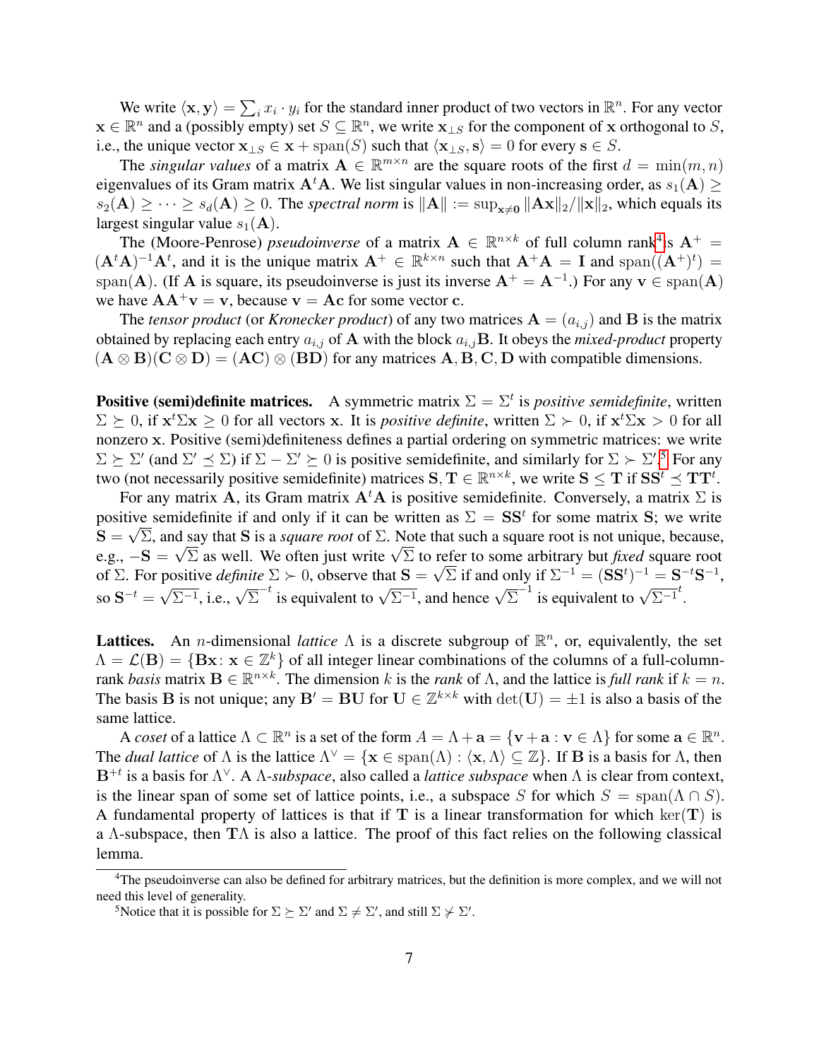We write $\langle \mathbf{x}, \mathbf{y} \rangle = \sum_i x_i \cdot y_i$ for the standard inner product of two vectors in $\mathbb{R}^n$. For any vector $\mathbf{x} \in \mathbb{R}^n$ and a (possibly empty) set $S \subseteq \mathbb{R}^n$, we write $\mathbf{x}_{\perp S}$ for the component of $\mathbf{x}$ orthogonal to $S$, i.e., the unique vector $\mathbf{x}_{\perp S} \in \mathbf{x} + \text{span}(S)$ such that $\langle \mathbf{x}_{\perp S}, \mathbf{s} \rangle = 0$ for every $\mathbf{s} \in S$.

The *singular values* of a matrix $\mathbf{A} \in \mathbb{R}^{m \times n}$ are the square roots of the first $d = \min(m, n)$ eigenvalues of its Gram matrix $\mathbf{A}^t\mathbf{A}$. We list singular values in non-increasing order, as $s_1(\mathbf{A}) \geq s_2(\mathbf{A}) \geq \cdots \geq s_d(\mathbf{A}) \geq 0$. The *spectral norm* is $\|\mathbf{A}\| := \sup_{\mathbf{x} \neq \mathbf{0}} \|\mathbf{A}\mathbf{x}\|_2 / \|\mathbf{x}\|_2$, which equals its largest singular value $s_1(\mathbf{A})$.

The (Moore-Penrose) *pseudoinverse* of a matrix $\mathbf{A} \in \mathbb{R}^{n \times k}$ of full column rank[4] is $\mathbf{A}^+ = (\mathbf{A}^t\mathbf{A})^{-1}\mathbf{A}^t$, and it is the unique matrix $\mathbf{A}^+ \in \mathbb{R}^{k \times n}$ such that $\mathbf{A}^+\mathbf{A} = \mathbf{I}$ and $\text{span}((\mathbf{A}^+)^t) = \text{span}(\mathbf{A})$. (If $\mathbf{A}$ is square, its pseudoinverse is just its inverse $\mathbf{A}^+ = \mathbf{A}^{-1}$.) For any $\mathbf{v} \in \text{span}(\mathbf{A})$ we have $\mathbf{A}\mathbf{A}^+\mathbf{v} = \mathbf{v}$, because $\mathbf{v} = \mathbf{A}\mathbf{c}$ for some vector $\mathbf{c}$.

The *tensor product* (or *Kronecker product*) of any two matrices $\mathbf{A} = (a_{i,j})$ and $\mathbf{B}$ is the matrix obtained by replacing each entry $a_{i,j}$ of $\mathbf{A}$ with the block $a_{i,j}\mathbf{B}$. It obeys the *mixed-product* property $(\mathbf{A} \otimes \mathbf{B})(\mathbf{C} \otimes \mathbf{D}) = (\mathbf{A}\mathbf{C}) \otimes (\mathbf{B}\mathbf{D})$ for any matrices $\mathbf{A}, \mathbf{B}, \mathbf{C}, \mathbf{D}$ with compatible dimensions.

**Positive (semi)definite matrices.** A symmetric matrix $\Sigma = \Sigma^t$ is *positive semidefinite*, written $\Sigma \succeq 0$, if $\mathbf{x}^t\Sigma\mathbf{x} \geq 0$ for all vectors $\mathbf{x}$. It is *positive definite*, written $\Sigma \succ 0$, if $\mathbf{x}^t\Sigma\mathbf{x} > 0$ for all nonzero $\mathbf{x}$. Positive (semi)definiteness defines a partial ordering on symmetric matrices: we write $\Sigma \succeq \Sigma'$ (and $\Sigma' \preceq \Sigma$) if $\Sigma - \Sigma' \succeq 0$ is positive semidefinite, and similarly for $\Sigma \succ \Sigma'$.[5] For any two (not necessarily positive semidefinite) matrices $\mathbf{S}, \mathbf{T} \in \mathbb{R}^{n \times k}$, we write $\mathbf{S} \leq \mathbf{T}$ if $\mathbf{S}\mathbf{S}^t \preceq \mathbf{T}\mathbf{T}^t$.

For any matrix $\mathbf{A}$, its Gram matrix $\mathbf{A}^t\mathbf{A}$ is positive semidefinite. Conversely, a matrix $\Sigma$ is positive semidefinite if and only if it can be written as $\Sigma = \mathbf{S}\mathbf{S}^t$ for some matrix $\mathbf{S}$; we write $\mathbf{S} = \sqrt{\Sigma}$, and say that $\mathbf{S}$ is a *square root* of $\Sigma$. Note that such a square root is not unique, because, e.g., $-\mathbf{S} = \sqrt{\Sigma}$ as well. We often just write $\sqrt{\Sigma}$ to refer to some arbitrary but *fixed* square root of $\Sigma$. For positive *definite* $\Sigma \succ 0$, observe that $\mathbf{S} = \sqrt{\Sigma}$ if and only if $\Sigma^{-1} = (\mathbf{S}\mathbf{S}^t)^{-1} = \mathbf{S}^{-t}\mathbf{S}^{-1}$, so $\mathbf{S}^{-t} = \sqrt{\Sigma^{-1}}$, i.e., $\sqrt{\Sigma}^{-t}$ is equivalent to $\sqrt{\Sigma^{-1}}$, and hence $\sqrt{\Sigma}^{-1}$ is equivalent to $\sqrt{\Sigma^{-1}}^t$.

**Lattices.** An $n$-dimensional *lattice* $\Lambda$ is a discrete subgroup of $\mathbb{R}^n$, or, equivalently, the set $\Lambda = \mathcal{L}(\mathbf{B}) = \{\mathbf{B}\mathbf{x} \colon \mathbf{x} \in \mathbb{Z}^k\}$ of all integer linear combinations of the columns of a full-column-rank *basis* matrix $\mathbf{B} \in \mathbb{R}^{n \times k}$. The dimension $k$ is the *rank* of $\Lambda$, and the lattice is *full rank* if $k = n$. The basis $\mathbf{B}$ is not unique; any $\mathbf{B}' = \mathbf{B}\mathbf{U}$ for $\mathbf{U} \in \mathbb{Z}^{k \times k}$ with $\det(\mathbf{U}) = \pm 1$ is also a basis of the same lattice.

A *coset* of a lattice $\Lambda \subset \mathbb{R}^n$ is a set of the form $A = \Lambda + \mathbf{a} = \{\mathbf{v} + \mathbf{a} : \mathbf{v} \in \Lambda\}$ for some $\mathbf{a} \in \mathbb{R}^n$. The *dual lattice* of $\Lambda$ is the lattice $\Lambda^\vee = \{\mathbf{x} \in \text{span}(\Lambda) : \langle \mathbf{x}, \Lambda \rangle \subseteq \mathbb{Z}\}$. If $\mathbf{B}$ is a basis for $\Lambda$, then $\mathbf{B}^{+t}$ is a basis for $\Lambda^\vee$. A $\Lambda$-*subspace*, also called a *lattice subspace* when $\Lambda$ is clear from context, is the linear span of some set of lattice points, i.e., a subspace $S$ for which $S = \text{span}(\Lambda \cap S)$. A fundamental property of lattices is that if $\mathbf{T}$ is a linear transformation for which $\ker(\mathbf{T})$ is a $\Lambda$-subspace, then $\mathbf{T}\Lambda$ is also a lattice. The proof of this fact relies on the following classical lemma.

[4] The pseudoinverse can also be defined for arbitrary matrices, but the definition is more complex, and we will not need this level of generality.

[5] Notice that it is possible for $\Sigma \succeq \Sigma'$ and $\Sigma \neq \Sigma'$, and still $\Sigma \not\succ \Sigma'$.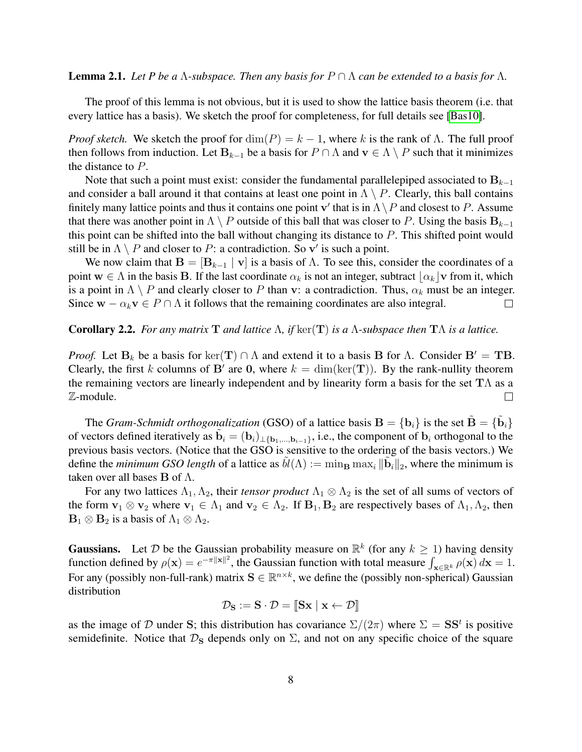**Lemma 2.1.** *Let $P$ be a $\Lambda$-subspace. Then any basis for $P \cap \Lambda$ can be extended to a basis for $\Lambda$.*

The proof of this lemma is not obvious, but it is used to show the lattice basis theorem (i.e. that every lattice has a basis). We sketch the proof for completeness, for full details see [Bas10].

*Proof sketch.* We sketch the proof for $\dim(P) = k - 1$, where $k$ is the rank of $\Lambda$. The full proof then follows from induction. Let $\mathbf{B}_{k-1}$ be a basis for $P \cap \Lambda$ and $\mathbf{v} \in \Lambda \setminus P$ such that it minimizes the distance to $P$.

Note that such a point must exist: consider the fundamental parallelepiped associated to $\mathbf{B}_{k-1}$ and consider a ball around it that contains at least one point in $\Lambda \setminus P$. Clearly, this ball contains finitely many lattice points and thus it contains one point $\mathbf{v}'$ that is in $\Lambda \setminus P$ and closest to $P$. Assume that there was another point in $\Lambda \setminus P$ outside of this ball that was closer to $P$. Using the basis $\mathbf{B}_{k-1}$ this point can be shifted into the ball without changing its distance to $P$. This shifted point would still be in $\Lambda \setminus P$ and closer to $P$: a contradiction. So $\mathbf{v}'$ is such a point.

We now claim that $\mathbf{B} = [\mathbf{B}_{k-1} \mid \mathbf{v}]$ is a basis of $\Lambda$. To see this, consider the coordinates of a point $\mathbf{w} \in \Lambda$ in the basis $\mathbf{B}$. If the last coordinate $\alpha_k$ is not an integer, subtract $\lfloor \alpha_k \rfloor \mathbf{v}$ from it, which is a point in $\Lambda \setminus P$ and clearly closer to $P$ than $\mathbf{v}$: a contradiction. Thus, $\alpha_k$ must be an integer. Since $\mathbf{w} - \alpha_k \mathbf{v} \in P \cap \Lambda$ it follows that the remaining coordinates are also integral. □

**Corollary 2.2.** *For any matrix $\mathbf{T}$ and lattice $\Lambda$, if $\ker(\mathbf{T})$ is a $\Lambda$-subspace then $\mathbf{T}\Lambda$ is a lattice.*

*Proof.* Let $\mathbf{B}_k$ be a basis for $\ker(\mathbf{T}) \cap \Lambda$ and extend it to a basis $\mathbf{B}$ for $\Lambda$. Consider $\mathbf{B}' = \mathbf{T}\mathbf{B}$. Clearly, the first $k$ columns of $\mathbf{B}'$ are $\mathbf{0}$, where $k = \dim(\ker(\mathbf{T}))$. By the rank-nullity theorem the remaining vectors are linearly independent and by linearity form a basis for the set $\mathbf{T}\Lambda$ as a $\mathbb{Z}$-module. □

The *Gram-Schmidt orthogonalization* (GSO) of a lattice basis $\mathbf{B} = \{\mathbf{b}_i\}$ is the set $\tilde{\mathbf{B}} = \{\tilde{\mathbf{b}}_i\}$ of vectors defined iteratively as $\tilde{\mathbf{b}}_i = (\mathbf{b}_i)_{\perp \{\mathbf{b}_1, \ldots, \mathbf{b}_{i-1}\}}$, i.e., the component of $\mathbf{b}_i$ orthogonal to the previous basis vectors. (Notice that the GSO is sensitive to the ordering of the basis vectors.) We define the *minimum GSO length* of a lattice as $\tilde{bl}(\Lambda) := \min_{\mathbf{B}} \max_i \|\tilde{\mathbf{b}}_i\|_2$, where the minimum is taken over all bases $\mathbf{B}$ of $\Lambda$.

For any two lattices $\Lambda_1, \Lambda_2$, their *tensor product* $\Lambda_1 \otimes \Lambda_2$ is the set of all sums of vectors of the form $\mathbf{v}_1 \otimes \mathbf{v}_2$ where $\mathbf{v}_1 \in \Lambda_1$ and $\mathbf{v}_2 \in \Lambda_2$. If $\mathbf{B}_1, \mathbf{B}_2$ are respectively bases of $\Lambda_1, \Lambda_2$, then $\mathbf{B}_1 \otimes \mathbf{B}_2$ is a basis of $\Lambda_1 \otimes \Lambda_2$.

**Gaussians.** Let $\mathcal{D}$ be the Gaussian probability measure on $\mathbb{R}^k$ (for any $k \geq 1$) having density function defined by $\rho(\mathbf{x}) = e^{-\pi \|\mathbf{x}\|^2}$, the Gaussian function with total measure $\int_{\mathbf{x} \in \mathbb{R}^k} \rho(\mathbf{x})\, d\mathbf{x} = 1$. For any (possibly non-full-rank) matrix $\mathbf{S} \in \mathbb{R}^{n \times k}$, we define the (possibly non-spherical) Gaussian distribution

$$\mathcal{D}_{\mathbf{S}} := \mathbf{S} \cdot \mathcal{D} = [\![\mathbf{S}\mathbf{x} \mid \mathbf{x} \leftarrow \mathcal{D}]\!]$$

as the image of $\mathcal{D}$ under $\mathbf{S}$; this distribution has covariance $\Sigma/(2\pi)$ where $\Sigma = \mathbf{S}\mathbf{S}^t$ is positive semidefinite. Notice that $\mathcal{D}_{\mathbf{S}}$ depends only on $\Sigma$, and not on any specific choice of the square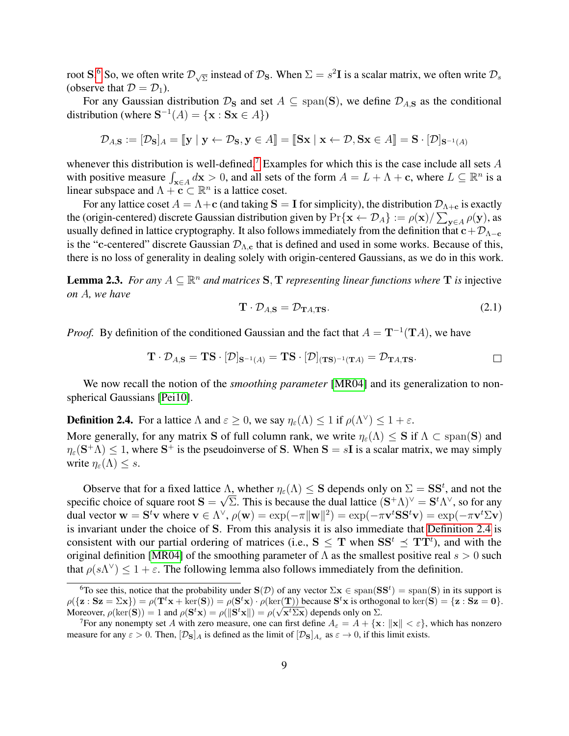root $\mathbf{S}$.[6] So, we often write $\mathcal{D}_{\sqrt{\Sigma}}$ instead of $\mathcal{D}_{\mathbf{S}}$. When $\Sigma = s^2\mathbf{I}$ is a scalar matrix, we often write $\mathcal{D}_s$ (observe that $\mathcal{D} = \mathcal{D}_1$).

For any Gaussian distribution $\mathcal{D}_{\mathbf{S}}$ and set $A \subseteq \operatorname{span}(\mathbf{S})$, we define $\mathcal{D}_{A,\mathbf{S}}$ as the conditional distribution (where $\mathbf{S}^{-1}(A) = \{\mathbf{x} : \mathbf{S}\mathbf{x} \in A\}$)

$$\mathcal{D}_{A,\mathbf{S}} := [\mathcal{D}_{\mathbf{S}}]_A = [\![\mathbf{y} \mid \mathbf{y} \leftarrow \mathcal{D}_{\mathbf{S}}, \mathbf{y} \in A]\!] = [\![\mathbf{S}\mathbf{x} \mid \mathbf{x} \leftarrow \mathcal{D}, \mathbf{S}\mathbf{x} \in A]\!] = \mathbf{S} \cdot [\mathcal{D}]_{\mathbf{S}^{-1}(A)}$$

whenever this distribution is well-defined.[7] Examples for which this is the case include all sets $A$ with positive measure $\int_{\mathbf{x}\in A} d\mathbf{x} > 0$, and all sets of the form $A = L + \Lambda + \mathbf{c}$, where $L \subseteq \mathbb{R}^n$ is a linear subspace and $\Lambda + \mathbf{c} \subset \mathbb{R}^n$ is a lattice coset.

For any lattice coset $A = \Lambda + \mathbf{c}$ (and taking $\mathbf{S} = \mathbf{I}$ for simplicity), the distribution $\mathcal{D}_{\Lambda+\mathbf{c}}$ is exactly the (origin-centered) discrete Gaussian distribution given by $\Pr\{\mathbf{x} \leftarrow \mathcal{D}_A\} := \rho(\mathbf{x}) / \sum_{\mathbf{y}\in A} \rho(\mathbf{y})$, as usually defined in lattice cryptography. It also follows immediately from the definition that $\mathbf{c} + \mathcal{D}_{\Lambda-\mathbf{c}}$ is the "$\mathbf{c}$-centered" discrete Gaussian $\mathcal{D}_{\Lambda,\mathbf{c}}$ that is defined and used in some works. Because of this, there is no loss of generality in dealing solely with origin-centered Gaussians, as we do in this work.

**Lemma 2.3.** *For any $A \subseteq \mathbb{R}^n$ and matrices $\mathbf{S}, \mathbf{T}$ representing linear functions where $\mathbf{T}$ is* injective *on $A$, we have*

$$\mathbf{T} \cdot \mathcal{D}_{A,\mathbf{S}} = \mathcal{D}_{\mathbf{T}A,\mathbf{TS}}. \tag{2.1}$$

*Proof.* By definition of the conditioned Gaussian and the fact that $A = \mathbf{T}^{-1}(\mathbf{T}A)$, we have

$$\mathbf{T} \cdot \mathcal{D}_{A,\mathbf{S}} = \mathbf{TS} \cdot [\mathcal{D}]_{\mathbf{S}^{-1}(A)} = \mathbf{TS} \cdot [\mathcal{D}]_{(\mathbf{TS})^{-1}(\mathbf{T}A)} = \mathcal{D}_{\mathbf{T}A,\mathbf{TS}}.$$ ∎

We now recall the notion of the *smoothing parameter* [MR04] and its generalization to non-spherical Gaussians [Pei10].

**Definition 2.4.** For a lattice $\Lambda$ and $\varepsilon \geq 0$, we say $\eta_\varepsilon(\Lambda) \leq 1$ if $\rho(\Lambda^\vee) \leq 1 + \varepsilon$.
More generally, for any matrix $\mathbf{S}$ of full column rank, we write $\eta_\varepsilon(\Lambda) \leq \mathbf{S}$ if $\Lambda \subset \operatorname{span}(\mathbf{S})$ and $\eta_\varepsilon(\mathbf{S}^+\Lambda) \leq 1$, where $\mathbf{S}^+$ is the pseudoinverse of $\mathbf{S}$. When $\mathbf{S} = s\mathbf{I}$ is a scalar matrix, we may simply write $\eta_\varepsilon(\Lambda) \leq s$.

Observe that for a fixed lattice $\Lambda$, whether $\eta_\varepsilon(\Lambda) \leq \mathbf{S}$ depends only on $\Sigma = \mathbf{S}\mathbf{S}^t$, and not the specific choice of square root $\mathbf{S} = \sqrt{\Sigma}$. This is because the dual lattice $(\mathbf{S}^+\Lambda)^\vee = \mathbf{S}^t\Lambda^\vee$, so for any dual vector $\mathbf{w} = \mathbf{S}^t\mathbf{v}$ where $\mathbf{v} \in \Lambda^\vee$, $\rho(\mathbf{w}) = \exp(-\pi\|\mathbf{w}\|^2) = \exp(-\pi\mathbf{v}^t\mathbf{S}\mathbf{S}^t\mathbf{v}) = \exp(-\pi\mathbf{v}^t\Sigma\mathbf{v})$ is invariant under the choice of $\mathbf{S}$. From this analysis it is also immediate that Definition 2.4 is consistent with our partial ordering of matrices (i.e., $\mathbf{S} \leq \mathbf{T}$ when $\mathbf{S}\mathbf{S}^t \preceq \mathbf{T}\mathbf{T}^t$), and with the original definition [MR04] of the smoothing parameter of $\Lambda$ as the smallest positive real $s > 0$ such that $\rho(s\Lambda^\vee) \leq 1 + \varepsilon$. The following lemma also follows immediately from the definition.

[6] To see this, notice that the probability under $\mathbf{S}(\mathcal{D})$ of any vector $\Sigma\mathbf{x} \in \operatorname{span}(\mathbf{S}\mathbf{S}^t) = \operatorname{span}(\mathbf{S})$ in its support is $\rho(\{\mathbf{z} : \mathbf{S}\mathbf{z} = \Sigma\mathbf{x}\}) = \rho(\mathbf{T}^t\mathbf{x} + \ker(\mathbf{S})) = \rho(\mathbf{S}^t\mathbf{x}) \cdot \rho(\ker(\mathbf{T}))$ because $\mathbf{S}^t\mathbf{x}$ is orthogonal to $\ker(\mathbf{S}) = \{\mathbf{z} : \mathbf{S}\mathbf{z} = \mathbf{0}\}$. Moreover, $\rho(\ker(\mathbf{S})) = 1$ and $\rho(\mathbf{S}^t\mathbf{x}) = \rho(\|\mathbf{S}^t\mathbf{x}\|) = \rho(\sqrt{\mathbf{x}^t\Sigma\mathbf{x}})$ depends only on $\Sigma$.

[7] For any nonempty set $A$ with zero measure, one can first define $A_\varepsilon = A + \{\mathbf{x} \colon \|\mathbf{x}\| < \varepsilon\}$, which has nonzero measure for any $\varepsilon > 0$. Then, $[\mathcal{D}_{\mathbf{S}}]_A$ is defined as the limit of $[\mathcal{D}_{\mathbf{S}}]_{A_\varepsilon}$ as $\varepsilon \to 0$, if this limit exists.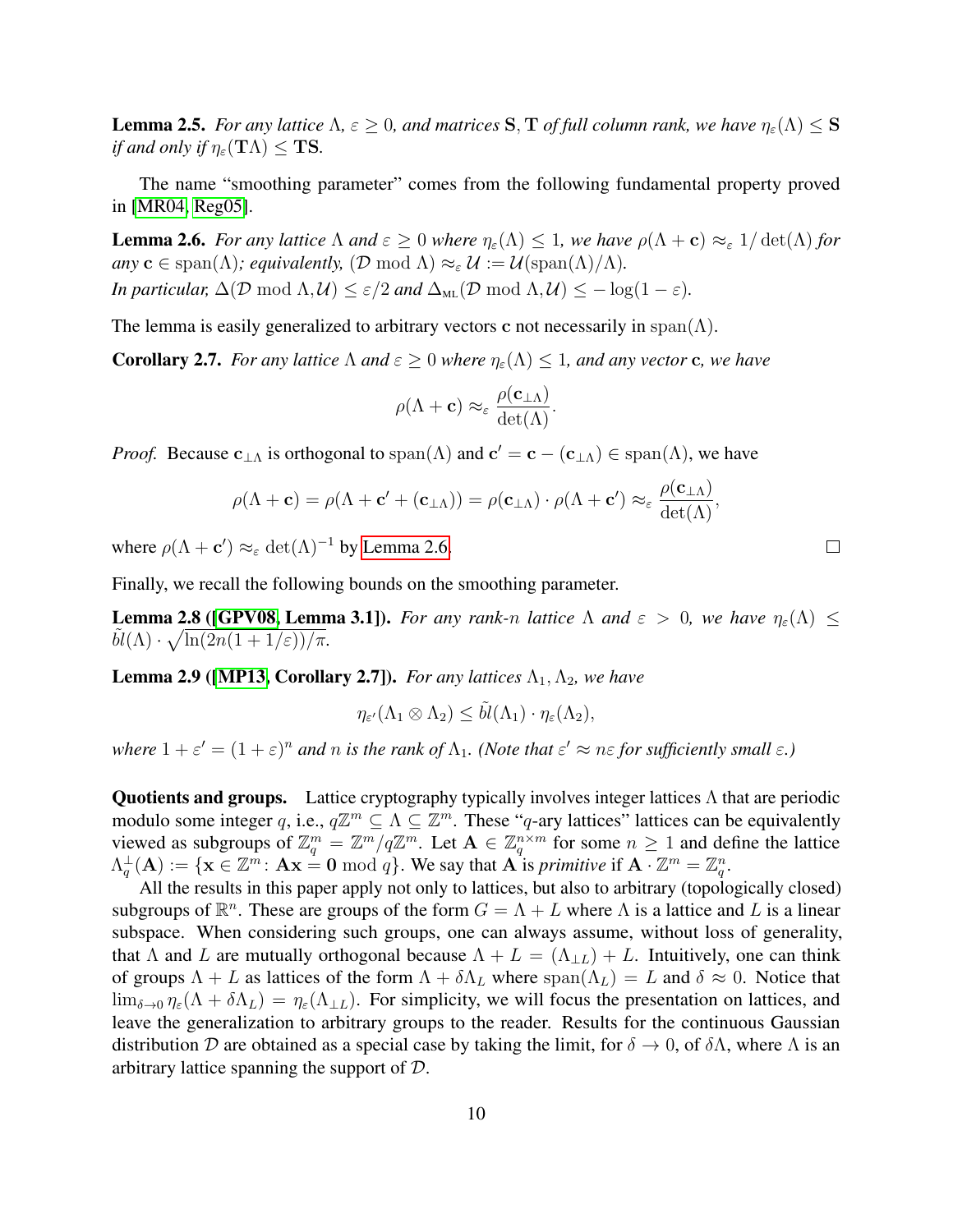**Lemma 2.5.** *For any lattice* $\Lambda$*,* $\varepsilon \geq 0$*, and matrices* $\mathbf{S}, \mathbf{T}$ *of full column rank, we have* $\eta_\varepsilon(\Lambda) \leq \mathbf{S}$ *if and only if* $\eta_\varepsilon(\mathbf{T}\Lambda) \leq \mathbf{TS}$*.*

The name "smoothing parameter" comes from the following fundamental property proved in [MR04, Reg05].

**Lemma 2.6.** *For any lattice* $\Lambda$ *and* $\varepsilon \geq 0$ *where* $\eta_\varepsilon(\Lambda) \leq 1$*, we have* $\rho(\Lambda + \mathbf{c}) \approx_\varepsilon 1/\det(\Lambda)$ *for any* $\mathbf{c} \in \operatorname{span}(\Lambda)$*; equivalently,* $(\mathcal{D} \bmod \Lambda) \approx_\varepsilon \mathcal{U} := \mathcal{U}(\operatorname{span}(\Lambda)/\Lambda)$*.*
*In particular,* $\Delta(\mathcal{D} \bmod \Lambda, \mathcal{U}) \leq \varepsilon/2$ *and* $\Delta_{\text{ML}}(\mathcal{D} \bmod \Lambda, \mathcal{U}) \leq -\log(1-\varepsilon)$*.*

The lemma is easily generalized to arbitrary vectors $\mathbf{c}$ not necessarily in $\operatorname{span}(\Lambda)$.

**Corollary 2.7.** *For any lattice* $\Lambda$ *and* $\varepsilon \geq 0$ *where* $\eta_\varepsilon(\Lambda) \leq 1$*, and any vector* $\mathbf{c}$*, we have*

$$\rho(\Lambda + \mathbf{c}) \approx_\varepsilon \frac{\rho(\mathbf{c}_{\perp\Lambda})}{\det(\Lambda)}.$$

*Proof.* Because $\mathbf{c}_{\perp\Lambda}$ is orthogonal to $\operatorname{span}(\Lambda)$ and $\mathbf{c}' = \mathbf{c} - (\mathbf{c}_{\perp\Lambda}) \in \operatorname{span}(\Lambda)$, we have

$$\rho(\Lambda + \mathbf{c}) = \rho(\Lambda + \mathbf{c}' + (\mathbf{c}_{\perp\Lambda})) = \rho(\mathbf{c}_{\perp\Lambda}) \cdot \rho(\Lambda + \mathbf{c}') \approx_\varepsilon \frac{\rho(\mathbf{c}_{\perp\Lambda})}{\det(\Lambda)},$$

where $\rho(\Lambda + \mathbf{c}') \approx_\varepsilon \det(\Lambda)^{-1}$ by Lemma 2.6. ∎

Finally, we recall the following bounds on the smoothing parameter.

**Lemma 2.8 ([GPV08, Lemma 3.1]).** *For any rank-*$n$ *lattice* $\Lambda$ *and* $\varepsilon > 0$*, we have* $\eta_\varepsilon(\Lambda) \leq \tilde{bl}(\Lambda) \cdot \sqrt{\ln(2n(1+1/\varepsilon))/\pi}$*.*

**Lemma 2.9 ([MP13, Corollary 2.7]).** *For any lattices* $\Lambda_1, \Lambda_2$*, we have*

$$\eta_{\varepsilon'}(\Lambda_1 \otimes \Lambda_2) \leq \tilde{bl}(\Lambda_1) \cdot \eta_\varepsilon(\Lambda_2),$$

*where* $1 + \varepsilon' = (1+\varepsilon)^n$ *and* $n$ *is the rank of* $\Lambda_1$*. (Note that* $\varepsilon' \approx n\varepsilon$ *for sufficiently small* $\varepsilon$*.)*

**Quotients and groups.** Lattice cryptography typically involves integer lattices $\Lambda$ that are periodic modulo some integer $q$, i.e., $q\mathbb{Z}^m \subseteq \Lambda \subseteq \mathbb{Z}^m$. These "$q$-ary lattices" lattices can be equivalently viewed as subgroups of $\mathbb{Z}_q^m = \mathbb{Z}^m/q\mathbb{Z}^m$. Let $\mathbf{A} \in \mathbb{Z}_q^{n \times m}$ for some $n \geq 1$ and define the lattice $\Lambda_q^\perp(\mathbf{A}) := \{\mathbf{x} \in \mathbb{Z}^m : \mathbf{Ax} = \mathbf{0} \bmod q\}$. We say that $\mathbf{A}$ is *primitive* if $\mathbf{A} \cdot \mathbb{Z}^m = \mathbb{Z}_q^n$.

All the results in this paper apply not only to lattices, but also to arbitrary (topologically closed) subgroups of $\mathbb{R}^n$. These are groups of the form $G = \Lambda + L$ where $\Lambda$ is a lattice and $L$ is a linear subspace. When considering such groups, one can always assume, without loss of generality, that $\Lambda$ and $L$ are mutually orthogonal because $\Lambda + L = (\Lambda_{\perp L}) + L$. Intuitively, one can think of groups $\Lambda + L$ as lattices of the form $\Lambda + \delta\Lambda_L$ where $\operatorname{span}(\Lambda_L) = L$ and $\delta \approx 0$. Notice that $\lim_{\delta \to 0} \eta_\varepsilon(\Lambda + \delta\Lambda_L) = \eta_\varepsilon(\Lambda_{\perp L})$. For simplicity, we will focus the presentation on lattices, and leave the generalization to arbitrary groups to the reader. Results for the continuous Gaussian distribution $\mathcal{D}$ are obtained as a special case by taking the limit, for $\delta \to 0$, of $\delta\Lambda$, where $\Lambda$ is an arbitrary lattice spanning the support of $\mathcal{D}$.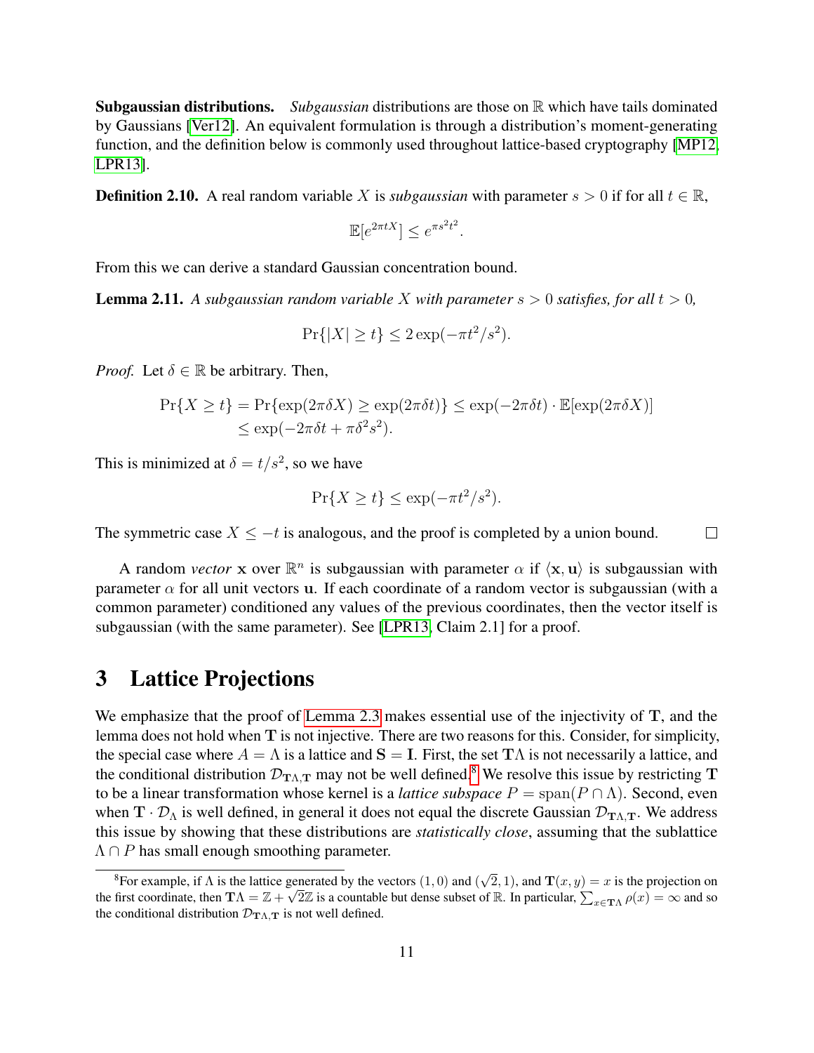**Subgaussian distributions.** *Subgaussian* distributions are those on $\mathbb{R}$ which have tails dominated by Gaussians [Ver12]. An equivalent formulation is through a distribution's moment-generating function, and the definition below is commonly used throughout lattice-based cryptography [MP12, LPR13].

**Definition 2.10.** A real random variable $X$ is *subgaussian* with parameter $s > 0$ if for all $t \in \mathbb{R}$,

$$\mathbb{E}[e^{2\pi t X}] \leq e^{\pi s^2 t^2}.$$

From this we can derive a standard Gaussian concentration bound.

**Lemma 2.11.** *A subgaussian random variable $X$ with parameter $s > 0$ satisfies, for all $t > 0$,*

$$\Pr\{|X| \geq t\} \leq 2\exp(-\pi t^2/s^2).$$

*Proof.* Let $\delta \in \mathbb{R}$ be arbitrary. Then,

$$\begin{aligned}\Pr\{X \geq t\} &= \Pr\{\exp(2\pi\delta X) \geq \exp(2\pi\delta t)\} \leq \exp(-2\pi\delta t) \cdot \mathbb{E}[\exp(2\pi\delta X)] \\ &\leq \exp(-2\pi\delta t + \pi\delta^2 s^2).\end{aligned}$$

This is minimized at $\delta = t/s^2$, so we have

$$\Pr\{X \geq t\} \leq \exp(-\pi t^2/s^2).$$

The symmetric case $X \leq -t$ is analogous, and the proof is completed by a union bound. $\square$

A random *vector* $\mathbf{x}$ over $\mathbb{R}^n$ is subgaussian with parameter $\alpha$ if $\langle \mathbf{x}, \mathbf{u} \rangle$ is subgaussian with parameter $\alpha$ for all unit vectors $\mathbf{u}$. If each coordinate of a random vector is subgaussian (with a common parameter) conditioned any values of the previous coordinates, then the vector itself is subgaussian (with the same parameter). See [LPR13, Claim 2.1] for a proof.

# 3 Lattice Projections

We emphasize that the proof of Lemma 2.3 makes essential use of the injectivity of $\mathbf{T}$, and the lemma does not hold when $\mathbf{T}$ is not injective. There are two reasons for this. Consider, for simplicity, the special case where $A = \Lambda$ is a lattice and $\mathbf{S} = \mathbf{I}$. First, the set $\mathbf{T}\Lambda$ is not necessarily a lattice, and the conditional distribution $\mathcal{D}_{\mathbf{T}\Lambda,\mathbf{T}}$ may not be well defined.[8] We resolve this issue by restricting $\mathbf{T}$ to be a linear transformation whose kernel is a *lattice subspace* $P = \text{span}(P \cap \Lambda)$. Second, even when $\mathbf{T} \cdot \mathcal{D}_\Lambda$ is well defined, in general it does not equal the discrete Gaussian $\mathcal{D}_{\mathbf{T}\Lambda,\mathbf{T}}$. We address this issue by showing that these distributions are *statistically close*, assuming that the sublattice $\Lambda \cap P$ has small enough smoothing parameter.

[8] For example, if $\Lambda$ is the lattice generated by the vectors $(1, 0)$ and $(\sqrt{2}, 1)$, and $\mathbf{T}(x, y) = x$ is the projection on the first coordinate, then $\mathbf{T}\Lambda = \mathbb{Z} + \sqrt{2}\mathbb{Z}$ is a countable but dense subset of $\mathbb{R}$. In particular, $\sum_{x \in \mathbf{T}\Lambda} \rho(x) = \infty$ and so the conditional distribution $\mathcal{D}_{\mathbf{T}\Lambda,\mathbf{T}}$ is not well defined.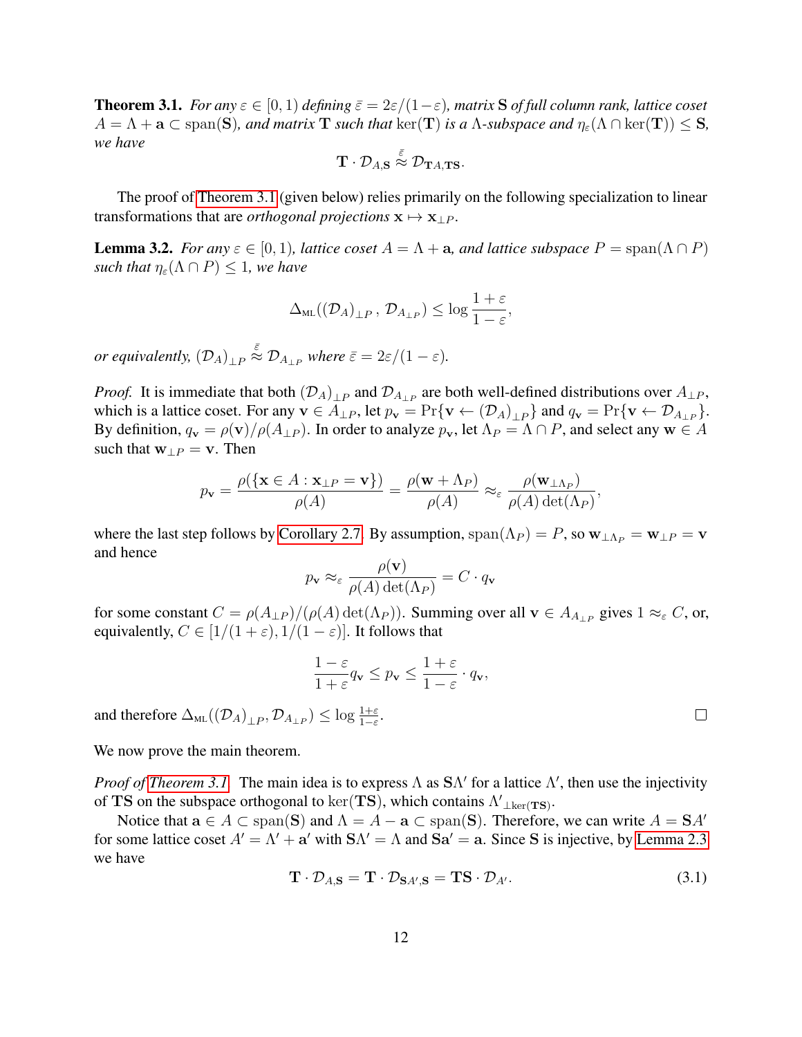**Theorem 3.1.** *For any $\varepsilon \in [0,1)$ defining $\bar{\varepsilon} = 2\varepsilon/(1-\varepsilon)$, matrix $\mathbf{S}$ of full column rank, lattice coset $A = \Lambda + \mathbf{a} \subset \operatorname{span}(\mathbf{S})$, and matrix $\mathbf{T}$ such that $\ker(\mathbf{T})$ is a $\Lambda$-subspace and $\eta_\varepsilon(\Lambda \cap \ker(\mathbf{T})) \leq \mathbf{S}$, we have*

$$\mathbf{T} \cdot \mathcal{D}_{A,\mathbf{S}} \overset{\bar{\varepsilon}}{\approx} \mathcal{D}_{\mathbf{T}A,\mathbf{TS}}.$$

The proof of Theorem 3.1 (given below) relies primarily on the following specialization to linear transformations that are *orthogonal projections* $\mathbf{x} \mapsto \mathbf{x}_{\perp P}$.

**Lemma 3.2.** *For any $\varepsilon \in [0,1)$, lattice coset $A = \Lambda + \mathbf{a}$, and lattice subspace $P = \operatorname{span}(\Lambda \cap P)$ such that $\eta_\varepsilon(\Lambda \cap P) \leq 1$, we have*

$$\Delta_{\text{ML}}((\mathcal{D}_A)_{\perp P}\,,\, \mathcal{D}_{A_{\perp P}}) \leq \log \frac{1+\varepsilon}{1-\varepsilon},$$

*or equivalently, $(\mathcal{D}_A)_{\perp P} \overset{\bar{\varepsilon}}{\approx} \mathcal{D}_{A_{\perp P}}$ where $\bar{\varepsilon} = 2\varepsilon/(1-\varepsilon)$.*

*Proof.* It is immediate that both $(\mathcal{D}_A)_{\perp P}$ and $\mathcal{D}_{A_{\perp P}}$ are both well-defined distributions over $A_{\perp P}$, which is a lattice coset. For any $\mathbf{v} \in A_{\perp P}$, let $p_{\mathbf{v}} = \Pr\{\mathbf{v} \leftarrow (\mathcal{D}_A)_{\perp P}\}$ and $q_{\mathbf{v}} = \Pr\{\mathbf{v} \leftarrow \mathcal{D}_{A_{\perp P}}\}$. By definition, $q_{\mathbf{v}} = \rho(\mathbf{v})/\rho(A_{\perp P})$. In order to analyze $p_{\mathbf{v}}$, let $\Lambda_P = \Lambda \cap P$, and select any $\mathbf{w} \in A$ such that $\mathbf{w}_{\perp P} = \mathbf{v}$. Then

$$p_{\mathbf{v}} = \frac{\rho(\{\mathbf{x} \in A : \mathbf{x}_{\perp P} = \mathbf{v}\})}{\rho(A)} = \frac{\rho(\mathbf{w} + \Lambda_P)}{\rho(A)} \approx_\varepsilon \frac{\rho(\mathbf{w}_{\perp \Lambda_P})}{\rho(A)\det(\Lambda_P)},$$

where the last step follows by Corollary 2.7. By assumption, $\operatorname{span}(\Lambda_P) = P$, so $\mathbf{w}_{\perp \Lambda_P} = \mathbf{w}_{\perp P} = \mathbf{v}$ and hence

$$p_{\mathbf{v}} \approx_\varepsilon \frac{\rho(\mathbf{v})}{\rho(A)\det(\Lambda_P)} = C \cdot q_{\mathbf{v}}$$

for some constant $C = \rho(A_{\perp P})/(\rho(A)\det(\Lambda_P))$. Summing over all $\mathbf{v} \in A_{A_{\perp P}}$ gives $1 \approx_\varepsilon C$, or, equivalently, $C \in [1/(1+\varepsilon), 1/(1-\varepsilon)]$. It follows that

$$\frac{1-\varepsilon}{1+\varepsilon} q_{\mathbf{v}} \leq p_{\mathbf{v}} \leq \frac{1+\varepsilon}{1-\varepsilon} \cdot q_{\mathbf{v}},$$

and therefore $\Delta_{\text{ML}}((\mathcal{D}_A)_{\perp P}, \mathcal{D}_{A_{\perp P}}) \leq \log \frac{1+\varepsilon}{1-\varepsilon}$. ∎

We now prove the main theorem.

*Proof of Theorem 3.1.* The main idea is to express $\Lambda$ as $\mathbf{S}\Lambda'$ for a lattice $\Lambda'$, then use the injectivity of $\mathbf{TS}$ on the subspace orthogonal to $\ker(\mathbf{TS})$, which contains $\Lambda'_{\perp \ker(\mathbf{TS})}$.

Notice that $\mathbf{a} \in A \subset \operatorname{span}(\mathbf{S})$ and $\Lambda = A - \mathbf{a} \subset \operatorname{span}(\mathbf{S})$. Therefore, we can write $A = \mathbf{S}A'$ for some lattice coset $A' = \Lambda' + \mathbf{a}'$ with $\mathbf{S}\Lambda' = \Lambda$ and $\mathbf{S}\mathbf{a}' = \mathbf{a}$. Since $\mathbf{S}$ is injective, by Lemma 2.3 we have

$$\mathbf{T} \cdot \mathcal{D}_{A,\mathbf{S}} = \mathbf{T} \cdot \mathcal{D}_{\mathbf{S}A',\mathbf{S}} = \mathbf{TS} \cdot \mathcal{D}_{A'}. \tag{3.1}$$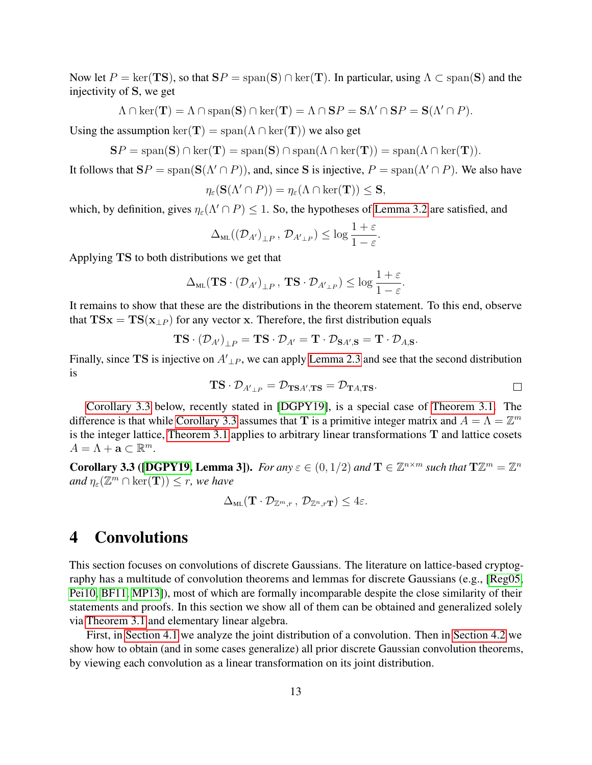Now let $P = \ker(\mathbf{TS})$, so that $\mathbf{S}P = \mathrm{span}(\mathbf{S}) \cap \ker(\mathbf{T})$. In particular, using $\Lambda \subset \mathrm{span}(\mathbf{S})$ and the injectivity of $\mathbf{S}$, we get

$$\Lambda \cap \ker(\mathbf{T}) = \Lambda \cap \mathrm{span}(\mathbf{S}) \cap \ker(\mathbf{T}) = \Lambda \cap \mathbf{S}P = \mathbf{S}\Lambda' \cap \mathbf{S}P = \mathbf{S}(\Lambda' \cap P).$$

Using the assumption $\ker(\mathbf{T}) = \mathrm{span}(\Lambda \cap \ker(\mathbf{T}))$ we also get

$$\mathbf{S}P = \mathrm{span}(\mathbf{S}) \cap \ker(\mathbf{T}) = \mathrm{span}(\mathbf{S}) \cap \mathrm{span}(\Lambda \cap \ker(\mathbf{T})) = \mathrm{span}(\Lambda \cap \ker(\mathbf{T})).$$

It follows that $\mathbf{S}P = \mathrm{span}(\mathbf{S}(\Lambda' \cap P))$, and, since $\mathbf{S}$ is injective, $P = \mathrm{span}(\Lambda' \cap P)$. We also have

$$\eta_\varepsilon(\mathbf{S}(\Lambda' \cap P)) = \eta_\varepsilon(\Lambda \cap \ker(\mathbf{T})) \leq \mathbf{S},$$

which, by definition, gives $\eta_\varepsilon(\Lambda' \cap P) \leq 1$. So, the hypotheses of Lemma 3.2 are satisfied, and

$$\Delta_{\mathrm{ML}}((\mathcal{D}_{A'})_{\perp P}\,,\, \mathcal{D}_{A'_{\perp P}}) \leq \log \frac{1+\varepsilon}{1-\varepsilon}.$$

Applying $\mathbf{TS}$ to both distributions we get that

$$\Delta_{\mathrm{ML}}(\mathbf{TS} \cdot (\mathcal{D}_{A'})_{\perp P}\,,\, \mathbf{TS} \cdot \mathcal{D}_{A'_{\perp P}}) \leq \log \frac{1+\varepsilon}{1-\varepsilon}.$$

It remains to show that these are the distributions in the theorem statement. To this end, observe that $\mathbf{TSx} = \mathbf{TS}(\mathbf{x}_{\perp P})$ for any vector $\mathbf{x}$. Therefore, the first distribution equals

$$\mathbf{TS} \cdot (\mathcal{D}_{A'})_{\perp P} = \mathbf{TS} \cdot \mathcal{D}_{A'} = \mathbf{T} \cdot \mathcal{D}_{\mathbf{S}A', \mathbf{S}} = \mathbf{T} \cdot \mathcal{D}_{A, \mathbf{S}}.$$

Finally, since $\mathbf{TS}$ is injective on $A'_{\perp P}$, we can apply Lemma 2.3 and see that the second distribution is

$$\mathbf{TS} \cdot \mathcal{D}_{A'_{\perp P}} = \mathcal{D}_{\mathbf{TS}A', \mathbf{TS}} = \mathcal{D}_{\mathbf{T}A, \mathbf{TS}}.$$

□

Corollary 3.3 below, recently stated in [DGPY19], is a special case of Theorem 3.1. The difference is that while Corollary 3.3 assumes that $\mathbf{T}$ is a primitive integer matrix and $A = \Lambda = \mathbb{Z}^m$ is the integer lattice, Theorem 3.1 applies to arbitrary linear transformations $\mathbf{T}$ and lattice cosets $A = \Lambda + \mathbf{a} \subset \mathbb{R}^m$.

**Corollary 3.3 ([DGPY19, Lemma 3]).** *For any $\varepsilon \in (0, 1/2)$ and $\mathbf{T} \in \mathbb{Z}^{n \times m}$ such that $\mathbf{T}\mathbb{Z}^m = \mathbb{Z}^n$ and $\eta_\varepsilon(\mathbb{Z}^m \cap \ker(\mathbf{T})) \leq r$, we have*

$$\Delta_{\mathrm{ML}}(\mathbf{T} \cdot \mathcal{D}_{\mathbb{Z}^m, r}\,,\, \mathcal{D}_{\mathbb{Z}^n, r\mathbf{T}}) \leq 4\varepsilon.$$

# 4 Convolutions

This section focuses on convolutions of discrete Gaussians. The literature on lattice-based cryptography has a multitude of convolution theorems and lemmas for discrete Gaussians (e.g., [Reg05, Pei10, BF11, MP13]), most of which are formally incomparable despite the close similarity of their statements and proofs. In this section we show all of them can be obtained and generalized solely via Theorem 3.1 and elementary linear algebra.

First, in Section 4.1 we analyze the joint distribution of a convolution. Then in Section 4.2 we show how to obtain (and in some cases generalize) all prior discrete Gaussian convolution theorems, by viewing each convolution as a linear transformation on its joint distribution.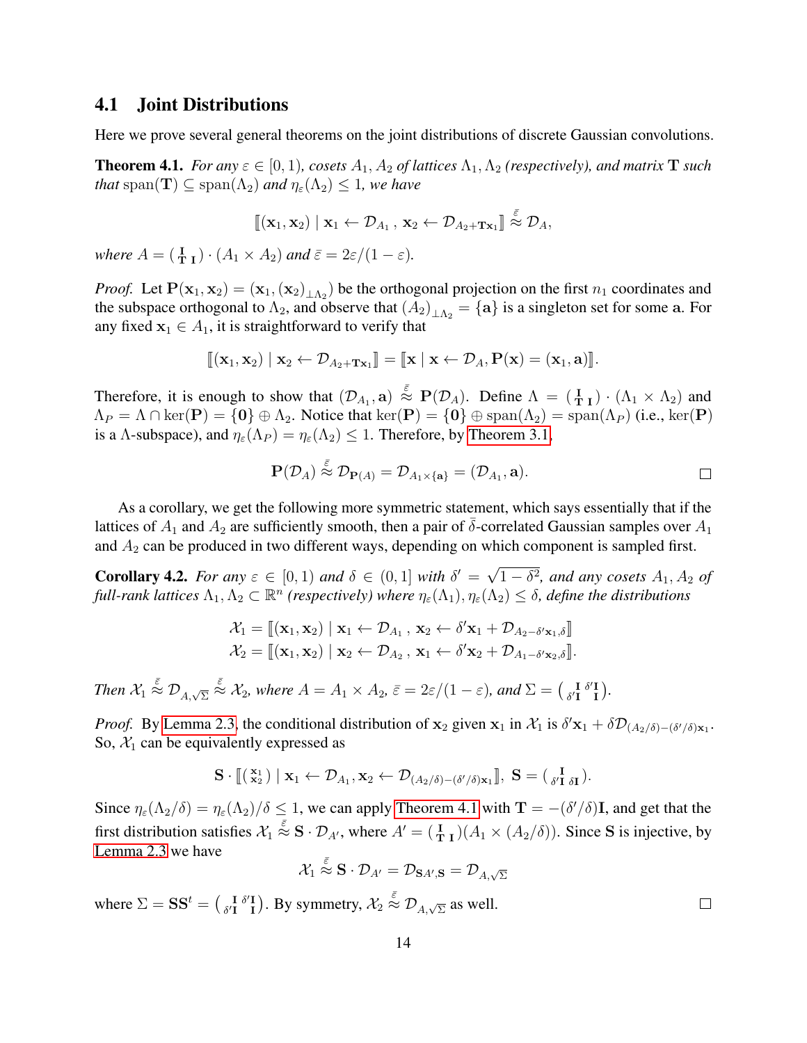## 4.1 Joint Distributions

Here we prove several general theorems on the joint distributions of discrete Gaussian convolutions.

**Theorem 4.1.** *For any $\varepsilon \in [0,1)$, cosets $A_1, A_2$ of lattices $\Lambda_1, \Lambda_2$ (respectively), and matrix $\mathbf{T}$ such that $\operatorname{span}(\mathbf{T}) \subseteq \operatorname{span}(\Lambda_2)$ and $\eta_\varepsilon(\Lambda_2) \leq 1$, we have*

$$[\![(\mathbf{x}_1, \mathbf{x}_2) \mid \mathbf{x}_1 \leftarrow \mathcal{D}_{A_1}\,,\ \mathbf{x}_2 \leftarrow \mathcal{D}_{A_2 + \mathbf{T}\mathbf{x}_1}]\!] \overset{\bar{\varepsilon}}{\approx} \mathcal{D}_A,$$

*where $A = \left(\begin{smallmatrix}\mathbf{I} & \\ \mathbf{T} & \mathbf{I}\end{smallmatrix}\right) \cdot (A_1 \times A_2)$ and $\bar{\varepsilon} = 2\varepsilon/(1-\varepsilon)$.*

*Proof.* Let $\mathbf{P}(\mathbf{x}_1, \mathbf{x}_2) = (\mathbf{x}_1, (\mathbf{x}_2)_{\perp \Lambda_2})$ be the orthogonal projection on the first $n_1$ coordinates and the subspace orthogonal to $\Lambda_2$, and observe that $(A_2)_{\perp\Lambda_2} = \{\mathbf{a}\}$ is a singleton set for some $\mathbf{a}$. For any fixed $\mathbf{x}_1 \in A_1$, it is straightforward to verify that

$$[\![(\mathbf{x}_1, \mathbf{x}_2) \mid \mathbf{x}_2 \leftarrow \mathcal{D}_{A_2 + \mathbf{T}\mathbf{x}_1}]\!] = [\![\mathbf{x} \mid \mathbf{x} \leftarrow \mathcal{D}_A, \mathbf{P}(\mathbf{x}) = (\mathbf{x}_1, \mathbf{a})]\!].$$

Therefore, it is enough to show that $(\mathcal{D}_{A_1}, \mathbf{a}) \overset{\bar{\varepsilon}}{\approx} \mathbf{P}(\mathcal{D}_A)$. Define $\Lambda = \left(\begin{smallmatrix}\mathbf{I} & \\ \mathbf{T} & \mathbf{I}\end{smallmatrix}\right) \cdot (\Lambda_1 \times \Lambda_2)$ and $\Lambda_P = \Lambda \cap \ker(\mathbf{P}) = \{\mathbf{0}\} \oplus \Lambda_2$. Notice that $\ker(\mathbf{P}) = \{\mathbf{0}\} \oplus \operatorname{span}(\Lambda_2) = \operatorname{span}(\Lambda_P)$ (i.e., $\ker(\mathbf{P})$ is a $\Lambda$-subspace), and $\eta_\varepsilon(\Lambda_P) = \eta_\varepsilon(\Lambda_2) \leq 1$. Therefore, by Theorem 3.1,

$$\mathbf{P}(\mathcal{D}_A) \overset{\bar{\varepsilon}}{\approx} \mathcal{D}_{\mathbf{P}(A)} = \mathcal{D}_{A_1 \times \{\mathbf{a}\}} = (\mathcal{D}_{A_1}, \mathbf{a}).$$

$\square$

As a corollary, we get the following more symmetric statement, which says essentially that if the lattices of $A_1$ and $A_2$ are sufficiently smooth, then a pair of $\bar{\delta}$-correlated Gaussian samples over $A_1$ and $A_2$ can be produced in two different ways, depending on which component is sampled first.

**Corollary 4.2.** *For any $\varepsilon \in [0,1)$ and $\delta \in (0,1]$ with $\delta' = \sqrt{1-\delta^2}$, and any cosets $A_1, A_2$ of full-rank lattices $\Lambda_1, \Lambda_2 \subset \mathbb{R}^n$ (respectively) where $\eta_\varepsilon(\Lambda_1), \eta_\varepsilon(\Lambda_2) \leq \delta$, define the distributions*

$$\mathcal{X}_1 = [\![(\mathbf{x}_1, \mathbf{x}_2) \mid \mathbf{x}_1 \leftarrow \mathcal{D}_{A_1}\,,\ \mathbf{x}_2 \leftarrow \delta'\mathbf{x}_1 + \mathcal{D}_{A_2 - \delta'\mathbf{x}_1, \delta}]\!]$$
$$\mathcal{X}_2 = [\![(\mathbf{x}_1, \mathbf{x}_2) \mid \mathbf{x}_2 \leftarrow \mathcal{D}_{A_2}\,,\ \mathbf{x}_1 \leftarrow \delta'\mathbf{x}_2 + \mathcal{D}_{A_1 - \delta'\mathbf{x}_2, \delta}]\!].$$

*Then $\mathcal{X}_1 \overset{\bar{\varepsilon}}{\approx} \mathcal{D}_{A,\sqrt{\Sigma}} \overset{\bar{\varepsilon}}{\approx} \mathcal{X}_2$, where $A = A_1 \times A_2$, $\bar{\varepsilon} = 2\varepsilon/(1-\varepsilon)$, and $\Sigma = \left(\begin{smallmatrix}\mathbf{I} & \delta'\mathbf{I} \\ \delta'\mathbf{I} & \mathbf{I}\end{smallmatrix}\right)$.*

*Proof.* By Lemma 2.3, the conditional distribution of $\mathbf{x}_2$ given $\mathbf{x}_1$ in $\mathcal{X}_1$ is $\delta'\mathbf{x}_1 + \delta\mathcal{D}_{(A_2/\delta) - (\delta'/\delta)\mathbf{x}_1}$. So, $\mathcal{X}_1$ can be equivalently expressed as

$$\mathbf{S} \cdot [\![\left(\begin{smallmatrix}\mathbf{x}_1 \\ \mathbf{x}_2\end{smallmatrix}\right) \mid \mathbf{x}_1 \leftarrow \mathcal{D}_{A_1}, \mathbf{x}_2 \leftarrow \mathcal{D}_{(A_2/\delta) - (\delta'/\delta)\mathbf{x}_1}]\!],\ \mathbf{S} = \left(\begin{smallmatrix}\mathbf{I} & \\ \delta'\mathbf{I} & \delta\mathbf{I}\end{smallmatrix}\right).$$

Since $\eta_\varepsilon(\Lambda_2/\delta) = \eta_\varepsilon(\Lambda_2)/\delta \leq 1$, we can apply Theorem 4.1 with $\mathbf{T} = -(\delta'/\delta)\mathbf{I}$, and get that the first distribution satisfies $\mathcal{X}_1 \overset{\bar{\varepsilon}}{\approx} \mathbf{S} \cdot \mathcal{D}_{A'}$, where $A' = \left(\begin{smallmatrix}\mathbf{I} & \\ \mathbf{T} & \mathbf{I}\end{smallmatrix}\right)(A_1 \times (A_2/\delta))$. Since $\mathbf{S}$ is injective, by Lemma 2.3 we have

$$\mathcal{X}_1 \overset{\bar{\varepsilon}}{\approx} \mathbf{S} \cdot \mathcal{D}_{A'} = \mathcal{D}_{\mathbf{S}A', \mathbf{S}} = \mathcal{D}_{A,\sqrt{\Sigma}}$$

where $\Sigma = \mathbf{S}\mathbf{S}^t = \left(\begin{smallmatrix}\mathbf{I} & \delta'\mathbf{I} \\ \delta'\mathbf{I} & \mathbf{I}\end{smallmatrix}\right)$. By symmetry, $\mathcal{X}_2 \overset{\bar{\varepsilon}}{\approx} \mathcal{D}_{A,\sqrt{\Sigma}}$ as well. $\square$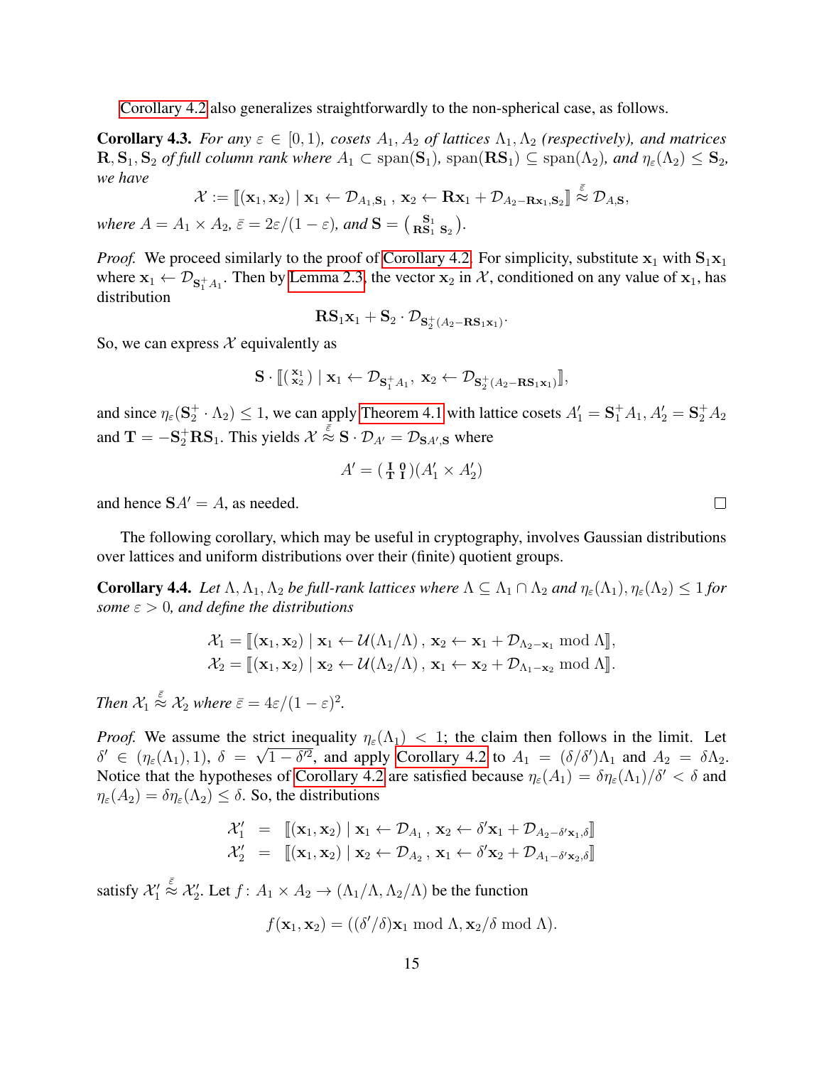Corollary 4.2 also generalizes straightforwardly to the non-spherical case, as follows.

**Corollary 4.3.** *For any $\varepsilon \in [0,1)$, cosets $A_1, A_2$ of lattices $\Lambda_1, \Lambda_2$ (respectively), and matrices $\mathbf{R}, \mathbf{S}_1, \mathbf{S}_2$ of full column rank where $A_1 \subset \mathrm{span}(\mathbf{S}_1)$, $\mathrm{span}(\mathbf{R}\mathbf{S}_1) \subseteq \mathrm{span}(\Lambda_2)$, and $\eta_\varepsilon(\Lambda_2) \leq \mathbf{S}_2$, we have*

$$\mathcal{X} := [\![(\mathbf{x}_1, \mathbf{x}_2) \mid \mathbf{x}_1 \leftarrow \mathcal{D}_{A_1, \mathbf{S}_1}\,,\ \mathbf{x}_2 \leftarrow \mathbf{R}\mathbf{x}_1 + \mathcal{D}_{A_2 - \mathbf{R}\mathbf{x}_1, \mathbf{S}_2}]\!] \overset{\bar\varepsilon}{\approx} \mathcal{D}_{A, \mathbf{S}},$$

*where $A = A_1 \times A_2$, $\bar\varepsilon = 2\varepsilon/(1-\varepsilon)$, and $\mathbf{S} = \left(\begin{smallmatrix} \mathbf{S}_1 & \\ \mathbf{R}\mathbf{S}_1 & \mathbf{S}_2 \end{smallmatrix}\right)$.*

*Proof.* We proceed similarly to the proof of Corollary 4.2. For simplicity, substitute $\mathbf{x}_1$ with $\mathbf{S}_1\mathbf{x}_1$ where $\mathbf{x}_1 \leftarrow \mathcal{D}_{\mathbf{S}_1^+ A_1}$. Then by Lemma 2.3, the vector $\mathbf{x}_2$ in $\mathcal{X}$, conditioned on any value of $\mathbf{x}_1$, has distribution

$$\mathbf{R}\mathbf{S}_1\mathbf{x}_1 + \mathbf{S}_2 \cdot \mathcal{D}_{\mathbf{S}_2^+(A_2 - \mathbf{R}\mathbf{S}_1\mathbf{x}_1)}.$$

So, we can express $\mathcal{X}$ equivalently as

$$\mathbf{S} \cdot [\![\left(\begin{smallmatrix} \mathbf{x}_1 \\ \mathbf{x}_2 \end{smallmatrix}\right) \mid \mathbf{x}_1 \leftarrow \mathcal{D}_{\mathbf{S}_1^+ A_1},\ \mathbf{x}_2 \leftarrow \mathcal{D}_{\mathbf{S}_2^+(A_2 - \mathbf{R}\mathbf{S}_1\mathbf{x}_1)}]\!],$$

and since $\eta_\varepsilon(\mathbf{S}_2^+ \cdot \Lambda_2) \leq 1$, we can apply Theorem 4.1 with lattice cosets $A_1' = \mathbf{S}_1^+ A_1$, $A_2' = \mathbf{S}_2^+ A_2$ and $\mathbf{T} = -\mathbf{S}_2^+\mathbf{R}\mathbf{S}_1$. This yields $\mathcal{X} \overset{\bar\varepsilon}{\approx} \mathbf{S} \cdot \mathcal{D}_{A'} = \mathcal{D}_{\mathbf{S}A', \mathbf{S}}$ where

$$A' = \left(\begin{smallmatrix} \mathbf{I} & \mathbf{0} \\ \mathbf{T} & \mathbf{I} \end{smallmatrix}\right)(A_1' \times A_2')$$

and hence $\mathbf{S}A' = A$, as needed. $\square$

The following corollary, which may be useful in cryptography, involves Gaussian distributions over lattices and uniform distributions over their (finite) quotient groups.

**Corollary 4.4.** *Let $\Lambda, \Lambda_1, \Lambda_2$ be full-rank lattices where $\Lambda \subseteq \Lambda_1 \cap \Lambda_2$ and $\eta_\varepsilon(\Lambda_1), \eta_\varepsilon(\Lambda_2) \leq 1$ for some $\varepsilon > 0$, and define the distributions*

$$\mathcal{X}_1 = [\![(\mathbf{x}_1, \mathbf{x}_2) \mid \mathbf{x}_1 \leftarrow \mathcal{U}(\Lambda_1/\Lambda)\,,\ \mathbf{x}_2 \leftarrow \mathbf{x}_1 + \mathcal{D}_{\Lambda_2 - \mathbf{x}_1} \bmod \Lambda]\!],$$
$$\mathcal{X}_2 = [\![(\mathbf{x}_1, \mathbf{x}_2) \mid \mathbf{x}_2 \leftarrow \mathcal{U}(\Lambda_2/\Lambda)\,,\ \mathbf{x}_1 \leftarrow \mathbf{x}_2 + \mathcal{D}_{\Lambda_1 - \mathbf{x}_2} \bmod \Lambda]\!].$$

*Then $\mathcal{X}_1 \overset{\bar\varepsilon}{\approx} \mathcal{X}_2$ where $\bar\varepsilon = 4\varepsilon/(1-\varepsilon)^2$.*

*Proof.* We assume the strict inequality $\eta_\varepsilon(\Lambda_1) < 1$; the claim then follows in the limit. Let $\delta' \in (\eta_\varepsilon(\Lambda_1), 1)$, $\delta = \sqrt{1 - \delta'^2}$, and apply Corollary 4.2 to $A_1 = (\delta/\delta')\Lambda_1$ and $A_2 = \delta\Lambda_2$. Notice that the hypotheses of Corollary 4.2 are satisfied because $\eta_\varepsilon(A_1) = \delta\eta_\varepsilon(\Lambda_1)/\delta' < \delta$ and $\eta_\varepsilon(A_2) = \delta\eta_\varepsilon(\Lambda_2) \leq \delta$. So, the distributions

$$\begin{aligned}
\mathcal{X}_1' &= [\![(\mathbf{x}_1, \mathbf{x}_2) \mid \mathbf{x}_1 \leftarrow \mathcal{D}_{A_1}\,,\ \mathbf{x}_2 \leftarrow \delta'\mathbf{x}_1 + \mathcal{D}_{A_2 - \delta'\mathbf{x}_1, \delta}]\!] \\
\mathcal{X}_2' &= [\![(\mathbf{x}_1, \mathbf{x}_2) \mid \mathbf{x}_2 \leftarrow \mathcal{D}_{A_2}\,,\ \mathbf{x}_1 \leftarrow \delta'\mathbf{x}_2 + \mathcal{D}_{A_1 - \delta'\mathbf{x}_2, \delta}]\!]
\end{aligned}$$

satisfy $\mathcal{X}_1' \overset{\bar\varepsilon}{\approx} \mathcal{X}_2'$. Let $f \colon A_1 \times A_2 \to (\Lambda_1/\Lambda, \Lambda_2/\Lambda)$ be the function

$$f(\mathbf{x}_1, \mathbf{x}_2) = ((\delta'/\delta)\mathbf{x}_1 \bmod \Lambda, \mathbf{x}_2/\delta \bmod \Lambda).$$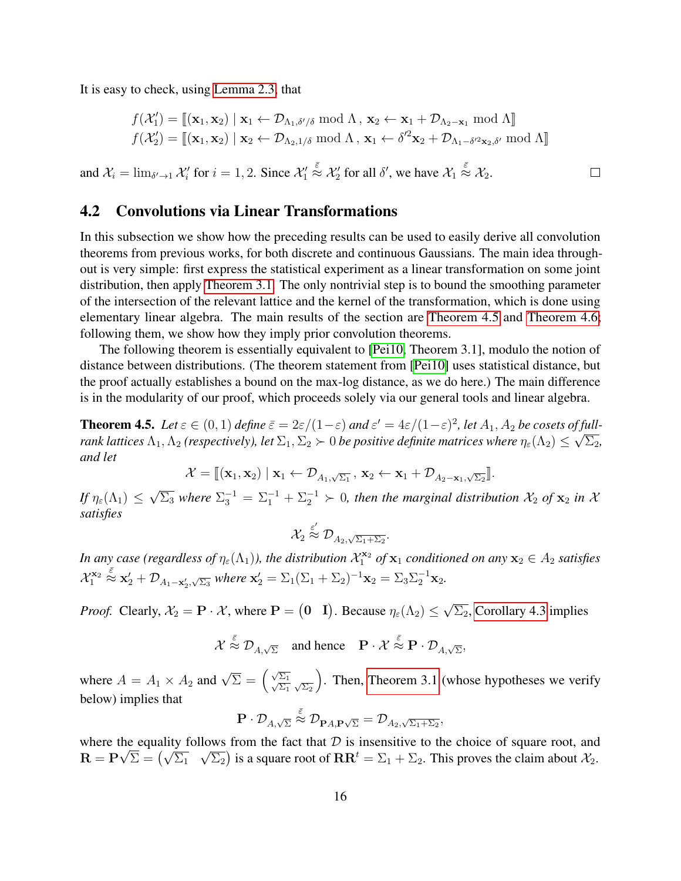It is easy to check, using Lemma 2.3, that

$$f(\mathcal{X}_1') = [\![(\mathbf{x}_1, \mathbf{x}_2) \mid \mathbf{x}_1 \leftarrow \mathcal{D}_{\Lambda_1, \delta'/\delta} \bmod \Lambda\,,\ \mathbf{x}_2 \leftarrow \mathbf{x}_1 + \mathcal{D}_{\Lambda_2 - \mathbf{x}_1} \bmod \Lambda]\!]$$
$$f(\mathcal{X}_2') = [\![(\mathbf{x}_1, \mathbf{x}_2) \mid \mathbf{x}_2 \leftarrow \mathcal{D}_{\Lambda_2, 1/\delta} \bmod \Lambda\,,\ \mathbf{x}_1 \leftarrow \delta'^2 \mathbf{x}_2 + \mathcal{D}_{\Lambda_1 - \delta'^2 \mathbf{x}_2, \delta'} \bmod \Lambda]\!]$$

and $\mathcal{X}_i = \lim_{\delta' \to 1} \mathcal{X}_i'$ for $i = 1, 2$. Since $\mathcal{X}_1' \overset{\bar{\varepsilon}}{\approx} \mathcal{X}_2'$ for all $\delta'$, we have $\mathcal{X}_1 \overset{\bar{\varepsilon}}{\approx} \mathcal{X}_2$. □

## 4.2 Convolutions via Linear Transformations

In this subsection we show how the preceding results can be used to easily derive all convolution theorems from previous works, for both discrete and continuous Gaussians. The main idea throughout is very simple: first express the statistical experiment as a linear transformation on some joint distribution, then apply Theorem 3.1. The only nontrivial step is to bound the smoothing parameter of the intersection of the relevant lattice and the kernel of the transformation, which is done using elementary linear algebra. The main results of the section are Theorem 4.5 and Theorem 4.6; following them, we show how they imply prior convolution theorems.

The following theorem is essentially equivalent to [Pei10, Theorem 3.1], modulo the notion of distance between distributions. (The theorem statement from [Pei10] uses statistical distance, but the proof actually establishes a bound on the max-log distance, as we do here.) The main difference is in the modularity of our proof, which proceeds solely via our general tools and linear algebra.

**Theorem 4.5.** *Let $\varepsilon \in (0, 1)$ define $\bar{\varepsilon} = 2\varepsilon/(1-\varepsilon)$ and $\varepsilon' = 4\varepsilon/(1-\varepsilon)^2$, let $A_1, A_2$ be cosets of full-rank lattices $\Lambda_1, \Lambda_2$ (respectively), let $\Sigma_1, \Sigma_2 \succ 0$ be positive definite matrices where $\eta_\varepsilon(\Lambda_2) \le \sqrt{\Sigma_2}$, and let*

$$\mathcal{X} = [\![(\mathbf{x}_1, \mathbf{x}_2) \mid \mathbf{x}_1 \leftarrow \mathcal{D}_{A_1, \sqrt{\Sigma_1}}\,,\ \mathbf{x}_2 \leftarrow \mathbf{x}_1 + \mathcal{D}_{A_2 - \mathbf{x}_1, \sqrt{\Sigma_2}}]\!].$$

*If $\eta_\varepsilon(\Lambda_1) \le \sqrt{\Sigma_3}$ where $\Sigma_3^{-1} = \Sigma_1^{-1} + \Sigma_2^{-1} \succ 0$, then the marginal distribution $\mathcal{X}_2$ of $\mathbf{x}_2$ in $\mathcal{X}$ satisfies*

$$\mathcal{X}_2 \overset{\varepsilon'}{\approx} \mathcal{D}_{A_2, \sqrt{\Sigma_1 + \Sigma_2}}.$$

*In any case (regardless of $\eta_\varepsilon(\Lambda_1)$), the distribution $\mathcal{X}_1^{\mathbf{x}_2}$ of $\mathbf{x}_1$ conditioned on any $\mathbf{x}_2 \in A_2$ satisfies $\mathcal{X}_1^{\mathbf{x}_2} \overset{\bar{\varepsilon}}{\approx} \mathbf{x}_2' + \mathcal{D}_{A_1 - \mathbf{x}_2', \sqrt{\Sigma_3}}$ where $\mathbf{x}_2' = \Sigma_1(\Sigma_1 + \Sigma_2)^{-1}\mathbf{x}_2 = \Sigma_3 \Sigma_2^{-1} \mathbf{x}_2$.*

*Proof.* Clearly, $\mathcal{X}_2 = \mathbf{P} \cdot \mathcal{X}$, where $\mathbf{P} = \begin{pmatrix} \mathbf{0} & \mathbf{I} \end{pmatrix}$. Because $\eta_\varepsilon(\Lambda_2) \le \sqrt{\Sigma_2}$, Corollary 4.3 implies

$$\mathcal{X} \overset{\bar{\varepsilon}}{\approx} \mathcal{D}_{A, \sqrt{\Sigma}} \quad \text{and hence} \quad \mathbf{P} \cdot \mathcal{X} \overset{\bar{\varepsilon}}{\approx} \mathbf{P} \cdot \mathcal{D}_{A, \sqrt{\Sigma}},$$

where $A = A_1 \times A_2$ and $\sqrt{\Sigma} = \begin{pmatrix} \sqrt{\Sigma_1} & \\ \sqrt{\Sigma_1} & \sqrt{\Sigma_2} \end{pmatrix}$. Then, Theorem 3.1 (whose hypotheses we verify below) implies that

$$\mathbf{P} \cdot \mathcal{D}_{A, \sqrt{\Sigma}} \overset{\bar{\varepsilon}}{\approx} \mathcal{D}_{\mathbf{P}A, \mathbf{P}\sqrt{\Sigma}} = \mathcal{D}_{A_2, \sqrt{\Sigma_1 + \Sigma_2}},$$

where the equality follows from the fact that $\mathcal{D}$ is insensitive to the choice of square root, and $\mathbf{R} = \mathbf{P}\sqrt{\Sigma} = \begin{pmatrix} \sqrt{\Sigma_1} & \sqrt{\Sigma_2} \end{pmatrix}$ is a square root of $\mathbf{R}\mathbf{R}^t = \Sigma_1 + \Sigma_2$. This proves the claim about $\mathcal{X}_2$.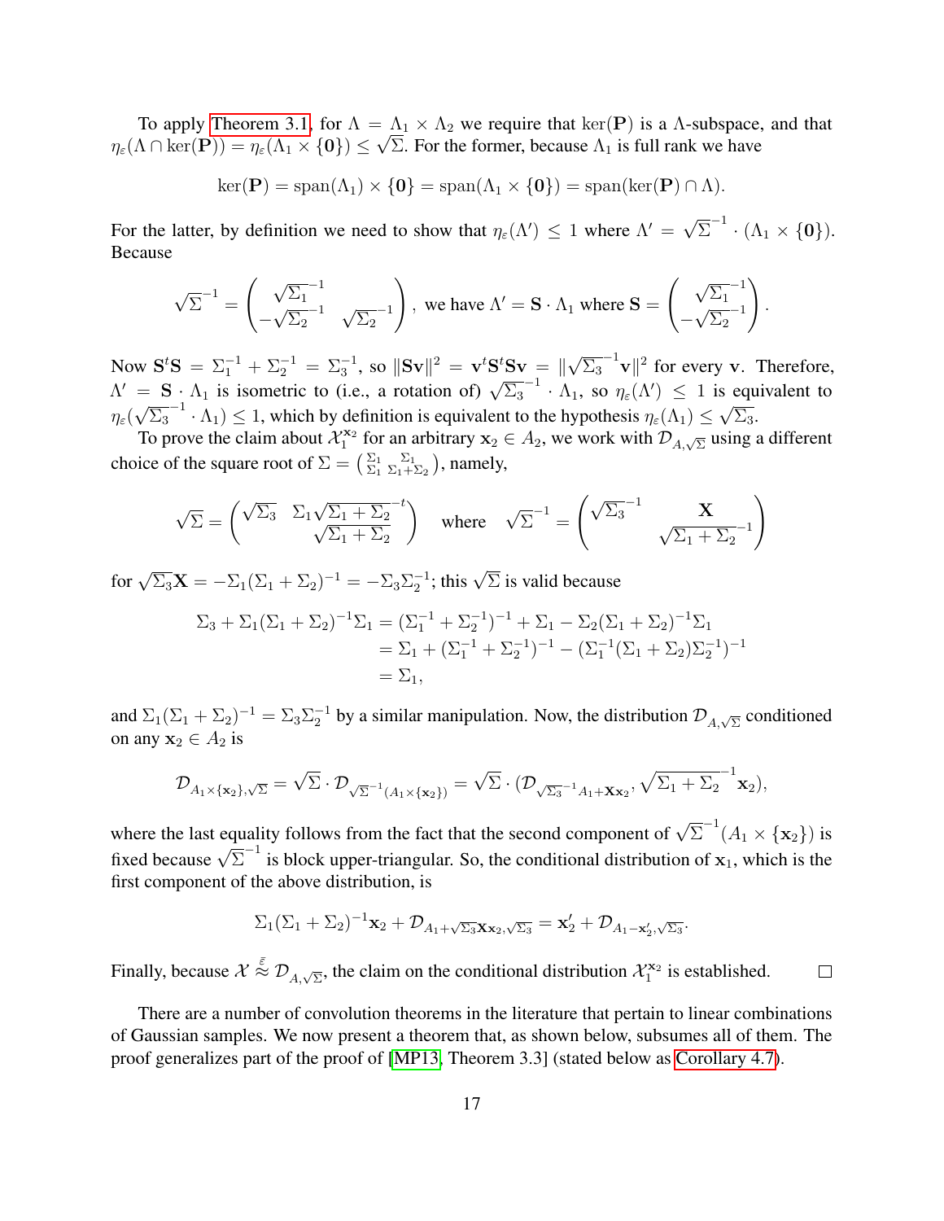To apply Theorem 3.1, for $\Lambda = \Lambda_1 \times \Lambda_2$ we require that $\ker(\mathbf{P})$ is a $\Lambda$-subspace, and that $\eta_\varepsilon(\Lambda \cap \ker(\mathbf{P})) = \eta_\varepsilon(\Lambda_1 \times \{\mathbf{0}\}) \leq \sqrt{\Sigma}$. For the former, because $\Lambda_1$ is full rank we have

$$\ker(\mathbf{P}) = \operatorname{span}(\Lambda_1) \times \{\mathbf{0}\} = \operatorname{span}(\Lambda_1 \times \{\mathbf{0}\}) = \operatorname{span}(\ker(\mathbf{P}) \cap \Lambda).$$

For the latter, by definition we need to show that $\eta_\varepsilon(\Lambda') \leq 1$ where $\Lambda' = \sqrt{\Sigma}^{-1} \cdot (\Lambda_1 \times \{\mathbf{0}\})$. Because

$$\sqrt{\Sigma}^{-1} = \begin{pmatrix} \sqrt{\Sigma_1}^{-1} & \\ -\sqrt{\Sigma_2}^{-1} & \sqrt{\Sigma_2}^{-1} \end{pmatrix}, \text{ we have } \Lambda' = \mathbf{S} \cdot \Lambda_1 \text{ where } \mathbf{S} = \begin{pmatrix} \sqrt{\Sigma_1}^{-1} \\ -\sqrt{\Sigma_2}^{-1} \end{pmatrix}.$$

Now $\mathbf{S}^t\mathbf{S} = \Sigma_1^{-1} + \Sigma_2^{-1} = \Sigma_3^{-1}$, so $\|\mathbf{S}\mathbf{v}\|^2 = \mathbf{v}^t\mathbf{S}^t\mathbf{S}\mathbf{v} = \|\sqrt{\Sigma_3}^{-1}\mathbf{v}\|^2$ for every $\mathbf{v}$. Therefore, $\Lambda' = \mathbf{S} \cdot \Lambda_1$ is isometric to (i.e., a rotation of) $\sqrt{\Sigma_3}^{-1} \cdot \Lambda_1$, so $\eta_\varepsilon(\Lambda') \leq 1$ is equivalent to $\eta_\varepsilon(\sqrt{\Sigma_3}^{-1} \cdot \Lambda_1) \leq 1$, which by definition is equivalent to the hypothesis $\eta_\varepsilon(\Lambda_1) \leq \sqrt{\Sigma_3}$.

To prove the claim about $\mathcal{X}_1^{\mathbf{x}_2}$ for an arbitrary $\mathbf{x}_2 \in A_2$, we work with $\mathcal{D}_{A,\sqrt{\Sigma}}$ using a different choice of the square root of $\Sigma = \left(\begin{smallmatrix} \Sigma_1 & \Sigma_1 \\ \Sigma_1 & \Sigma_1+\Sigma_2 \end{smallmatrix}\right)$, namely,

$$\sqrt{\Sigma} = \begin{pmatrix} \sqrt{\Sigma_3} & \Sigma_1\sqrt{\Sigma_1+\Sigma_2}^{-t} \\ & \sqrt{\Sigma_1+\Sigma_2} \end{pmatrix} \quad \text{where} \quad \sqrt{\Sigma}^{-1} = \begin{pmatrix} \sqrt{\Sigma_3}^{-1} & \mathbf{X} \\ & \sqrt{\Sigma_1+\Sigma_2}^{-1} \end{pmatrix}$$

for $\sqrt{\Sigma_3}\mathbf{X} = -\Sigma_1(\Sigma_1+\Sigma_2)^{-1} = -\Sigma_3\Sigma_2^{-1}$; this $\sqrt{\Sigma}$ is valid because

$$\begin{aligned}
\Sigma_3 + \Sigma_1(\Sigma_1+\Sigma_2)^{-1}\Sigma_1 &= (\Sigma_1^{-1}+\Sigma_2^{-1})^{-1} + \Sigma_1 - \Sigma_2(\Sigma_1+\Sigma_2)^{-1}\Sigma_1 \\
&= \Sigma_1 + (\Sigma_1^{-1}+\Sigma_2^{-1})^{-1} - (\Sigma_1^{-1}(\Sigma_1+\Sigma_2)\Sigma_2^{-1})^{-1} \\
&= \Sigma_1,
\end{aligned}$$

and $\Sigma_1(\Sigma_1+\Sigma_2)^{-1} = \Sigma_3\Sigma_2^{-1}$ by a similar manipulation. Now, the distribution $\mathcal{D}_{A,\sqrt{\Sigma}}$ conditioned on any $\mathbf{x}_2 \in A_2$ is

$$\mathcal{D}_{A_1\times\{\mathbf{x}_2\},\sqrt{\Sigma}} = \sqrt{\Sigma} \cdot \mathcal{D}_{\sqrt{\Sigma}^{-1}(A_1\times\{\mathbf{x}_2\})} = \sqrt{\Sigma} \cdot (\mathcal{D}_{\sqrt{\Sigma_3}^{-1}A_1+\mathbf{X}\mathbf{x}_2}, \sqrt{\Sigma_1+\Sigma_2}^{-1}\mathbf{x}_2),$$

where the last equality follows from the fact that the second component of $\sqrt{\Sigma}^{-1}(A_1 \times \{\mathbf{x}_2\})$ is fixed because $\sqrt{\Sigma}^{-1}$ is block upper-triangular. So, the conditional distribution of $\mathbf{x}_1$, which is the first component of the above distribution, is

$$\Sigma_1(\Sigma_1+\Sigma_2)^{-1}\mathbf{x}_2 + \mathcal{D}_{A_1+\sqrt{\Sigma_3}\mathbf{X}\mathbf{x}_2,\sqrt{\Sigma_3}} = \mathbf{x}_2' + \mathcal{D}_{A_1-\mathbf{x}_2',\sqrt{\Sigma_3}}.$$

Finally, because $\mathcal{X} \overset{\bar{\varepsilon}}{\approx} \mathcal{D}_{A,\sqrt{\Sigma}}$, the claim on the conditional distribution $\mathcal{X}_1^{\mathbf{x}_2}$ is established. $\square$

There are a number of convolution theorems in the literature that pertain to linear combinations of Gaussian samples. We now present a theorem that, as shown below, subsumes all of them. The proof generalizes part of the proof of [MP13, Theorem 3.3] (stated below as Corollary 4.7).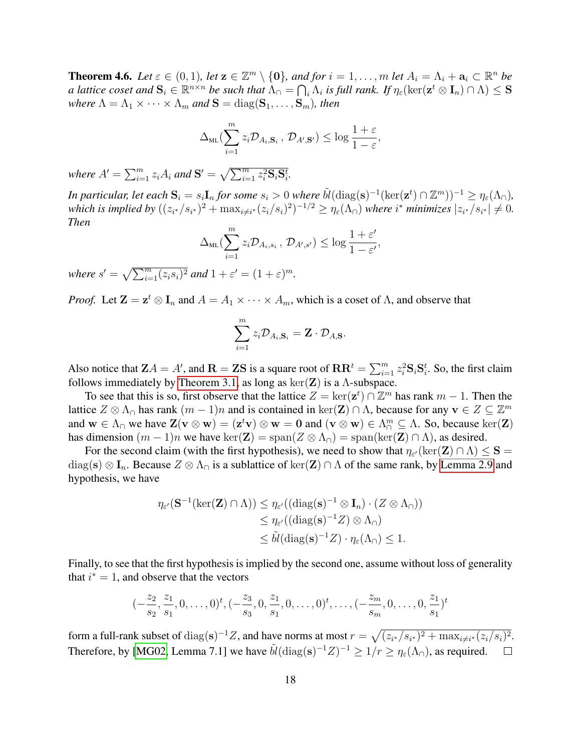**Theorem 4.6.** *Let $\varepsilon \in (0,1)$, let $\mathbf{z} \in \mathbb{Z}^m \setminus \{\mathbf{0}\}$, and for $i = 1, \ldots, m$ let $A_i = \Lambda_i + \mathbf{a}_i \subset \mathbb{R}^n$ be a lattice coset and $\mathbf{S}_i \in \mathbb{R}^{n \times n}$ be such that $\Lambda_\cap = \bigcap_i \Lambda_i$ is full rank. If $\eta_\varepsilon(\ker(\mathbf{z}^t \otimes \mathbf{I}_n) \cap \Lambda) \leq \mathbf{S}$ where $\Lambda = \Lambda_1 \times \cdots \times \Lambda_m$ and $\mathbf{S} = \operatorname{diag}(\mathbf{S}_1, \ldots, \mathbf{S}_m)$, then*

$$\Delta_{\mathrm{ML}}\Big(\sum_{i=1}^m z_i \mathcal{D}_{A_i, \mathbf{S}_i} \, , \, \mathcal{D}_{A', \mathbf{S}'}\Big) \leq \log \frac{1+\varepsilon}{1-\varepsilon},$$

*where $A' = \sum_{i=1}^m z_i A_i$ and $\mathbf{S}' = \sqrt{\sum_{i=1}^m z_i^2 \mathbf{S}_i \mathbf{S}_i^t}$.*

*In particular, let each $\mathbf{S}_i = s_i \mathbf{I}_n$ for some $s_i > 0$ where $\tilde{bl}(\operatorname{diag}(\mathbf{s})^{-1}(\ker(\mathbf{z}^t) \cap \mathbb{Z}^m))^{-1} \geq \eta_\varepsilon(\Lambda_\cap)$, which is implied by $((z_{i^*}/s_{i^*})^2 + \max_{i \neq i^*}(z_i/s_i)^2)^{-1/2} \geq \eta_\varepsilon(\Lambda_\cap)$ where $i^*$ minimizes $|z_{i^*}/s_{i^*}| \neq 0$. Then*

$$\Delta_{\mathrm{ML}}\Big(\sum_{i=1}^m z_i \mathcal{D}_{A_i, s_i} \, , \, \mathcal{D}_{A', s'}\Big) \leq \log \frac{1+\varepsilon'}{1-\varepsilon'},$$

*where $s' = \sqrt{\sum_{i=1}^m (z_i s_i)^2}$ and $1 + \varepsilon' = (1+\varepsilon)^m$.*

*Proof.* Let $\mathbf{Z} = \mathbf{z}^t \otimes \mathbf{I}_n$ and $A = A_1 \times \cdots \times A_m$, which is a coset of $\Lambda$, and observe that

$$\sum_{i=1}^m z_i \mathcal{D}_{A_i, \mathbf{S}_i} = \mathbf{Z} \cdot \mathcal{D}_{A, \mathbf{S}}.$$

Also notice that $\mathbf{Z}A = A'$, and $\mathbf{R} = \mathbf{Z}\mathbf{S}$ is a square root of $\mathbf{R}\mathbf{R}^t = \sum_{i=1}^m z_i^2 \mathbf{S}_i \mathbf{S}_i^t$. So, the first claim follows immediately by Theorem 3.1, as long as $\ker(\mathbf{Z})$ is a $\Lambda$-subspace.

To see that this is so, first observe that the lattice $Z = \ker(\mathbf{z}^t) \cap \mathbb{Z}^m$ has rank $m-1$. Then the lattice $Z \otimes \Lambda_\cap$ has rank $(m-1)n$ and is contained in $\ker(\mathbf{Z}) \cap \Lambda$, because for any $\mathbf{v} \in Z \subseteq \mathbb{Z}^m$ and $\mathbf{w} \in \Lambda_\cap$ we have $\mathbf{Z}(\mathbf{v} \otimes \mathbf{w}) = (\mathbf{z}^t \mathbf{v}) \otimes \mathbf{w} = \mathbf{0}$ and $(\mathbf{v} \otimes \mathbf{w}) \in \Lambda_\cap^m \subseteq \Lambda$. So, because $\ker(\mathbf{Z})$ has dimension $(m-1)n$ we have $\ker(\mathbf{Z}) = \operatorname{span}(Z \otimes \Lambda_\cap) = \operatorname{span}(\ker(\mathbf{Z}) \cap \Lambda)$, as desired.

For the second claim (with the first hypothesis), we need to show that $\eta_{\varepsilon'}(\ker(\mathbf{Z}) \cap \Lambda) \leq \mathbf{S} = \operatorname{diag}(\mathbf{s}) \otimes \mathbf{I}_n$. Because $Z \otimes \Lambda_\cap$ is a sublattice of $\ker(\mathbf{Z}) \cap \Lambda$ of the same rank, by Lemma 2.9 and hypothesis, we have

$$\begin{aligned}
\eta_{\varepsilon'}(\mathbf{S}^{-1}(\ker(\mathbf{Z}) \cap \Lambda)) &\leq \eta_{\varepsilon'}((\operatorname{diag}(\mathbf{s})^{-1} \otimes \mathbf{I}_n) \cdot (Z \otimes \Lambda_\cap)) \\
&\leq \eta_{\varepsilon'}((\operatorname{diag}(\mathbf{s})^{-1} Z) \otimes \Lambda_\cap) \\
&\leq \tilde{bl}(\operatorname{diag}(\mathbf{s})^{-1} Z) \cdot \eta_\varepsilon(\Lambda_\cap) \leq 1.
\end{aligned}$$

Finally, to see that the first hypothesis is implied by the second one, assume without loss of generality that $i^* = 1$, and observe that the vectors

$$\Big(-\frac{z_2}{s_2}, \frac{z_1}{s_1}, 0, \ldots, 0\Big)^t, \Big(-\frac{z_3}{s_3}, 0, \frac{z_1}{s_1}, 0, \ldots, 0\Big)^t, \ldots, \Big(-\frac{z_m}{s_m}, 0, \ldots, 0, \frac{z_1}{s_1}\Big)^t$$

form a full-rank subset of $\operatorname{diag}(\mathbf{s})^{-1} Z$, and have norms at most $r = \sqrt{(z_{i^*}/s_{i^*})^2 + \max_{i \neq i^*}(z_i/s_i)^2}$. Therefore, by [MG02, Lemma 7.1] we have $\tilde{bl}(\operatorname{diag}(\mathbf{s})^{-1} Z)^{-1} \geq 1/r \geq \eta_\varepsilon(\Lambda_\cap)$, as required. $\square$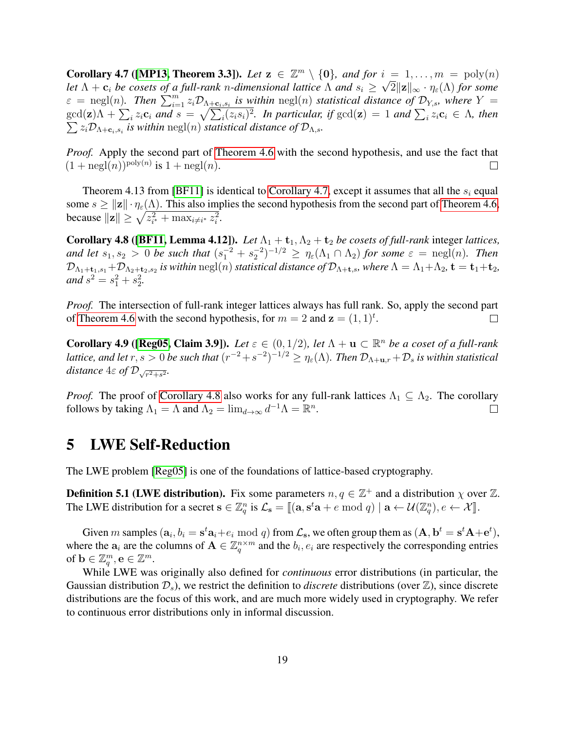**Corollary 4.7 ([MP13, Theorem 3.3]).** *Let $\mathbf{z} \in \mathbb{Z}^m \setminus \{\mathbf{0}\}$, and for $i = 1, \dots, m = \mathrm{poly}(n)$ let $\Lambda + \mathbf{c}_i$ be cosets of a full-rank $n$-dimensional lattice $\Lambda$ and $s_i \geq \sqrt{2}\|\mathbf{z}\|_\infty \cdot \eta_\varepsilon(\Lambda)$ for some $\varepsilon = \mathrm{negl}(n)$. Then $\sum_{i=1}^m z_i \mathcal{D}_{\Lambda+\mathbf{c}_i, s_i}$ is within $\mathrm{negl}(n)$ statistical distance of $\mathcal{D}_{Y,s}$, where $Y = \gcd(\mathbf{z})\Lambda + \sum_i z_i \mathbf{c}_i$ and $s = \sqrt{\sum_i (z_i s_i)^2}$. In particular, if $\gcd(\mathbf{z}) = 1$ and $\sum_i z_i \mathbf{c}_i \in \Lambda$, then $\sum z_i \mathcal{D}_{\Lambda+\mathbf{c}_i, s_i}$ is within $\mathrm{negl}(n)$ statistical distance of $\mathcal{D}_{\Lambda,s}$.*

*Proof.* Apply the second part of Theorem 4.6 with the second hypothesis, and use the fact that $(1 + \mathrm{negl}(n))^{\mathrm{poly}(n)}$ is $1 + \mathrm{negl}(n)$. ∎

Theorem 4.13 from [BF11] is identical to Corollary 4.7, except it assumes that all the $s_i$ equal some $s \geq \|\mathbf{z}\| \cdot \eta_\varepsilon(\Lambda)$. This also implies the second hypothesis from the second part of Theorem 4.6, because $\|\mathbf{z}\| \geq \sqrt{z_{i^*}^2 + \max_{i \neq i^*} z_i^2}$.

**Corollary 4.8 ([BF11, Lemma 4.12]).** *Let $\Lambda_1 + \mathbf{t}_1, \Lambda_2 + \mathbf{t}_2$ be cosets of full-rank* integer *lattices, and let $s_1, s_2 > 0$ be such that $(s_1^{-2} + s_2^{-2})^{-1/2} \geq \eta_\varepsilon(\Lambda_1 \cap \Lambda_2)$ for some $\varepsilon = \mathrm{negl}(n)$. Then $\mathcal{D}_{\Lambda_1+\mathbf{t}_1, s_1} + \mathcal{D}_{\Lambda_2+\mathbf{t}_2, s_2}$ is within $\mathrm{negl}(n)$ statistical distance of $\mathcal{D}_{\Lambda+\mathbf{t}, s}$, where $\Lambda = \Lambda_1 + \Lambda_2$, $\mathbf{t} = \mathbf{t}_1 + \mathbf{t}_2$, and $s^2 = s_1^2 + s_2^2$.*

*Proof.* The intersection of full-rank integer lattices always has full rank. So, apply the second part of Theorem 4.6 with the second hypothesis, for $m = 2$ and $\mathbf{z} = (1, 1)^t$. ∎

**Corollary 4.9 ([Reg05, Claim 3.9]).** *Let $\varepsilon \in (0, 1/2)$, let $\Lambda + \mathbf{u} \subset \mathbb{R}^n$ be a coset of a full-rank lattice, and let $r, s > 0$ be such that $(r^{-2} + s^{-2})^{-1/2} \geq \eta_\varepsilon(\Lambda)$. Then $\mathcal{D}_{\Lambda+\mathbf{u}, r} + \mathcal{D}_s$ is within statistical distance $4\varepsilon$ of $\mathcal{D}_{\sqrt{r^2+s^2}}$.*

*Proof.* The proof of Corollary 4.8 also works for any full-rank lattices $\Lambda_1 \subseteq \Lambda_2$. The corollary follows by taking $\Lambda_1 = \Lambda$ and $\Lambda_2 = \lim_{d \to \infty} d^{-1}\Lambda = \mathbb{R}^n$. ∎

# 5 LWE Self-Reduction

The LWE problem [Reg05] is one of the foundations of lattice-based cryptography.

**Definition 5.1 (LWE distribution).** Fix some parameters $n, q \in \mathbb{Z}^+$ and a distribution $\chi$ over $\mathbb{Z}$. The LWE distribution for a secret $\mathbf{s} \in \mathbb{Z}_q^n$ is $\mathcal{L}_\mathbf{s} = [\![(\mathbf{a}, \mathbf{s}^t\mathbf{a} + e \bmod q) \mid \mathbf{a} \leftarrow \mathcal{U}(\mathbb{Z}_q^n), e \leftarrow \mathcal{X}]\!]$.

Given $m$ samples $(\mathbf{a}_i, b_i = \mathbf{s}^t\mathbf{a}_i + e_i \bmod q)$ from $\mathcal{L}_\mathbf{s}$, we often group them as $(\mathbf{A}, \mathbf{b}^t = \mathbf{s}^t\mathbf{A} + \mathbf{e}^t)$, where the $\mathbf{a}_i$ are the columns of $\mathbf{A} \in \mathbb{Z}_q^{n \times m}$ and the $b_i, e_i$ are respectively the corresponding entries of $\mathbf{b} \in \mathbb{Z}_q^m, \mathbf{e} \in \mathbb{Z}^m$.

While LWE was originally also defined for *continuous* error distributions (in particular, the Gaussian distribution $\mathcal{D}_s$), we restrict the definition to *discrete* distributions (over $\mathbb{Z}$), since discrete distributions are the focus of this work, and are much more widely used in cryptography. We refer to continuous error distributions only in informal discussion.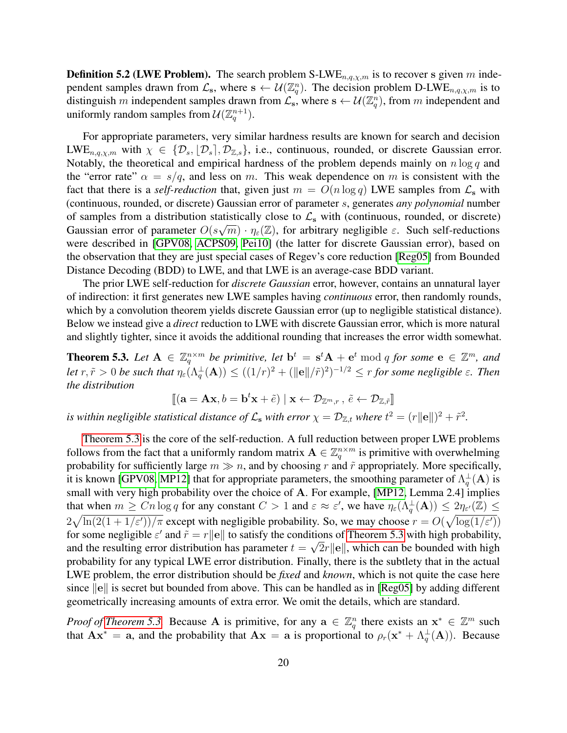**Definition 5.2 (LWE Problem).** The search problem S-LWE$_{n,q,\chi,m}$ is to recover $\mathbf{s}$ given $m$ independent samples drawn from $\mathcal{L}_{\mathbf{s}}$, where $\mathbf{s} \leftarrow \mathcal{U}(\mathbb{Z}_q^n)$. The decision problem D-LWE$_{n,q,\chi,m}$ is to distinguish $m$ independent samples drawn from $\mathcal{L}_{\mathbf{s}}$, where $\mathbf{s} \leftarrow \mathcal{U}(\mathbb{Z}_q^n)$, from $m$ independent and uniformly random samples from $\mathcal{U}(\mathbb{Z}_q^{n+1})$.

For appropriate parameters, very similar hardness results are known for search and decision LWE$_{n,q,\chi,m}$ with $\chi \in \{\mathcal{D}_s, \lfloor \mathcal{D}_s \rceil, \mathcal{D}_{\mathbb{Z},s}\}$, i.e., continuous, rounded, or discrete Gaussian error. Notably, the theoretical and empirical hardness of the problem depends mainly on $n \log q$ and the "error rate" $\alpha = s/q$, and less on $m$. This weak dependence on $m$ is consistent with the fact that there is a *self-reduction* that, given just $m = O(n \log q)$ LWE samples from $\mathcal{L}_{\mathbf{s}}$ with (continuous, rounded, or discrete) Gaussian error of parameter $s$, generates *any polynomial* number of samples from a distribution statistically close to $\mathcal{L}_{\mathbf{s}}$ with (continuous, rounded, or discrete) Gaussian error of parameter $O(s\sqrt{m}) \cdot \eta_\varepsilon(\mathbb{Z})$, for arbitrary negligible $\varepsilon$. Such self-reductions were described in [GPV08, ACPS09, Pei10] (the latter for discrete Gaussian error), based on the observation that they are just special cases of Regev's core reduction [Reg05] from Bounded Distance Decoding (BDD) to LWE, and that LWE is an average-case BDD variant.

The prior LWE self-reduction for *discrete Gaussian* error, however, contains an unnatural layer of indirection: it first generates new LWE samples having *continuous* error, then randomly rounds, which by a convolution theorem yields discrete Gaussian error (up to negligible statistical distance). Below we instead give a *direct* reduction to LWE with discrete Gaussian error, which is more natural and slightly tighter, since it avoids the additional rounding that increases the error width somewhat.

**Theorem 5.3.** *Let $\mathbf{A} \in \mathbb{Z}_q^{n \times m}$ be primitive, let $\mathbf{b}^t = \mathbf{s}^t\mathbf{A} + \mathbf{e}^t \bmod q$ for some $\mathbf{e} \in \mathbb{Z}^m$, and let $r, \tilde{r} > 0$ be such that $\eta_\varepsilon(\Lambda_q^\perp(\mathbf{A})) \leq ((1/r)^2 + (\|\mathbf{e}\|/\tilde{r})^2)^{-1/2} \leq r$ for some negligible $\varepsilon$. Then the distribution*

$$[\![(\mathbf{a} = \mathbf{A}\mathbf{x}, b = \mathbf{b}^t\mathbf{x} + \tilde{e}) \mid \mathbf{x} \leftarrow \mathcal{D}_{\mathbb{Z}^m,r}\,,\ \tilde{e} \leftarrow \mathcal{D}_{\mathbb{Z},\tilde{r}}]\!]$$

*is within negligible statistical distance of $\mathcal{L}_{\mathbf{s}}$ with error $\chi = \mathcal{D}_{\mathbb{Z},t}$ where $t^2 = (r\|\mathbf{e}\|)^2 + \tilde{r}^2$.*

Theorem 5.3 is the core of the self-reduction. A full reduction between proper LWE problems follows from the fact that a uniformly random matrix $\mathbf{A} \in \mathbb{Z}_q^{n \times m}$ is primitive with overwhelming probability for sufficiently large $m \gg n$, and by choosing $r$ and $\tilde{r}$ appropriately. More specifically, it is known [GPV08, MP12] that for appropriate parameters, the smoothing parameter of $\Lambda_q^\perp(\mathbf{A})$ is small with very high probability over the choice of $\mathbf{A}$. For example, [MP12, Lemma 2.4] implies that when $m \geq Cn \log q$ for any constant $C > 1$ and $\varepsilon \approx \varepsilon'$, we have $\eta_\varepsilon(\Lambda_q^\perp(\mathbf{A})) \leq 2\eta_{\varepsilon'}(\mathbb{Z}) \leq 2\sqrt{\ln(2(1+1/\varepsilon'))/\pi}$ except with negligible probability. So, we may choose $r = O(\sqrt{\log(1/\varepsilon')})$ for some negligible $\varepsilon'$ and $\tilde{r} = r\|\mathbf{e}\|$ to satisfy the conditions of Theorem 5.3 with high probability, and the resulting error distribution has parameter $t = \sqrt{2}r\|\mathbf{e}\|$, which can be bounded with high probability for any typical LWE error distribution. Finally, there is the subtlety that in the actual LWE problem, the error distribution should be *fixed* and *known*, which is not quite the case here since $\|\mathbf{e}\|$ is secret but bounded from above. This can be handled as in [Reg05] by adding different geometrically increasing amounts of extra error. We omit the details, which are standard.

*Proof of Theorem 5.3.* Because $\mathbf{A}$ is primitive, for any $\mathbf{a} \in \mathbb{Z}_q^n$ there exists an $\mathbf{x}^* \in \mathbb{Z}^m$ such that $\mathbf{A}\mathbf{x}^* = \mathbf{a}$, and the probability that $\mathbf{A}\mathbf{x} = \mathbf{a}$ is proportional to $\rho_r(\mathbf{x}^* + \Lambda_q^\perp(\mathbf{A}))$. Because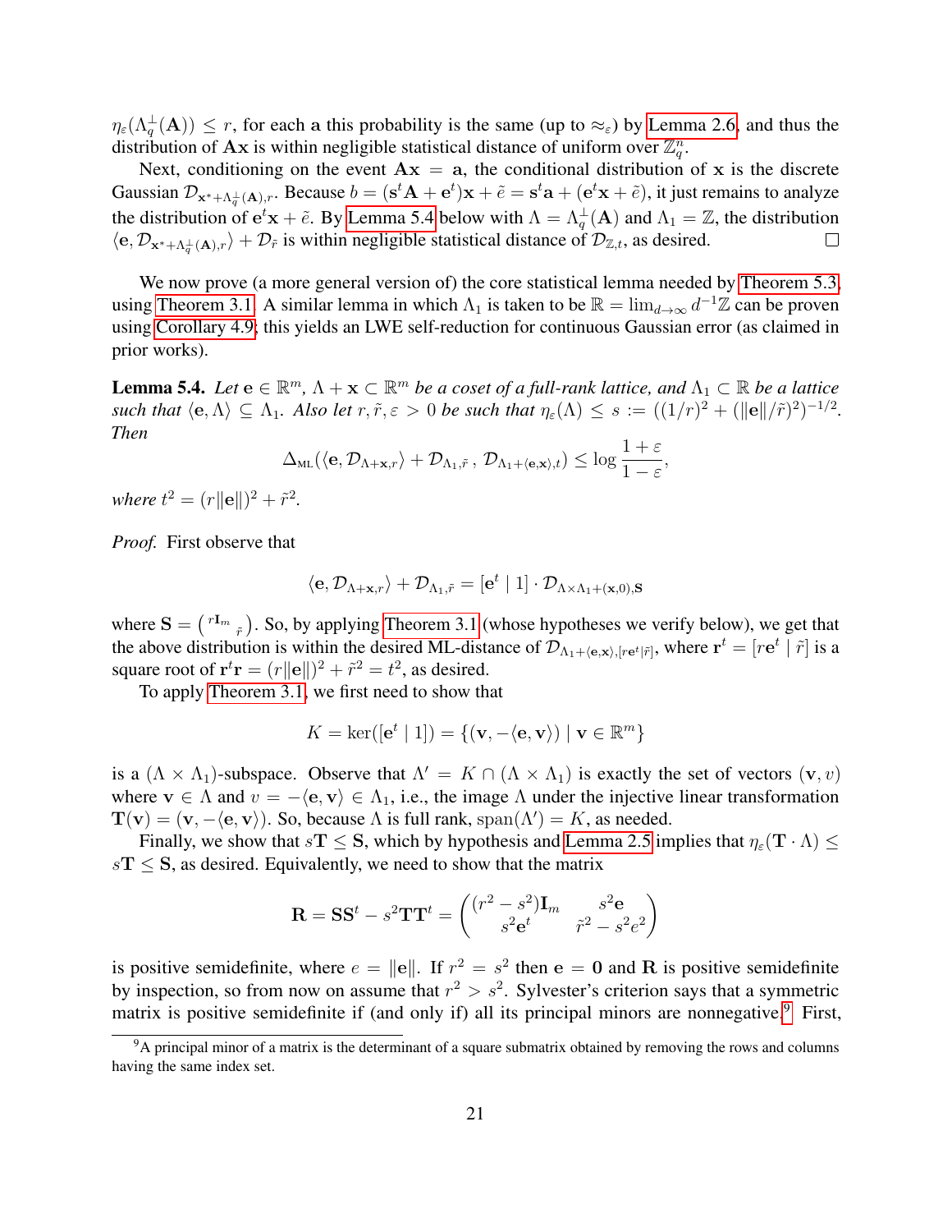$\eta_\varepsilon(\Lambda_q^\perp(\mathbf{A})) \leq r$, for each $\mathbf{a}$ this probability is the same (up to $\approx_\varepsilon$) by Lemma 2.6, and thus the distribution of $\mathbf{Ax}$ is within negligible statistical distance of uniform over $\mathbb{Z}_q^n$.

Next, conditioning on the event $\mathbf{Ax} = \mathbf{a}$, the conditional distribution of $\mathbf{x}$ is the discrete Gaussian $\mathcal{D}_{\mathbf{x}^* + \Lambda_q^\perp(\mathbf{A}), r}$. Because $b = (\mathbf{s}^t \mathbf{A} + \mathbf{e}^t)\mathbf{x} + \tilde{e} = \mathbf{s}^t \mathbf{a} + (\mathbf{e}^t \mathbf{x} + \tilde{e})$, it just remains to analyze the distribution of $\mathbf{e}^t \mathbf{x} + \tilde{e}$. By Lemma 5.4 below with $\Lambda = \Lambda_q^\perp(\mathbf{A})$ and $\Lambda_1 = \mathbb{Z}$, the distribution $\langle \mathbf{e}, \mathcal{D}_{\mathbf{x}^* + \Lambda_q^\perp(\mathbf{A}), r} \rangle + \mathcal{D}_{\tilde{r}}$ is within negligible statistical distance of $\mathcal{D}_{\mathbb{Z},t}$, as desired. $\square$

We now prove (a more general version of) the core statistical lemma needed by Theorem 5.3, using Theorem 3.1. A similar lemma in which $\Lambda_1$ is taken to be $\mathbb{R} = \lim_{d\to\infty} d^{-1}\mathbb{Z}$ can be proven using Corollary 4.9; this yields an LWE self-reduction for continuous Gaussian error (as claimed in prior works).

**Lemma 5.4.** *Let $\mathbf{e} \in \mathbb{R}^m$, $\Lambda + \mathbf{x} \subset \mathbb{R}^m$ be a coset of a full-rank lattice, and $\Lambda_1 \subset \mathbb{R}$ be a lattice such that $\langle \mathbf{e}, \Lambda \rangle \subseteq \Lambda_1$. Also let $r, \tilde{r}, \varepsilon > 0$ be such that $\eta_\varepsilon(\Lambda) \leq s := ((1/r)^2 + (\|\mathbf{e}\|/\tilde{r})^2)^{-1/2}$. Then*

$$\Delta_{\mathrm{ML}}(\langle \mathbf{e}, \mathcal{D}_{\Lambda+\mathbf{x},r} \rangle + \mathcal{D}_{\Lambda_1,\tilde{r}}\, ,\, \mathcal{D}_{\Lambda_1 + \langle \mathbf{e},\mathbf{x}\rangle, t}) \leq \log \frac{1+\varepsilon}{1-\varepsilon},$$

*where $t^2 = (r\|\mathbf{e}\|)^2 + \tilde{r}^2$.*

*Proof.* First observe that

$$\langle \mathbf{e}, \mathcal{D}_{\Lambda+\mathbf{x},r} \rangle + \mathcal{D}_{\Lambda_1,\tilde{r}} = [\mathbf{e}^t \mid 1] \cdot \mathcal{D}_{\Lambda \times \Lambda_1 + (\mathbf{x},0), \mathbf{S}}$$

where $\mathbf{S} = \begin{pmatrix} r\mathbf{I}_m & \\ & \tilde{r} \end{pmatrix}$. So, by applying Theorem 3.1 (whose hypotheses we verify below), we get that the above distribution is within the desired ML-distance of $\mathcal{D}_{\Lambda_1 + \langle \mathbf{e},\mathbf{x}\rangle, [r\mathbf{e}^t \mid \tilde{r}]}$, where $\mathbf{r}^t = [r\mathbf{e}^t \mid \tilde{r}]$ is a square root of $\mathbf{r}^t\mathbf{r} = (r\|\mathbf{e}\|)^2 + \tilde{r}^2 = t^2$, as desired.

To apply Theorem 3.1, we first need to show that

$$K = \ker([\mathbf{e}^t \mid 1]) = \{(\mathbf{v}, -\langle \mathbf{e}, \mathbf{v}\rangle) \mid \mathbf{v} \in \mathbb{R}^m\}$$

is a $(\Lambda \times \Lambda_1)$-subspace. Observe that $\Lambda' = K \cap (\Lambda \times \Lambda_1)$ is exactly the set of vectors $(\mathbf{v}, v)$ where $\mathbf{v} \in \Lambda$ and $v = -\langle \mathbf{e}, \mathbf{v}\rangle \in \Lambda_1$, i.e., the image $\Lambda$ under the injective linear transformation $\mathbf{T}(\mathbf{v}) = (\mathbf{v}, -\langle \mathbf{e}, \mathbf{v}\rangle)$. So, because $\Lambda$ is full rank, $\mathrm{span}(\Lambda') = K$, as needed.

Finally, we show that $s\mathbf{T} \leq \mathbf{S}$, which by hypothesis and Lemma 2.5 implies that $\eta_\varepsilon(\mathbf{T} \cdot \Lambda) \leq s\mathbf{T} \leq \mathbf{S}$, as desired. Equivalently, we need to show that the matrix

$$\mathbf{R} = \mathbf{S}\mathbf{S}^t - s^2\mathbf{T}\mathbf{T}^t = \begin{pmatrix} (r^2 - s^2)\mathbf{I}_m & s^2\mathbf{e} \\ s^2\mathbf{e}^t & \tilde{r}^2 - s^2 e^2 \end{pmatrix}$$

is positive semidefinite, where $e = \|\mathbf{e}\|$. If $r^2 = s^2$ then $\mathbf{e} = \mathbf{0}$ and $\mathbf{R}$ is positive semidefinite by inspection, so from now on assume that $r^2 > s^2$. Sylvester's criterion says that a symmetric matrix is positive semidefinite if (and only if) all its principal minors are nonnegative.[9] First,

[9] A principal minor of a matrix is the determinant of a square submatrix obtained by removing the rows and columns having the same index set.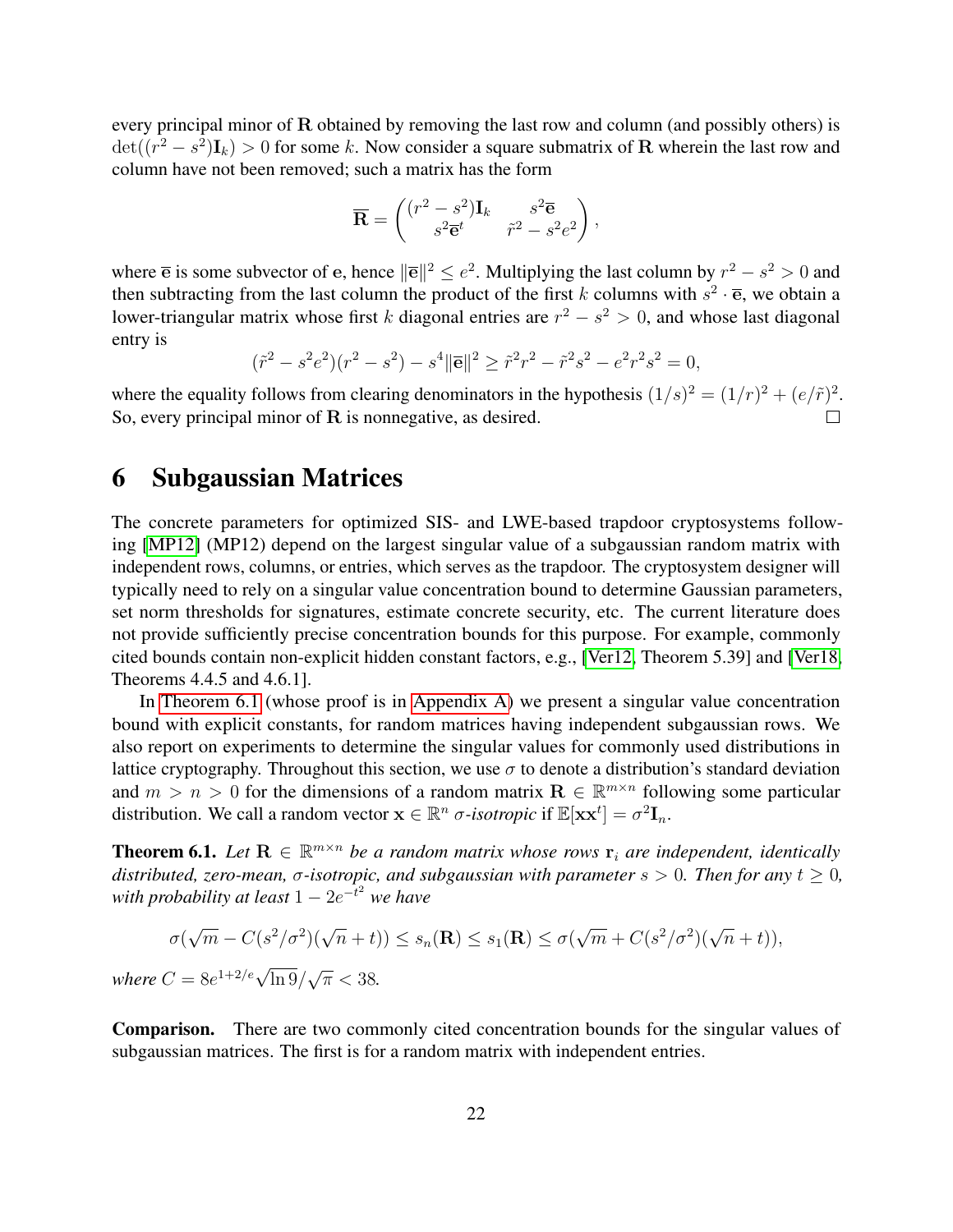every principal minor of $\mathbf{R}$ obtained by removing the last row and column (and possibly others) is $\det((r^2 - s^2)\mathbf{I}_k) > 0$ for some $k$. Now consider a square submatrix of $\mathbf{R}$ wherein the last row and column have not been removed; such a matrix has the form

$$\overline{\mathbf{R}} = \begin{pmatrix} (r^2 - s^2)\mathbf{I}_k & s^2\overline{\mathbf{e}} \\ s^2\overline{\mathbf{e}}^t & \tilde{r}^2 - s^2 e^2 \end{pmatrix},$$

where $\overline{\mathbf{e}}$ is some subvector of $\mathbf{e}$, hence $\|\overline{\mathbf{e}}\|^2 \leq e^2$. Multiplying the last column by $r^2 - s^2 > 0$ and then subtracting from the last column the product of the first $k$ columns with $s^2 \cdot \overline{\mathbf{e}}$, we obtain a lower-triangular matrix whose first $k$ diagonal entries are $r^2 - s^2 > 0$, and whose last diagonal entry is

$$(\tilde{r}^2 - s^2 e^2)(r^2 - s^2) - s^4\|\overline{\mathbf{e}}\|^2 \geq \tilde{r}^2 r^2 - \tilde{r}^2 s^2 - e^2 r^2 s^2 = 0,$$

where the equality follows from clearing denominators in the hypothesis $(1/s)^2 = (1/r)^2 + (e/\tilde{r})^2$. So, every principal minor of $\mathbf{R}$ is nonnegative, as desired. □

# 6 Subgaussian Matrices

The concrete parameters for optimized SIS- and LWE-based trapdoor cryptosystems following [MP12] (MP12) depend on the largest singular value of a subgaussian random matrix with independent rows, columns, or entries, which serves as the trapdoor. The cryptosystem designer will typically need to rely on a singular value concentration bound to determine Gaussian parameters, set norm thresholds for signatures, estimate concrete security, etc. The current literature does not provide sufficiently precise concentration bounds for this purpose. For example, commonly cited bounds contain non-explicit hidden constant factors, e.g., [Ver12, Theorem 5.39] and [Ver18, Theorems 4.4.5 and 4.6.1].

In Theorem 6.1 (whose proof is in Appendix A) we present a singular value concentration bound with explicit constants, for random matrices having independent subgaussian rows. We also report on experiments to determine the singular values for commonly used distributions in lattice cryptography. Throughout this section, we use $\sigma$ to denote a distribution's standard deviation and $m > n > 0$ for the dimensions of a random matrix $\mathbf{R} \in \mathbb{R}^{m \times n}$ following some particular distribution. We call a random vector $\mathbf{x} \in \mathbb{R}^n$ *$\sigma$-isotropic* if $\mathbb{E}[\mathbf{x}\mathbf{x}^t] = \sigma^2\mathbf{I}_n$.

**Theorem 6.1.** *Let $\mathbf{R} \in \mathbb{R}^{m \times n}$ be a random matrix whose rows $\mathbf{r}_i$ are independent, identically distributed, zero-mean, $\sigma$-isotropic, and subgaussian with parameter $s > 0$. Then for any $t \geq 0$, with probability at least $1 - 2e^{-t^2}$ we have*

$$\sigma(\sqrt{m} - C(s^2/\sigma^2)(\sqrt{n} + t)) \leq s_n(\mathbf{R}) \leq s_1(\mathbf{R}) \leq \sigma(\sqrt{m} + C(s^2/\sigma^2)(\sqrt{n} + t)),$$

*where $C = 8e^{1+2/e}\sqrt{\ln 9}/\sqrt{\pi} < 38$.*

**Comparison.** There are two commonly cited concentration bounds for the singular values of subgaussian matrices. The first is for a random matrix with independent entries.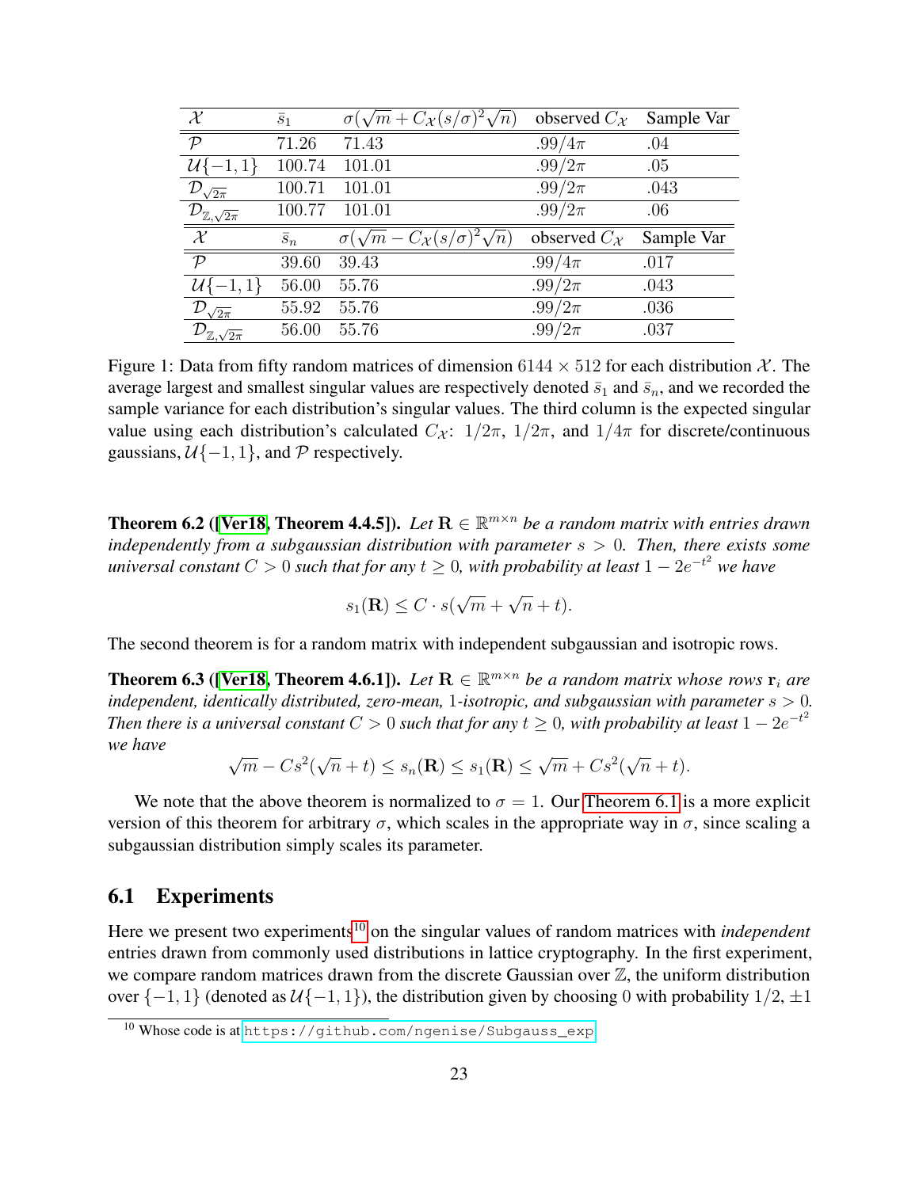| $\mathcal{X}$ | $\bar{s}_1$ | $\sigma(\sqrt{m} + C_{\mathcal{X}}(s/\sigma)^2\sqrt{n})$ | observed $C_{\mathcal{X}}$ | Sample Var |
|---|---|---|---|---|
| $\mathcal{P}$ | 71.26 | 71.43 | $.99/4\pi$ | .04 |
| $\mathcal{U}\{-1,1\}$ | 100.74 | 101.01 | $.99/2\pi$ | .05 |
| $\mathcal{D}_{\sqrt{2\pi}}$ | 100.71 | 101.01 | $.99/2\pi$ | .043 |
| $\mathcal{D}_{\mathbb{Z},\sqrt{2\pi}}$ | 100.77 | 101.01 | $.99/2\pi$ | .06 |
| $\mathcal{X}$ | $\bar{s}_n$ | $\sigma(\sqrt{m} - C_{\mathcal{X}}(s/\sigma)^2\sqrt{n})$ | observed $C_{\mathcal{X}}$ | Sample Var |
| $\mathcal{P}$ | 39.60 | 39.43 | $.99/4\pi$ | .017 |
| $\mathcal{U}\{-1,1\}$ | 56.00 | 55.76 | $.99/2\pi$ | .043 |
| $\mathcal{D}_{\sqrt{2\pi}}$ | 55.92 | 55.76 | $.99/2\pi$ | .036 |
| $\mathcal{D}_{\mathbb{Z},\sqrt{2\pi}}$ | 56.00 | 55.76 | $.99/2\pi$ | .037 |

Figure 1: Data from fifty random matrices of dimension $6144 \times 512$ for each distribution $\mathcal{X}$. The average largest and smallest singular values are respectively denoted $\bar{s}_1$ and $\bar{s}_n$, and we recorded the sample variance for each distribution's singular values. The third column is the expected singular value using each distribution's calculated $C_{\mathcal{X}}$: $1/2\pi$, $1/2\pi$, and $1/4\pi$ for discrete/continuous gaussians, $\mathcal{U}\{-1,1\}$, and $\mathcal{P}$ respectively.

**Theorem 6.2 ([Ver18, Theorem 4.4.5]).** *Let $\mathbf{R} \in \mathbb{R}^{m \times n}$ be a random matrix with entries drawn independently from a subgaussian distribution with parameter $s > 0$. Then, there exists some universal constant $C > 0$ such that for any $t \geq 0$, with probability at least $1 - 2e^{-t^2}$ we have*

$$s_1(\mathbf{R}) \leq C \cdot s(\sqrt{m} + \sqrt{n} + t).$$

The second theorem is for a random matrix with independent subgaussian and isotropic rows.

**Theorem 6.3 ([Ver18, Theorem 4.6.1]).** *Let $\mathbf{R} \in \mathbb{R}^{m \times n}$ be a random matrix whose rows $\mathbf{r}_i$ are independent, identically distributed, zero-mean, 1-isotropic, and subgaussian with parameter $s > 0$. Then there is a universal constant $C > 0$ such that for any $t \geq 0$, with probability at least $1 - 2e^{-t^2}$ we have*

$$\sqrt{m} - Cs^2(\sqrt{n} + t) \leq s_n(\mathbf{R}) \leq s_1(\mathbf{R}) \leq \sqrt{m} + Cs^2(\sqrt{n} + t).$$

We note that the above theorem is normalized to $\sigma = 1$. Our Theorem 6.1 is a more explicit version of this theorem for arbitrary $\sigma$, which scales in the appropriate way in $\sigma$, since scaling a subgaussian distribution simply scales its parameter.

## 6.1 Experiments

Here we present two experiments[10] on the singular values of random matrices with *independent* entries drawn from commonly used distributions in lattice cryptography. In the first experiment, we compare random matrices drawn from the discrete Gaussian over $\mathbb{Z}$, the uniform distribution over $\{-1, 1\}$ (denoted as $\mathcal{U}\{-1, 1\}$), the distribution given by choosing 0 with probability $1/2$, $\pm 1$

[10] Whose code is at https://github.com/ngenise/Subgauss_exp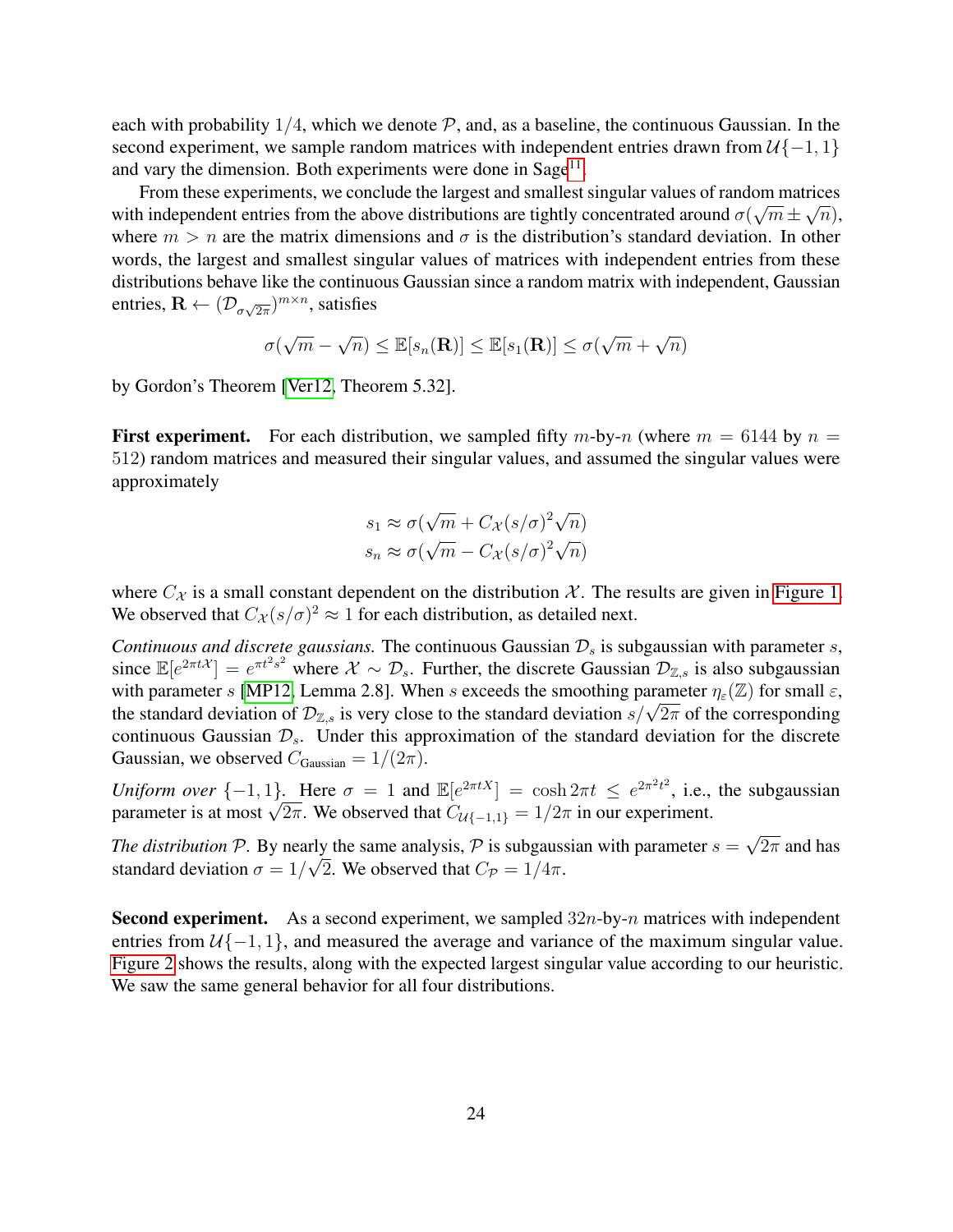each with probability $1/4$, which we denote $\mathcal{P}$, and, as a baseline, the continuous Gaussian. In the second experiment, we sample random matrices with independent entries drawn from $\mathcal{U}\{-1, 1\}$ and vary the dimension. Both experiments were done in Sage[11].

From these experiments, we conclude the largest and smallest singular values of random matrices with independent entries from the above distributions are tightly concentrated around $\sigma(\sqrt{m} \pm \sqrt{n})$, where $m > n$ are the matrix dimensions and $\sigma$ is the distribution's standard deviation. In other words, the largest and smallest singular values of matrices with independent entries from these distributions behave like the continuous Gaussian since a random matrix with independent, Gaussian entries, $\mathbf{R} \leftarrow (\mathcal{D}_{\sigma\sqrt{2\pi}})^{m \times n}$, satisfies

$$\sigma(\sqrt{m} - \sqrt{n}) \leq \mathbb{E}[s_n(\mathbf{R})] \leq \mathbb{E}[s_1(\mathbf{R})] \leq \sigma(\sqrt{m} + \sqrt{n})$$

by Gordon's Theorem [Ver12, Theorem 5.32].

**First experiment.** For each distribution, we sampled fifty $m$-by-$n$ (where $m = 6144$ by $n = 512$) random matrices and measured their singular values, and assumed the singular values were approximately

$$s_1 \approx \sigma(\sqrt{m} + C_{\mathcal{X}}(s/\sigma)^2\sqrt{n})$$
$$s_n \approx \sigma(\sqrt{m} - C_{\mathcal{X}}(s/\sigma)^2\sqrt{n})$$

where $C_{\mathcal{X}}$ is a small constant dependent on the distribution $\mathcal{X}$. The results are given in Figure 1. We observed that $C_{\mathcal{X}}(s/\sigma)^2 \approx 1$ for each distribution, as detailed next.

*Continuous and discrete gaussians.* The continuous Gaussian $\mathcal{D}_s$ is subgaussian with parameter $s$, since $\mathbb{E}[e^{2\pi t\mathcal{X}}] = e^{\pi t^2 s^2}$ where $\mathcal{X} \sim \mathcal{D}_s$. Further, the discrete Gaussian $\mathcal{D}_{\mathbb{Z},s}$ is also subgaussian with parameter $s$ [MP12, Lemma 2.8]. When $s$ exceeds the smoothing parameter $\eta_\varepsilon(\mathbb{Z})$ for small $\varepsilon$, the standard deviation of $\mathcal{D}_{\mathbb{Z},s}$ is very close to the standard deviation $s/\sqrt{2\pi}$ of the corresponding continuous Gaussian $\mathcal{D}_s$. Under this approximation of the standard deviation for the discrete Gaussian, we observed $C_{\text{Gaussian}} = 1/(2\pi)$.

*Uniform over* $\{-1, 1\}$. Here $\sigma = 1$ and $\mathbb{E}[e^{2\pi tX}] = \cosh 2\pi t \leq e^{2\pi^2 t^2}$, i.e., the subgaussian parameter is at most $\sqrt{2\pi}$. We observed that $C_{\mathcal{U}\{-1,1\}} = 1/2\pi$ in our experiment.

*The distribution* $\mathcal{P}$. By nearly the same analysis, $\mathcal{P}$ is subgaussian with parameter $s = \sqrt{2\pi}$ and has standard deviation $\sigma = 1/\sqrt{2}$. We observed that $C_{\mathcal{P}} = 1/4\pi$.

**Second experiment.** As a second experiment, we sampled $32n$-by-$n$ matrices with independent entries from $\mathcal{U}\{-1, 1\}$, and measured the average and variance of the maximum singular value. Figure 2 shows the results, along with the expected largest singular value according to our heuristic. We saw the same general behavior for all four distributions.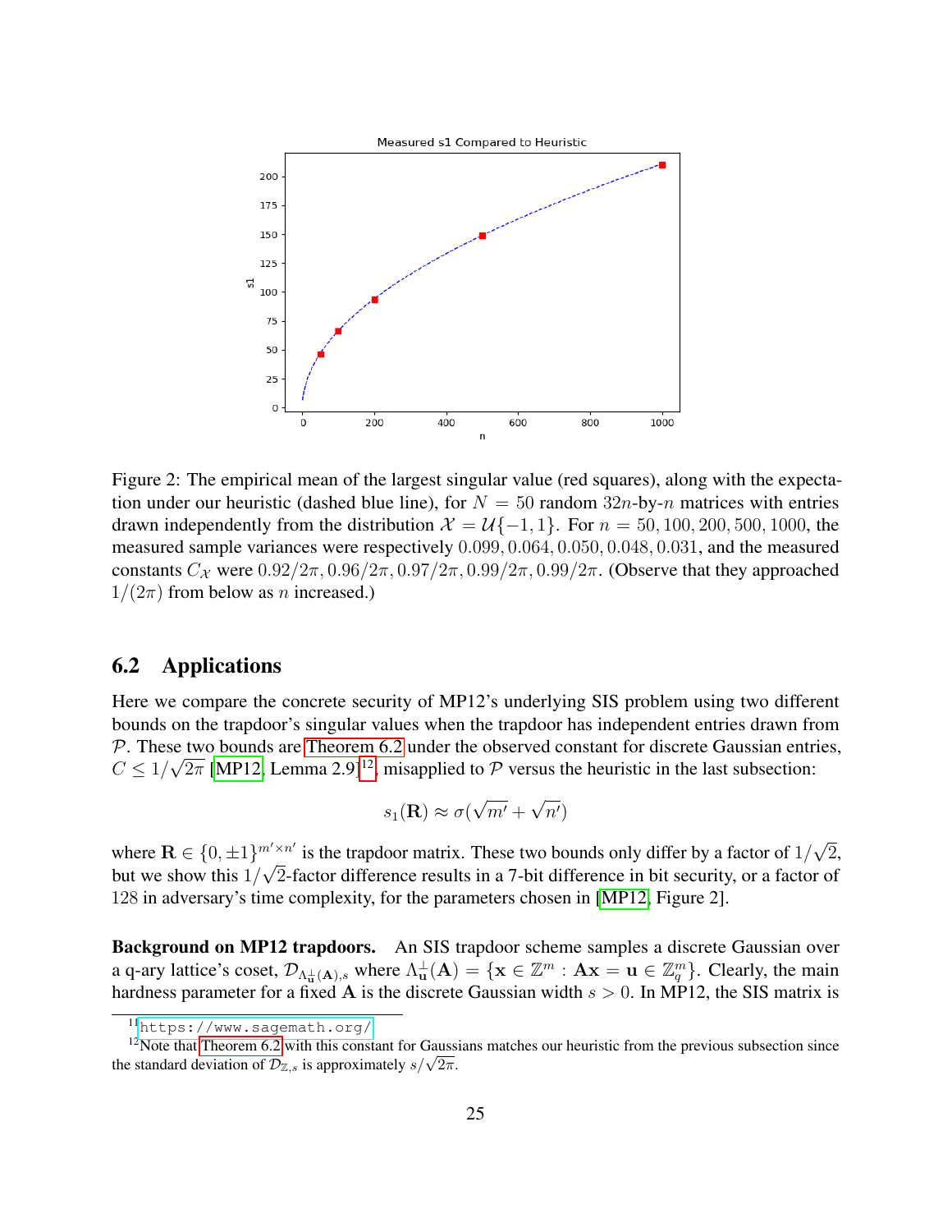Figure 2: The empirical mean of the largest singular value (red squares), along with the expectation under our heuristic (dashed blue line), for $N = 50$ random $32n$-by-$n$ matrices with entries drawn independently from the distribution $\mathcal{X} = \mathcal{U}\{-1, 1\}$. For $n = 50, 100, 200, 500, 1000$, the measured sample variances were respectively $0.099, 0.064, 0.050, 0.048, 0.031$, and the measured constants $C_{\mathcal{X}}$ were $0.92/2\pi, 0.96/2\pi, 0.97/2\pi, 0.99/2\pi, 0.99/2\pi$. (Observe that they approached $1/(2\pi)$ from below as $n$ increased.)

## 6.2 Applications

Here we compare the concrete security of MP12's underlying SIS problem using two different bounds on the trapdoor's singular values when the trapdoor has independent entries drawn from $\mathcal{P}$. These two bounds are Theorem 6.2 under the observed constant for discrete Gaussian entries, $C \leq 1/\sqrt{2\pi}$ [MP12, Lemma 2.9][12], misapplied to $\mathcal{P}$ versus the heuristic in the last subsection:

$$s_1(\mathbf{R}) \approx \sigma(\sqrt{m'} + \sqrt{n'})$$

where $\mathbf{R} \in \{0, \pm 1\}^{m' \times n'}$ is the trapdoor matrix. These two bounds only differ by a factor of $1/\sqrt{2}$, but we show this $1/\sqrt{2}$-factor difference results in a 7-bit difference in bit security, or a factor of 128 in adversary's time complexity, for the parameters chosen in [MP12, Figure 2].

**Background on MP12 trapdoors.** An SIS trapdoor scheme samples a discrete Gaussian over a q-ary lattice's coset, $\mathcal{D}_{\Lambda^{\perp}_{\mathbf{u}}(\mathbf{A}),s}$ where $\Lambda^{\perp}_{\mathbf{u}}(\mathbf{A}) = \{\mathbf{x} \in \mathbb{Z}^m : \mathbf{A}\mathbf{x} = \mathbf{u} \in \mathbb{Z}_q^m\}$. Clearly, the main hardness parameter for a fixed $\mathbf{A}$ is the discrete Gaussian width $s > 0$. In MP12, the SIS matrix is

[11] https://www.sagemath.org/

[12] Note that Theorem 6.2 with this constant for Gaussians matches our heuristic from the previous subsection since the standard deviation of $\mathcal{D}_{\mathbb{Z},s}$ is approximately $s/\sqrt{2\pi}$.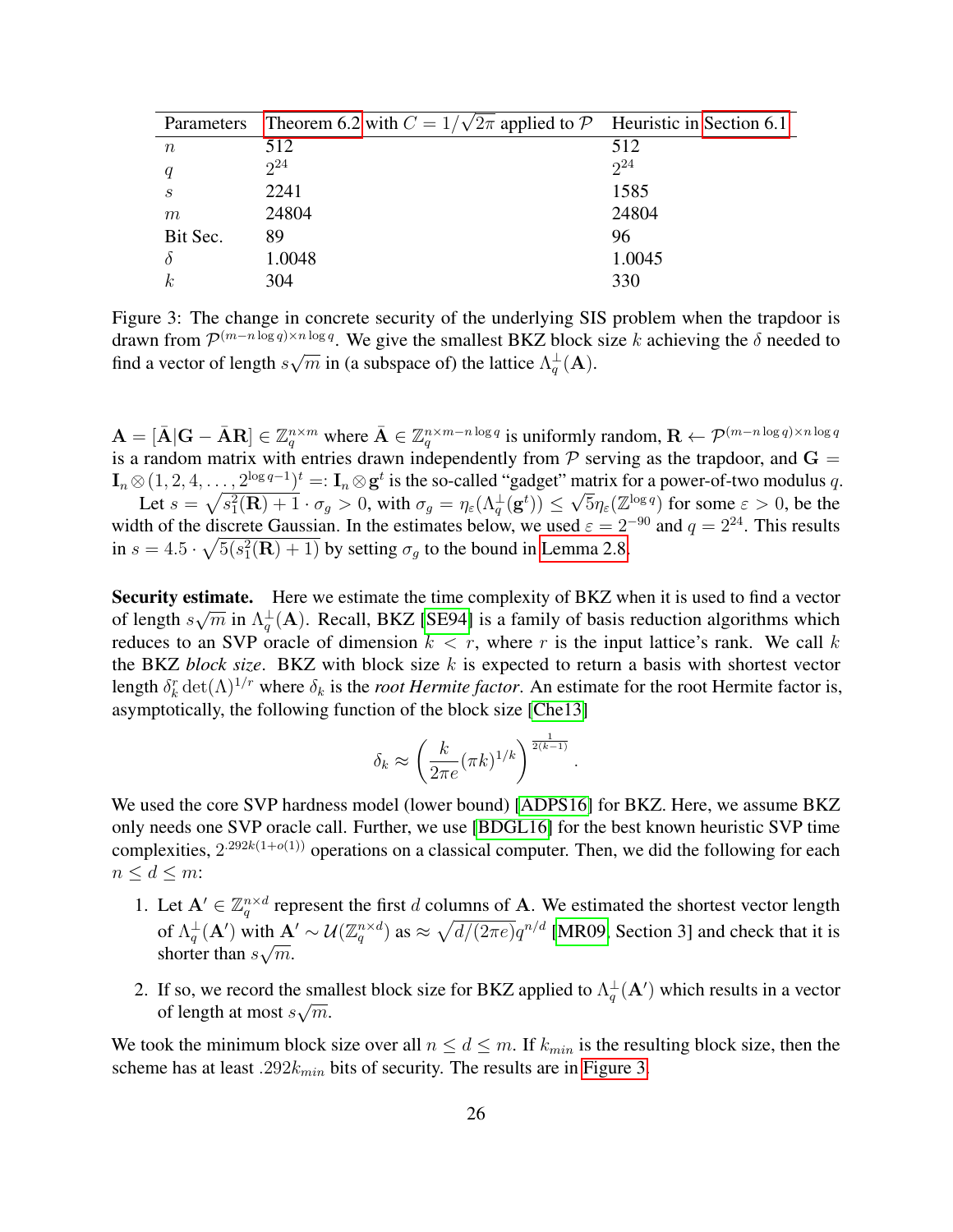| Parameters | Theorem 6.2 with $C = 1/\sqrt{2\pi}$ applied to $\mathcal{P}$ | Heuristic in Section 6.1 |
|---|---|---|
| $n$ | 512 | 512 |
| $q$ | $2^{24}$ | $2^{24}$ |
| $s$ | 2241 | 1585 |
| $m$ | 24804 | 24804 |
| Bit Sec. | 89 | 96 |
| $\delta$ | 1.0048 | 1.0045 |
| $k$ | 304 | 330 |

Figure 3: The change in concrete security of the underlying SIS problem when the trapdoor is drawn from $\mathcal{P}^{(m-n\log q)\times n\log q}$. We give the smallest BKZ block size $k$ achieving the $\delta$ needed to find a vector of length $s\sqrt{m}$ in (a subspace of) the lattice $\Lambda_q^\perp(\mathbf{A})$.

$\mathbf{A} = [\bar{\mathbf{A}}|\mathbf{G} - \bar{\mathbf{A}}\mathbf{R}] \in \mathbb{Z}_q^{n\times m}$ where $\bar{\mathbf{A}} \in \mathbb{Z}_q^{n\times m - n\log q}$ is uniformly random, $\mathbf{R} \leftarrow \mathcal{P}^{(m-n\log q)\times n\log q}$ is a random matrix with entries drawn independently from $\mathcal{P}$ serving as the trapdoor, and $\mathbf{G} = \mathbf{I}_n \otimes (1, 2, 4, \ldots, 2^{\log q - 1})^t =: \mathbf{I}_n \otimes \mathbf{g}^t$ is the so-called "gadget" matrix for a power-of-two modulus $q$.

Let $s = \sqrt{s_1^2(\mathbf{R}) + 1} \cdot \sigma_g > 0$, with $\sigma_g = \eta_\varepsilon(\Lambda_q^\perp(\mathbf{g}^t)) \le \sqrt{5}\eta_\varepsilon(\mathbb{Z}^{\log q})$ for some $\varepsilon > 0$, be the width of the discrete Gaussian. In the estimates below, we used $\varepsilon = 2^{-90}$ and $q = 2^{24}$. This results in $s = 4.5 \cdot \sqrt{5(s_1^2(\mathbf{R}) + 1)}$ by setting $\sigma_g$ to the bound in Lemma 2.8.

**Security estimate.** Here we estimate the time complexity of BKZ when it is used to find a vector of length $s\sqrt{m}$ in $\Lambda_q^\perp(\mathbf{A})$. Recall, BKZ [SE94] is a family of basis reduction algorithms which reduces to an SVP oracle of dimension $k < r$, where $r$ is the input lattice's rank. We call $k$ the BKZ *block size*. BKZ with block size $k$ is expected to return a basis with shortest vector length $\delta_k^r \det(\Lambda)^{1/r}$ where $\delta_k$ is the *root Hermite factor*. An estimate for the root Hermite factor is, asymptotically, the following function of the block size [Che13]

$$\delta_k \approx \left(\frac{k}{2\pi e}(\pi k)^{1/k}\right)^{\frac{1}{2(k-1)}}.$$

We used the core SVP hardness model (lower bound) [ADPS16] for BKZ. Here, we assume BKZ only needs one SVP oracle call. Further, we use [BDGL16] for the best known heuristic SVP time complexities, $2^{.292k(1+o(1))}$ operations on a classical computer. Then, we did the following for each $n \le d \le m$:

1. Let $\mathbf{A}' \in \mathbb{Z}_q^{n\times d}$ represent the first $d$ columns of $\mathbf{A}$. We estimated the shortest vector length of $\Lambda_q^\perp(\mathbf{A}')$ with $\mathbf{A}' \sim \mathcal{U}(\mathbb{Z}_q^{n\times d})$ as $\approx \sqrt{d/(2\pi e)}q^{n/d}$ [MR09, Section 3] and check that it is shorter than $s\sqrt{m}$.
2. If so, we record the smallest block size for BKZ applied to $\Lambda_q^\perp(\mathbf{A}')$ which results in a vector of length at most $s\sqrt{m}$.

We took the minimum block size over all $n \le d \le m$. If $k_{min}$ is the resulting block size, then the scheme has at least $.292k_{min}$ bits of security. The results are in Figure 3.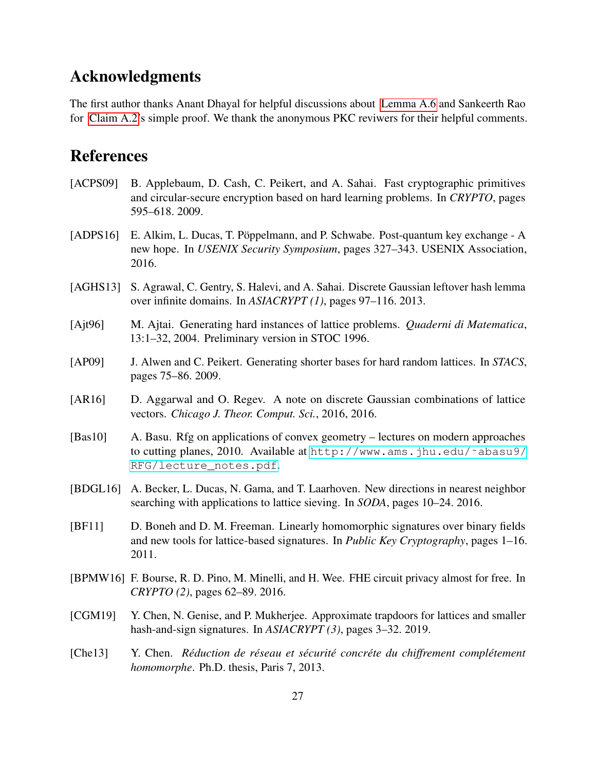## Acknowledgments

The first author thanks Anant Dhayal for helpful discussions about Lemma A.6 and Sankeerth Rao for Claim A.2's simple proof. We thank the anonymous PKC reviwers for their helpful comments.

## References

[ACPS09] B. Applebaum, D. Cash, C. Peikert, and A. Sahai. Fast cryptographic primitives and circular-secure encryption based on hard learning problems. In *CRYPTO*, pages 595–618. 2009.

[ADPS16] E. Alkim, L. Ducas, T. Pöppelmann, and P. Schwabe. Post-quantum key exchange - A new hope. In *USENIX Security Symposium*, pages 327–343. USENIX Association, 2016.

[AGHS13] S. Agrawal, C. Gentry, S. Halevi, and A. Sahai. Discrete Gaussian leftover hash lemma over infinite domains. In *ASIACRYPT (1)*, pages 97–116. 2013.

[Ajt96] M. Ajtai. Generating hard instances of lattice problems. *Quaderni di Matematica*, 13:1–32, 2004. Preliminary version in STOC 1996.

[AP09] J. Alwen and C. Peikert. Generating shorter bases for hard random lattices. In *STACS*, pages 75–86. 2009.

[AR16] D. Aggarwal and O. Regev. A note on discrete Gaussian combinations of lattice vectors. *Chicago J. Theor. Comput. Sci.*, 2016, 2016.

[Bas10] A. Basu. Rfg on applications of convex geometry – lectures on modern approaches to cutting planes, 2010. Available at `http://www.ams.jhu.edu/~abasu9/RFG/lecture_notes.pdf`.

[BDGL16] A. Becker, L. Ducas, N. Gama, and T. Laarhoven. New directions in nearest neighbor searching with applications to lattice sieving. In *SODA*, pages 10–24. 2016.

[BF11] D. Boneh and D. M. Freeman. Linearly homomorphic signatures over binary fields and new tools for lattice-based signatures. In *Public Key Cryptography*, pages 1–16. 2011.

[BPMW16] F. Bourse, R. D. Pino, M. Minelli, and H. Wee. FHE circuit privacy almost for free. In *CRYPTO (2)*, pages 62–89. 2016.

[CGM19] Y. Chen, N. Genise, and P. Mukherjee. Approximate trapdoors for lattices and smaller hash-and-sign signatures. In *ASIACRYPT (3)*, pages 3–32. 2019.

[Che13] Y. Chen. *Réduction de réseau et sécurité concréte du chiffrement complétement homomorphe*. Ph.D. thesis, Paris 7, 2013.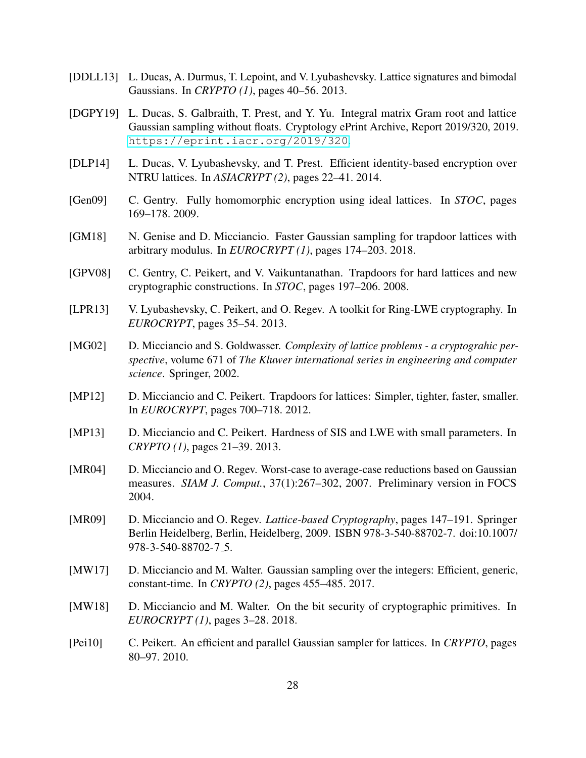[DDLL13] L. Ducas, A. Durmus, T. Lepoint, and V. Lyubashevsky. Lattice signatures and bimodal Gaussians. In *CRYPTO (1)*, pages 40–56. 2013.

[DGPY19] L. Ducas, S. Galbraith, T. Prest, and Y. Yu. Integral matrix Gram root and lattice Gaussian sampling without floats. Cryptology ePrint Archive, Report 2019/320, 2019. https://eprint.iacr.org/2019/320.

[DLP14] L. Ducas, V. Lyubashevsky, and T. Prest. Efficient identity-based encryption over NTRU lattices. In *ASIACRYPT (2)*, pages 22–41. 2014.

[Gen09] C. Gentry. Fully homomorphic encryption using ideal lattices. In *STOC*, pages 169–178. 2009.

[GM18] N. Genise and D. Micciancio. Faster Gaussian sampling for trapdoor lattices with arbitrary modulus. In *EUROCRYPT (1)*, pages 174–203. 2018.

[GPV08] C. Gentry, C. Peikert, and V. Vaikuntanathan. Trapdoors for hard lattices and new cryptographic constructions. In *STOC*, pages 197–206. 2008.

[LPR13] V. Lyubashevsky, C. Peikert, and O. Regev. A toolkit for Ring-LWE cryptography. In *EUROCRYPT*, pages 35–54. 2013.

[MG02] D. Micciancio and S. Goldwasser. *Complexity of lattice problems - a cryptograhic perspective*, volume 671 of *The Kluwer international series in engineering and computer science*. Springer, 2002.

[MP12] D. Micciancio and C. Peikert. Trapdoors for lattices: Simpler, tighter, faster, smaller. In *EUROCRYPT*, pages 700–718. 2012.

[MP13] D. Micciancio and C. Peikert. Hardness of SIS and LWE with small parameters. In *CRYPTO (1)*, pages 21–39. 2013.

[MR04] D. Micciancio and O. Regev. Worst-case to average-case reductions based on Gaussian measures. *SIAM J. Comput.*, 37(1):267–302, 2007. Preliminary version in FOCS 2004.

[MR09] D. Micciancio and O. Regev. *Lattice-based Cryptography*, pages 147–191. Springer Berlin Heidelberg, Berlin, Heidelberg, 2009. ISBN 978-3-540-88702-7. doi:10.1007/978-3-540-88702-7_5.

[MW17] D. Micciancio and M. Walter. Gaussian sampling over the integers: Efficient, generic, constant-time. In *CRYPTO (2)*, pages 455–485. 2017.

[MW18] D. Micciancio and M. Walter. On the bit security of cryptographic primitives. In *EUROCRYPT (1)*, pages 3–28. 2018.

[Pei10] C. Peikert. An efficient and parallel Gaussian sampler for lattices. In *CRYPTO*, pages 80–97. 2010.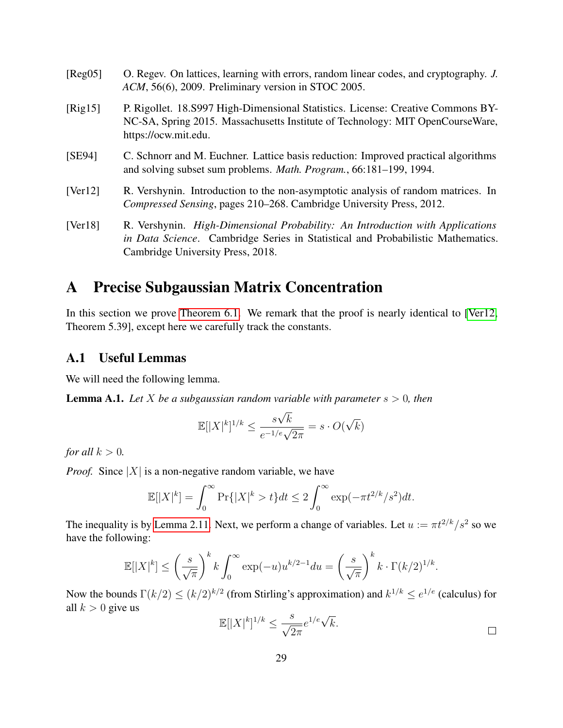[Reg05] O. Regev. On lattices, learning with errors, random linear codes, and cryptography. *J. ACM*, 56(6), 2009. Preliminary version in STOC 2005.

[Rig15] P. Rigollet. 18.S997 High-Dimensional Statistics. License: Creative Commons BY-NC-SA, Spring 2015. Massachusetts Institute of Technology: MIT OpenCourseWare, https://ocw.mit.edu.

[SE94] C. Schnorr and M. Euchner. Lattice basis reduction: Improved practical algorithms and solving subset sum problems. *Math. Program.*, 66:181–199, 1994.

[Ver12] R. Vershynin. Introduction to the non-asymptotic analysis of random matrices. In *Compressed Sensing*, pages 210–268. Cambridge University Press, 2012.

[Ver18] R. Vershynin. *High-Dimensional Probability: An Introduction with Applications in Data Science*. Cambridge Series in Statistical and Probabilistic Mathematics. Cambridge University Press, 2018.

# A Precise Subgaussian Matrix Concentration

In this section we prove Theorem 6.1. We remark that the proof is nearly identical to [Ver12, Theorem 5.39], except here we carefully track the constants.

## A.1 Useful Lemmas

We will need the following lemma.

**Lemma A.1.** *Let $X$ be a subgaussian random variable with parameter $s > 0$, then*

$$\mathbb{E}[|X|^k]^{1/k} \leq \frac{s\sqrt{k}}{e^{-1/e}\sqrt{2\pi}} = s \cdot O(\sqrt{k})$$

*for all $k > 0$.*

*Proof.* Since $|X|$ is a non-negative random variable, we have

$$\mathbb{E}[|X|^k] = \int_0^\infty \Pr\{|X|^k > t\} dt \leq 2\int_0^\infty \exp(-\pi t^{2/k}/s^2) dt.$$

The inequality is by Lemma 2.11. Next, we perform a change of variables. Let $u := \pi t^{2/k}/s^2$ so we have the following:

$$\mathbb{E}[|X|^k] \leq \left(\frac{s}{\sqrt{\pi}}\right)^k k \int_0^\infty \exp(-u) u^{k/2-1} du = \left(\frac{s}{\sqrt{\pi}}\right)^k k \cdot \Gamma(k/2)^{1/k}.$$

Now the bounds $\Gamma(k/2) \leq (k/2)^{k/2}$ (from Stirling's approximation) and $k^{1/k} \leq e^{1/e}$ (calculus) for all $k > 0$ give us

$$\mathbb{E}[|X|^k]^{1/k} \leq \frac{s}{\sqrt{2\pi}} e^{1/e}\sqrt{k}.$$

$\square$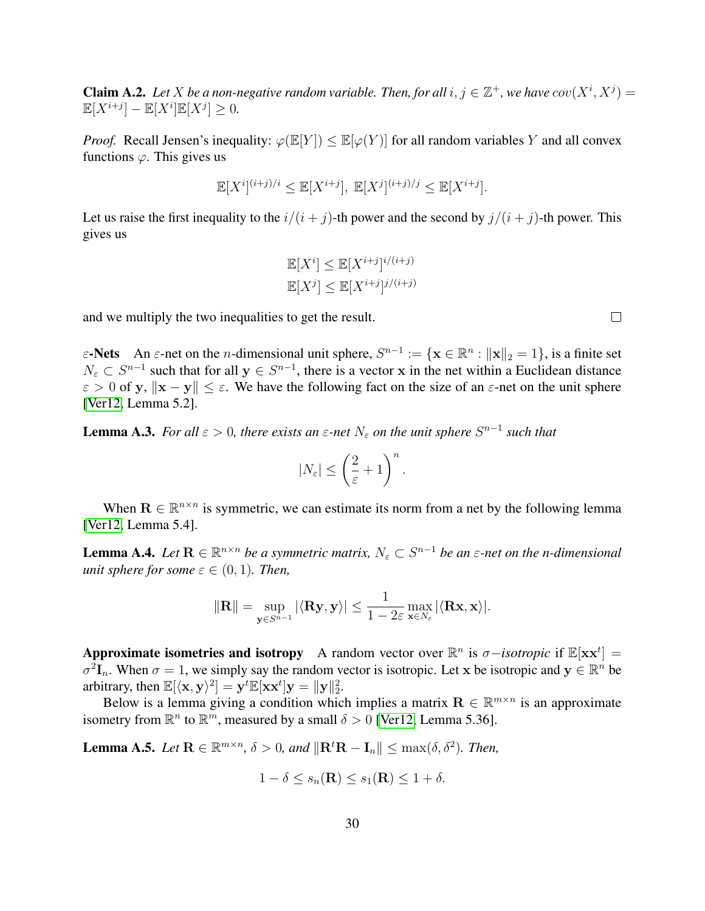**Claim A.2.** *Let $X$ be a non-negative random variable. Then, for all $i, j \in \mathbb{Z}^+$, we have $cov(X^i, X^j) = \mathbb{E}[X^{i+j}] - \mathbb{E}[X^i]\mathbb{E}[X^j] \geq 0$.*

*Proof.* Recall Jensen's inequality: $\varphi(\mathbb{E}[Y]) \leq \mathbb{E}[\varphi(Y)]$ for all random variables $Y$ and all convex functions $\varphi$. This gives us

$$\mathbb{E}[X^i]^{(i+j)/i} \leq \mathbb{E}[X^{i+j}],\ \mathbb{E}[X^j]^{(i+j)/j} \leq \mathbb{E}[X^{i+j}].$$

Let us raise the first inequality to the $i/(i+j)$-th power and the second by $j/(i+j)$-th power. This gives us

$$\mathbb{E}[X^i] \leq \mathbb{E}[X^{i+j}]^{i/(i+j)}$$
$$\mathbb{E}[X^j] \leq \mathbb{E}[X^{i+j}]^{j/(i+j)}$$

and we multiply the two inequalities to get the result. □

**$\varepsilon$-Nets** An $\varepsilon$-net on the $n$-dimensional unit sphere, $S^{n-1} := \{\mathbf{x} \in \mathbb{R}^n : \|\mathbf{x}\|_2 = 1\}$, is a finite set $N_\varepsilon \subset S^{n-1}$ such that for all $\mathbf{y} \in S^{n-1}$, there is a vector $\mathbf{x}$ in the net within a Euclidean distance $\varepsilon > 0$ of $\mathbf{y}$, $\|\mathbf{x} - \mathbf{y}\| \leq \varepsilon$. We have the following fact on the size of an $\varepsilon$-net on the unit sphere [Ver12, Lemma 5.2].

**Lemma A.3.** *For all $\varepsilon > 0$, there exists an $\varepsilon$-net $N_\varepsilon$ on the unit sphere $S^{n-1}$ such that*

$$|N_\varepsilon| \leq \left(\frac{2}{\varepsilon} + 1\right)^n.$$

When $\mathbf{R} \in \mathbb{R}^{n \times n}$ is symmetric, we can estimate its norm from a net by the following lemma [Ver12, Lemma 5.4].

**Lemma A.4.** *Let $\mathbf{R} \in \mathbb{R}^{n \times n}$ be a symmetric matrix, $N_\varepsilon \subset S^{n-1}$ be an $\varepsilon$-net on the n-dimensional unit sphere for some $\varepsilon \in (0, 1)$. Then,*

$$\|\mathbf{R}\| = \sup_{\mathbf{y} \in S^{n-1}} |\langle \mathbf{R}\mathbf{y}, \mathbf{y}\rangle| \leq \frac{1}{1 - 2\varepsilon} \max_{\mathbf{x} \in N_\varepsilon} |\langle \mathbf{R}\mathbf{x}, \mathbf{x}\rangle|.$$

**Approximate isometries and isotropy** A random vector over $\mathbb{R}^n$ is $\sigma-$*isotropic* if $\mathbb{E}[\mathbf{x}\mathbf{x}^t] = \sigma^2 \mathbf{I}_n$. When $\sigma = 1$, we simply say the random vector is isotropic. Let $\mathbf{x}$ be isotropic and $\mathbf{y} \in \mathbb{R}^n$ be arbitrary, then $\mathbb{E}[\langle \mathbf{x}, \mathbf{y}\rangle^2] = \mathbf{y}^t \mathbb{E}[\mathbf{x}\mathbf{x}^t]\mathbf{y} = \|\mathbf{y}\|_2^2$.

Below is a lemma giving a condition which implies a matrix $\mathbf{R} \in \mathbb{R}^{m \times n}$ is an approximate isometry from $\mathbb{R}^n$ to $\mathbb{R}^m$, measured by a small $\delta > 0$ [Ver12, Lemma 5.36].

**Lemma A.5.** *Let $\mathbf{R} \in \mathbb{R}^{m \times n}$, $\delta > 0$, and $\|\mathbf{R}^t\mathbf{R} - \mathbf{I}_n\| \leq \max(\delta, \delta^2)$. Then,*

$$1 - \delta \leq s_n(\mathbf{R}) \leq s_1(\mathbf{R}) \leq 1 + \delta.$$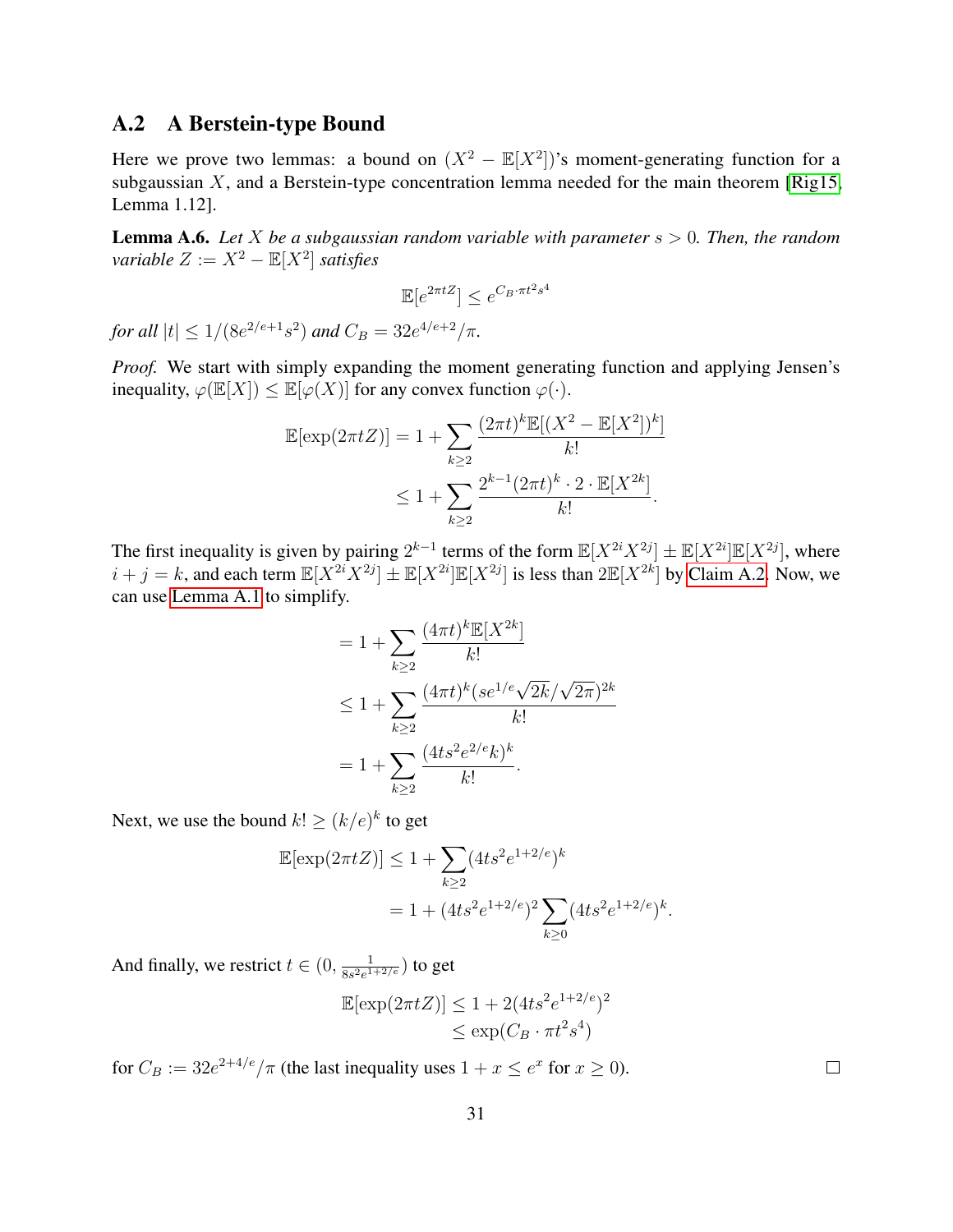## A.2 A Berstein-type Bound

Here we prove two lemmas: a bound on $(X^2 - \mathbb{E}[X^2])$'s moment-generating function for a subgaussian $X$, and a Berstein-type concentration lemma needed for the main theorem [Rig15, Lemma 1.12].

**Lemma A.6.** *Let $X$ be a subgaussian random variable with parameter $s > 0$. Then, the random variable $Z := X^2 - \mathbb{E}[X^2]$ satisfies*

$$\mathbb{E}[e^{2\pi t Z}] \leq e^{C_B \cdot \pi t^2 s^4}$$

*for all $|t| \leq 1/(8e^{2/e+1}s^2)$ and $C_B = 32e^{4/e+2}/\pi$.*

*Proof.* We start with simply expanding the moment generating function and applying Jensen's inequality, $\varphi(\mathbb{E}[X]) \leq \mathbb{E}[\varphi(X)]$ for any convex function $\varphi(\cdot)$.

$$\begin{aligned}
\mathbb{E}[\exp(2\pi t Z)] &= 1 + \sum_{k \geq 2} \frac{(2\pi t)^k \mathbb{E}[(X^2 - \mathbb{E}[X^2])^k]}{k!} \\
&\leq 1 + \sum_{k \geq 2} \frac{2^{k-1}(2\pi t)^k \cdot 2 \cdot \mathbb{E}[X^{2k}]}{k!}.
\end{aligned}$$

The first inequality is given by pairing $2^{k-1}$ terms of the form $\mathbb{E}[X^{2i}X^{2j}] \pm \mathbb{E}[X^{2i}]\mathbb{E}[X^{2j}]$, where $i + j = k$, and each term $\mathbb{E}[X^{2i}X^{2j}] \pm \mathbb{E}[X^{2i}]\mathbb{E}[X^{2j}]$ is less than $2\mathbb{E}[X^{2k}]$ by Claim A.2. Now, we can use Lemma A.1 to simplify.

$$\begin{aligned}
&= 1 + \sum_{k \geq 2} \frac{(4\pi t)^k \mathbb{E}[X^{2k}]}{k!} \\
&\leq 1 + \sum_{k \geq 2} \frac{(4\pi t)^k (s e^{1/e}\sqrt{2k}/\sqrt{2\pi})^{2k}}{k!} \\
&= 1 + \sum_{k \geq 2} \frac{(4ts^2 e^{2/e} k)^k}{k!}.
\end{aligned}$$

Next, we use the bound $k! \geq (k/e)^k$ to get

$$\begin{aligned}
\mathbb{E}[\exp(2\pi t Z)] &\leq 1 + \sum_{k \geq 2} (4ts^2 e^{1+2/e})^k \\
&= 1 + (4ts^2 e^{1+2/e})^2 \sum_{k \geq 0} (4ts^2 e^{1+2/e})^k.
\end{aligned}$$

And finally, we restrict $t \in (0, \frac{1}{8s^2 e^{1+2/e}})$ to get

$$\begin{aligned}
\mathbb{E}[\exp(2\pi t Z)] &\leq 1 + 2(4ts^2 e^{1+2/e})^2 \\
&\leq \exp(C_B \cdot \pi t^2 s^4)
\end{aligned}$$

for $C_B := 32e^{2+4/e}/\pi$ (the last inequality uses $1 + x \leq e^x$ for $x \geq 0$). $\square$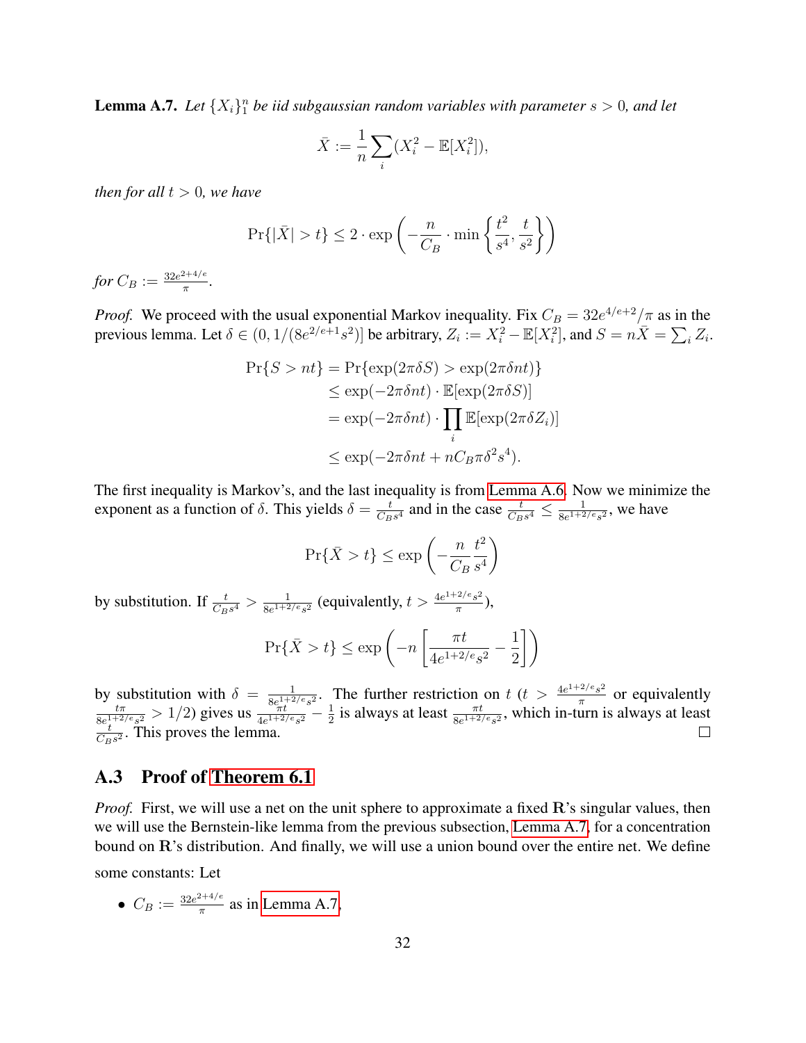**Lemma A.7.** *Let $\{X_i\}_1^n$ be iid subgaussian random variables with parameter $s > 0$, and let*

$$\bar{X} := \frac{1}{n}\sum_i (X_i^2 - \mathbb{E}[X_i^2]),$$

*then for all $t > 0$, we have*

$$\Pr\{|\bar{X}| > t\} \leq 2 \cdot \exp\left(-\frac{n}{C_B} \cdot \min\left\{\frac{t^2}{s^4}, \frac{t}{s^2}\right\}\right)$$

*for $C_B := \frac{32e^{2+4/e}}{\pi}$.*

*Proof.* We proceed with the usual exponential Markov inequality. Fix $C_B = 32e^{4/e+2}/\pi$ as in the previous lemma. Let $\delta \in (0, 1/(8e^{2/e+1}s^2)]$ be arbitrary, $Z_i := X_i^2 - \mathbb{E}[X_i^2]$, and $S = n\bar{X} = \sum_i Z_i$.

$$\begin{aligned}
\Pr\{S > nt\} &= \Pr\{\exp(2\pi\delta S) > \exp(2\pi\delta nt)\} \\
&\leq \exp(-2\pi\delta nt) \cdot \mathbb{E}[\exp(2\pi\delta S)] \\
&= \exp(-2\pi\delta nt) \cdot \prod_i \mathbb{E}[\exp(2\pi\delta Z_i)] \\
&\leq \exp(-2\pi\delta nt + nC_B\pi\delta^2 s^4).
\end{aligned}$$

The first inequality is Markov's, and the last inequality is from Lemma A.6. Now we minimize the exponent as a function of $\delta$. This yields $\delta = \frac{t}{C_B s^4}$ and in the case $\frac{t}{C_B s^4} \leq \frac{1}{8e^{1+2/e}s^2}$, we have

$$\Pr\{\bar{X} > t\} \leq \exp\left(-\frac{n}{C_B}\frac{t^2}{s^4}\right)$$

by substitution. If $\frac{t}{C_B s^4} > \frac{1}{8e^{1+2/e}s^2}$ (equivalently, $t > \frac{4e^{1+2/e}s^2}{\pi}$),

$$\Pr\{\bar{X} > t\} \leq \exp\left(-n\left[\frac{\pi t}{4e^{1+2/e}s^2} - \frac{1}{2}\right]\right)$$

by substitution with $\delta = \frac{1}{8e^{1+2/e}s^2}$. The further restriction on $t$ ($t > \frac{4e^{1+2/e}s^2}{\pi}$ or equivalently $\frac{t\pi}{8e^{1+2/e}s^2} > 1/2$) gives us $\frac{\pi t}{4e^{1+2/e}s^2} - \frac{1}{2}$ is always at least $\frac{\pi t}{8e^{1+2/e}s^2}$, which in-turn is always at least $\frac{t}{C_B s^2}$. This proves the lemma. □

## A.3 Proof of Theorem 6.1

*Proof.* First, we will use a net on the unit sphere to approximate a fixed $\mathbf{R}$'s singular values, then we will use the Bernstein-like lemma from the previous subsection, Lemma A.7, for a concentration bound on $\mathbf{R}$'s distribution. And finally, we will use a union bound over the entire net. We define some constants: Let

- $C_B := \frac{32e^{2+4/e}}{\pi}$ as in Lemma A.7,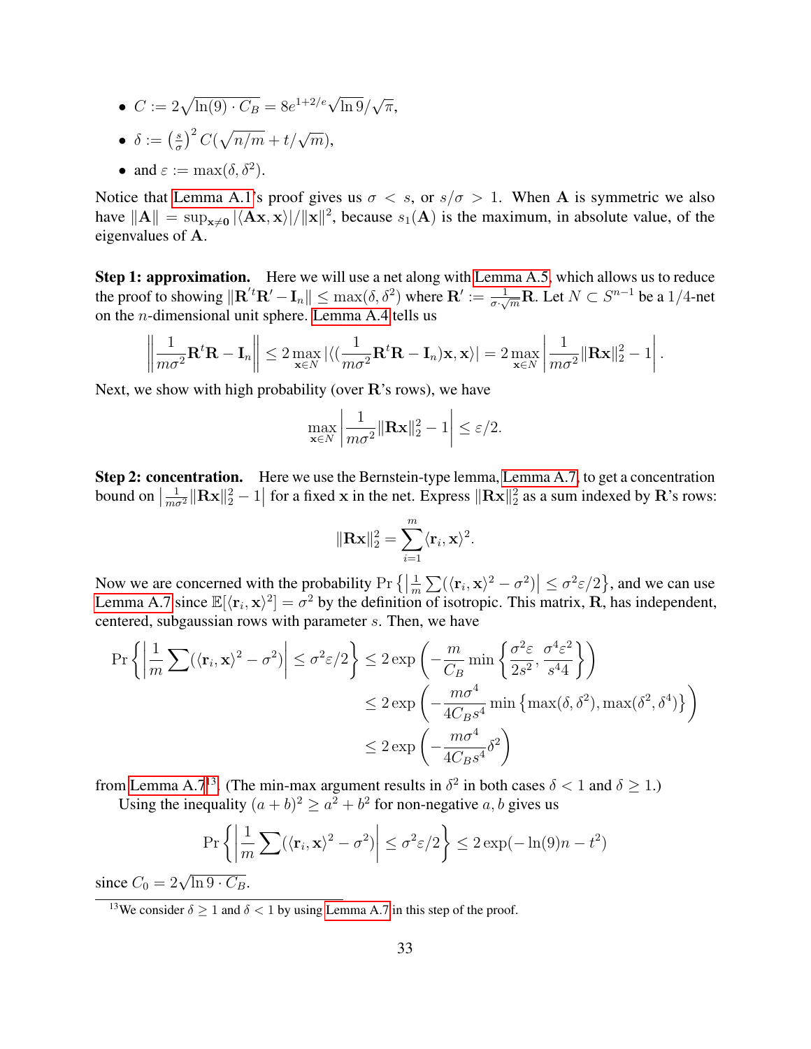- $C := 2\sqrt{\ln(9) \cdot C_B} = 8e^{1+2/e}\sqrt{\ln 9}/\sqrt{\pi}$,
- $\delta := \left(\frac{s}{\sigma}\right)^2 C(\sqrt{n/m} + t/\sqrt{m})$,
- and $\varepsilon := \max(\delta, \delta^2)$.

Notice that Lemma A.1's proof gives us $\sigma < s$, or $s/\sigma > 1$. When $\mathbf{A}$ is symmetric we also have $\|\mathbf{A}\| = \sup_{\mathbf{x}\neq \mathbf{0}} |\langle \mathbf{A}\mathbf{x}, \mathbf{x}\rangle|/\|\mathbf{x}\|^2$, because $s_1(\mathbf{A})$ is the maximum, in absolute value, of the eigenvalues of $\mathbf{A}$.

**Step 1: approximation.** Here we will use a net along with Lemma A.5, which allows us to reduce the proof to showing $\|\mathbf{R}'^t\mathbf{R}' - \mathbf{I}_n\| \leq \max(\delta, \delta^2)$ where $\mathbf{R}' := \frac{1}{\sigma \cdot \sqrt{m}}\mathbf{R}$. Let $N \subset S^{n-1}$ be a $1/4$-net on the $n$-dimensional unit sphere. Lemma A.4 tells us

$$\left\| \frac{1}{m\sigma^2}\mathbf{R}^t\mathbf{R} - \mathbf{I}_n \right\| \leq 2 \max_{\mathbf{x}\in N} |\langle (\frac{1}{m\sigma^2}\mathbf{R}^t\mathbf{R} - \mathbf{I}_n)\mathbf{x}, \mathbf{x}\rangle| = 2\max_{\mathbf{x}\in N}\left| \frac{1}{m\sigma^2}\|\mathbf{R}\mathbf{x}\|_2^2 - 1 \right|.$$

Next, we show with high probability (over $\mathbf{R}$'s rows), we have

$$\max_{\mathbf{x}\in N}\left| \frac{1}{m\sigma^2}\|\mathbf{R}\mathbf{x}\|_2^2 - 1 \right| \leq \varepsilon/2.$$

**Step 2: concentration.** Here we use the Bernstein-type lemma, Lemma A.7, to get a concentration bound on $\left|\frac{1}{m\sigma^2}\|\mathbf{R}\mathbf{x}\|_2^2 - 1\right|$ for a fixed $\mathbf{x}$ in the net. Express $\|\mathbf{R}\mathbf{x}\|_2^2$ as a sum indexed by $\mathbf{R}$'s rows:

$$\|\mathbf{R}\mathbf{x}\|_2^2 = \sum_{i=1}^{m} \langle \mathbf{r}_i, \mathbf{x}\rangle^2.$$

Now we are concerned with the probability $\Pr\left\{\left|\frac{1}{m}\sum(\langle \mathbf{r}_i, \mathbf{x}\rangle^2 - \sigma^2)\right| \leq \sigma^2\varepsilon/2\right\}$, and we can use Lemma A.7 since $\mathbb{E}[\langle \mathbf{r}_i, \mathbf{x}\rangle^2] = \sigma^2$ by the definition of isotropic. This matrix, $\mathbf{R}$, has independent, centered, subgaussian rows with parameter $s$. Then, we have

$$\begin{aligned}
\Pr\left\{\left|\frac{1}{m}\sum(\langle \mathbf{r}_i, \mathbf{x}\rangle^2 - \sigma^2)\right| \leq \sigma^2\varepsilon/2\right\} &\leq 2\exp\left(-\frac{m}{C_B}\min\left\{\frac{\sigma^2\varepsilon}{2s^2}, \frac{\sigma^4\varepsilon^2}{s^4 4}\right\}\right) \\
&\leq 2\exp\left(-\frac{m\sigma^4}{4C_B s^4}\min\left\{\max(\delta, \delta^2), \max(\delta^2, \delta^4)\right\}\right) \\
&\leq 2\exp\left(-\frac{m\sigma^4}{4C_B s^4}\delta^2\right)
\end{aligned}$$

from Lemma A.7[13]. (The min-max argument results in $\delta^2$ in both cases $\delta < 1$ and $\delta \geq 1$.)

Using the inequality $(a+b)^2 \geq a^2 + b^2$ for non-negative $a, b$ gives us

$$\Pr\left\{\left|\frac{1}{m}\sum(\langle \mathbf{r}_i, \mathbf{x}\rangle^2 - \sigma^2)\right| \leq \sigma^2\varepsilon/2\right\} \leq 2\exp(-\ln(9)n - t^2)$$

since $C_0 = 2\sqrt{\ln 9 \cdot C_B}$.

[13] We consider $\delta \geq 1$ and $\delta < 1$ by using Lemma A.7 in this step of the proof.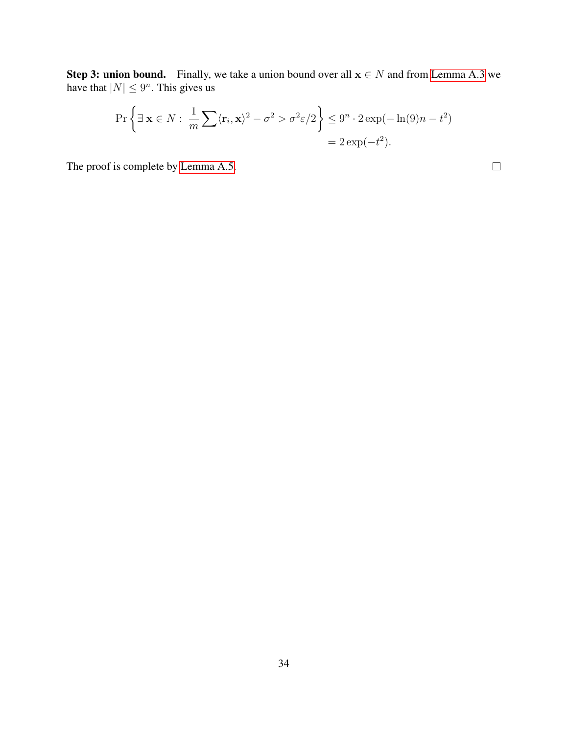**Step 3: union bound.** Finally, we take a union bound over all $\mathbf{x} \in N$ and from Lemma A.3 we have that $|N| \leq 9^n$. This gives us

$$\Pr\left\{\exists\, \mathbf{x} \in N : \frac{1}{m}\sum \langle \mathbf{r}_i, \mathbf{x}\rangle^2 - \sigma^2 > \sigma^2 \varepsilon/2\right\} \leq 9^n \cdot 2\exp(-\ln(9)n - t^2)$$
$$= 2\exp(-t^2).$$

The proof is complete by Lemma A.5. □